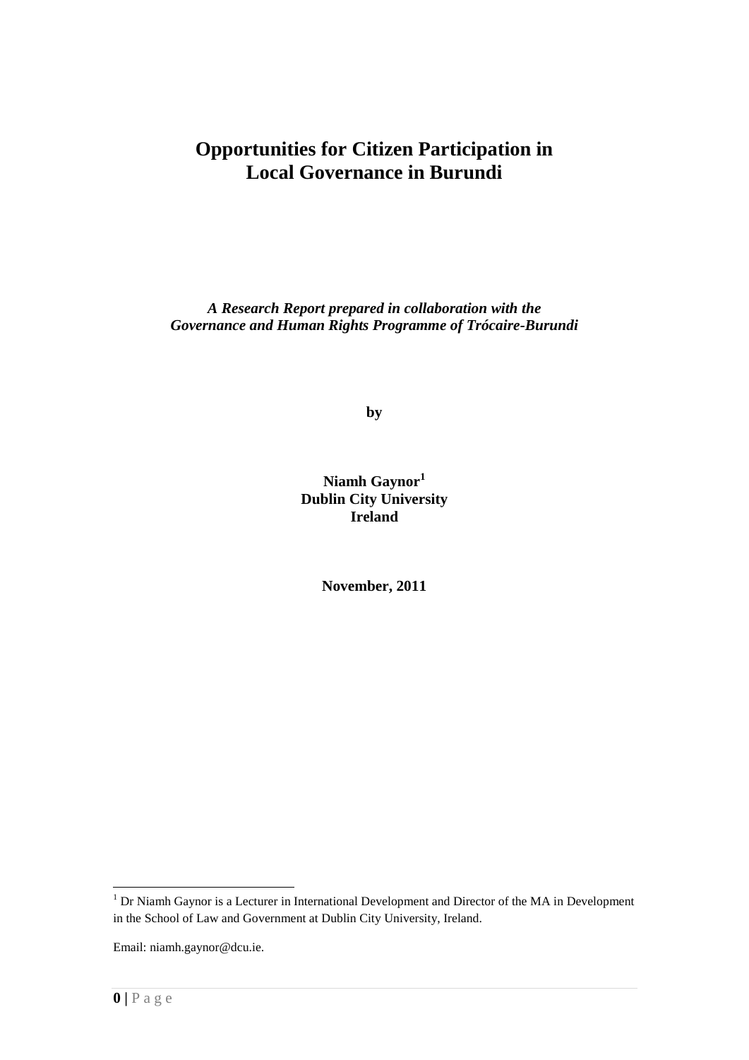# Opportunities for Citizen Participation in Local Governance in Burundi

***A Research Report prepared in collaboration with the Governance and Human Rights Programme of Trócaire-Burundi***

**by**

**Niamh Gaynor[1]**
**Dublin City University**
**Ireland**

**November, 2011**

[1] Dr Niamh Gaynor is a Lecturer in International Development and Director of the MA in Development in the School of Law and Government at Dublin City University, Ireland.

Email: niamh.gaynor@dcu.ie.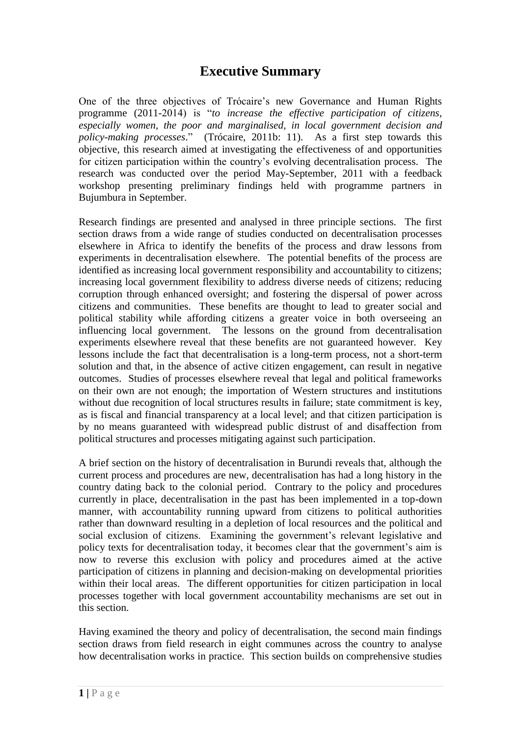# Executive Summary

One of the three objectives of Trócaire's new Governance and Human Rights programme (2011-2014) is "*to increase the effective participation of citizens, especially women, the poor and marginalised, in local government decision and policy-making processes*." (Trócaire, 2011b: 11). As a first step towards this objective, this research aimed at investigating the effectiveness of and opportunities for citizen participation within the country's evolving decentralisation process. The research was conducted over the period May-September, 2011 with a feedback workshop presenting preliminary findings held with programme partners in Bujumbura in September.

Research findings are presented and analysed in three principle sections. The first section draws from a wide range of studies conducted on decentralisation processes elsewhere in Africa to identify the benefits of the process and draw lessons from experiments in decentralisation elsewhere. The potential benefits of the process are identified as increasing local government responsibility and accountability to citizens; increasing local government flexibility to address diverse needs of citizens; reducing corruption through enhanced oversight; and fostering the dispersal of power across citizens and communities. These benefits are thought to lead to greater social and political stability while affording citizens a greater voice in both overseeing an influencing local government. The lessons on the ground from decentralisation experiments elsewhere reveal that these benefits are not guaranteed however. Key lessons include the fact that decentralisation is a long-term process, not a short-term solution and that, in the absence of active citizen engagement, can result in negative outcomes. Studies of processes elsewhere reveal that legal and political frameworks on their own are not enough; the importation of Western structures and institutions without due recognition of local structures results in failure; state commitment is key, as is fiscal and financial transparency at a local level; and that citizen participation is by no means guaranteed with widespread public distrust of and disaffection from political structures and processes mitigating against such participation.

A brief section on the history of decentralisation in Burundi reveals that, although the current process and procedures are new, decentralisation has had a long history in the country dating back to the colonial period. Contrary to the policy and procedures currently in place, decentralisation in the past has been implemented in a top-down manner, with accountability running upward from citizens to political authorities rather than downward resulting in a depletion of local resources and the political and social exclusion of citizens. Examining the government's relevant legislative and policy texts for decentralisation today, it becomes clear that the government's aim is now to reverse this exclusion with policy and procedures aimed at the active participation of citizens in planning and decision-making on developmental priorities within their local areas. The different opportunities for citizen participation in local processes together with local government accountability mechanisms are set out in this section.

Having examined the theory and policy of decentralisation, the second main findings section draws from field research in eight communes across the country to analyse how decentralisation works in practice. This section builds on comprehensive studies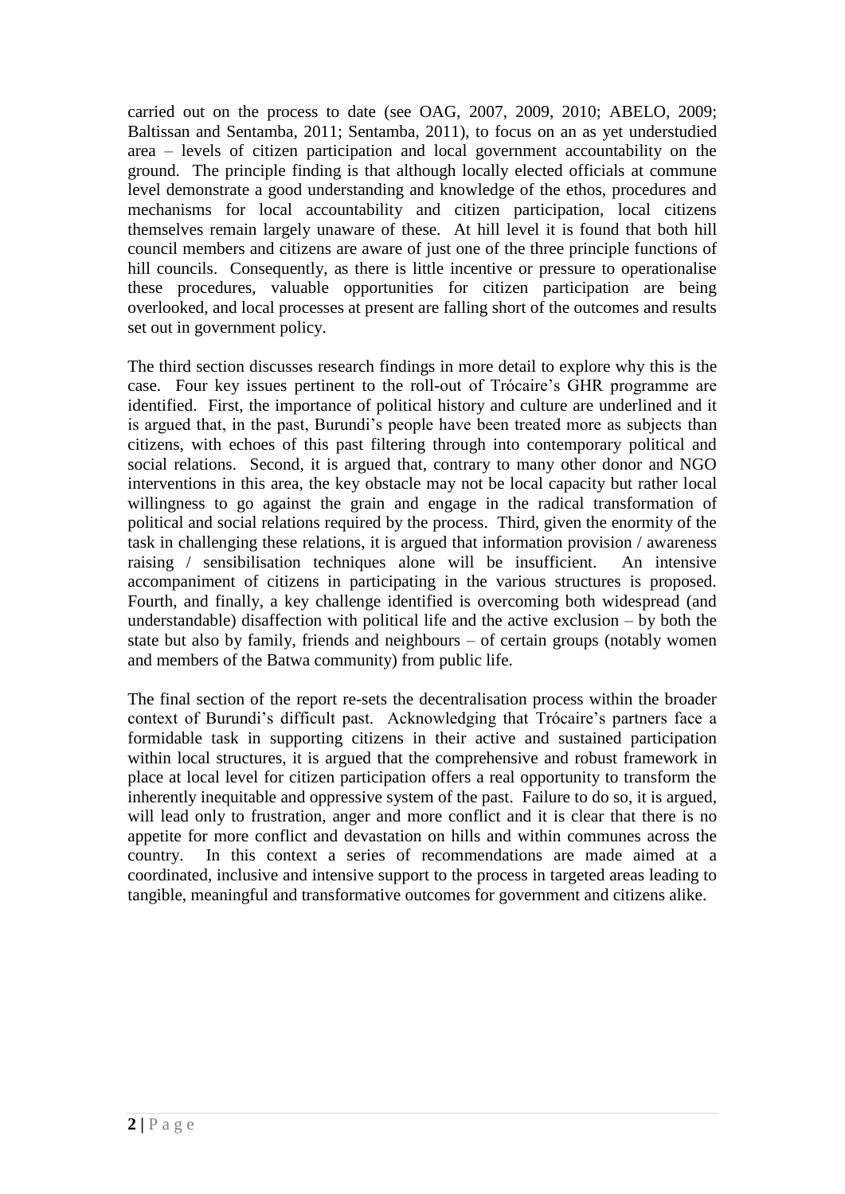carried out on the process to date (see OAG, 2007, 2009, 2010; ABELO, 2009; Baltissan and Sentamba, 2011; Sentamba, 2011), to focus on an as yet understudied area – levels of citizen participation and local government accountability on the ground. The principle finding is that although locally elected officials at commune level demonstrate a good understanding and knowledge of the ethos, procedures and mechanisms for local accountability and citizen participation, local citizens themselves remain largely unaware of these. At hill level it is found that both hill council members and citizens are aware of just one of the three principle functions of hill councils. Consequently, as there is little incentive or pressure to operationalise these procedures, valuable opportunities for citizen participation are being overlooked, and local processes at present are falling short of the outcomes and results set out in government policy.

The third section discusses research findings in more detail to explore why this is the case. Four key issues pertinent to the roll-out of Trócaire's GHR programme are identified. First, the importance of political history and culture are underlined and it is argued that, in the past, Burundi's people have been treated more as subjects than citizens, with echoes of this past filtering through into contemporary political and social relations. Second, it is argued that, contrary to many other donor and NGO interventions in this area, the key obstacle may not be local capacity but rather local willingness to go against the grain and engage in the radical transformation of political and social relations required by the process. Third, given the enormity of the task in challenging these relations, it is argued that information provision / awareness raising / sensibilisation techniques alone will be insufficient. An intensive accompaniment of citizens in participating in the various structures is proposed. Fourth, and finally, a key challenge identified is overcoming both widespread (and understandable) disaffection with political life and the active exclusion – by both the state but also by family, friends and neighbours – of certain groups (notably women and members of the Batwa community) from public life.

The final section of the report re-sets the decentralisation process within the broader context of Burundi's difficult past. Acknowledging that Trócaire's partners face a formidable task in supporting citizens in their active and sustained participation within local structures, it is argued that the comprehensive and robust framework in place at local level for citizen participation offers a real opportunity to transform the inherently inequitable and oppressive system of the past. Failure to do so, it is argued, will lead only to frustration, anger and more conflict and it is clear that there is no appetite for more conflict and devastation on hills and within communes across the country. In this context a series of recommendations are made aimed at a coordinated, inclusive and intensive support to the process in targeted areas leading to tangible, meaningful and transformative outcomes for government and citizens alike.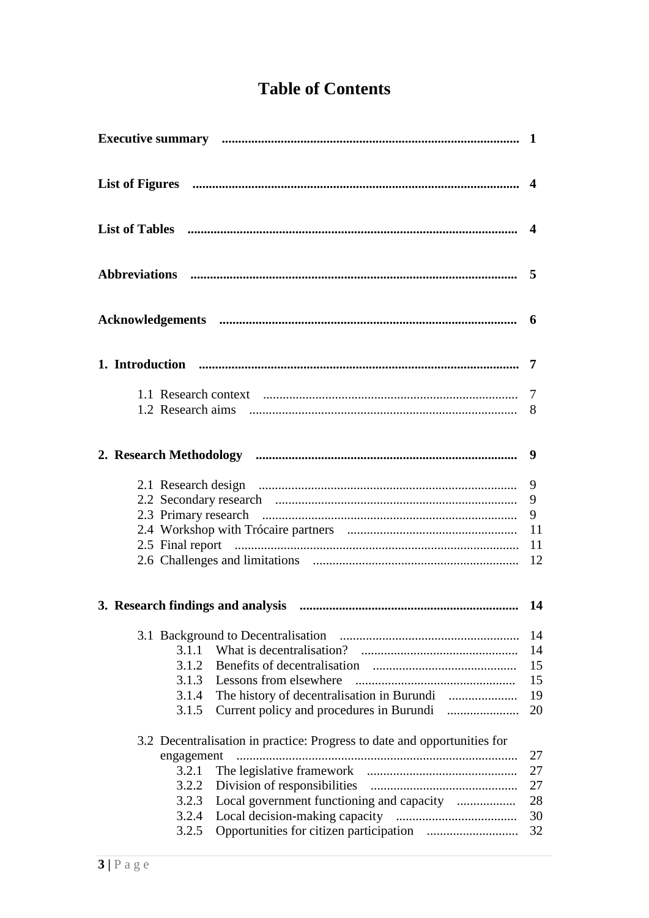# Table of Contents

**Executive summary** .......... **1**

**List of Figures** .......... **4**

**List of Tables** .......... **4**

**Abbreviations** .......... **5**

**Acknowledgements** .......... **6**

**1. Introduction** .......... **7**

- 1.1 Research context .......... 7
- 1.2 Research aims .......... 8

**2. Research Methodology** .......... **9**

- 2.1 Research design .......... 9
- 2.2 Secondary research .......... 9
- 2.3 Primary research .......... 9
- 2.4 Workshop with Trócaire partners .......... 11
- 2.5 Final report .......... 11
- 2.6 Challenges and limitations .......... 12

**3. Research findings and analysis** .......... **14**

- 3.1 Background to Decentralisation .......... 14
  - 3.1.1 What is decentralisation? .......... 14
  - 3.1.2 Benefits of decentralisation .......... 15
  - 3.1.3 Lessons from elsewhere .......... 15
  - 3.1.4 The history of decentralisation in Burundi .......... 19
  - 3.1.5 Current policy and procedures in Burundi .......... 20
- 3.2 Decentralisation in practice: Progress to date and opportunities for engagement .......... 27
  - 3.2.1 The legislative framework .......... 27
  - 3.2.2 Division of responsibilities .......... 27
  - 3.2.3 Local government functioning and capacity .......... 28
  - 3.2.4 Local decision-making capacity .......... 30
  - 3.2.5 Opportunities for citizen participation .......... 32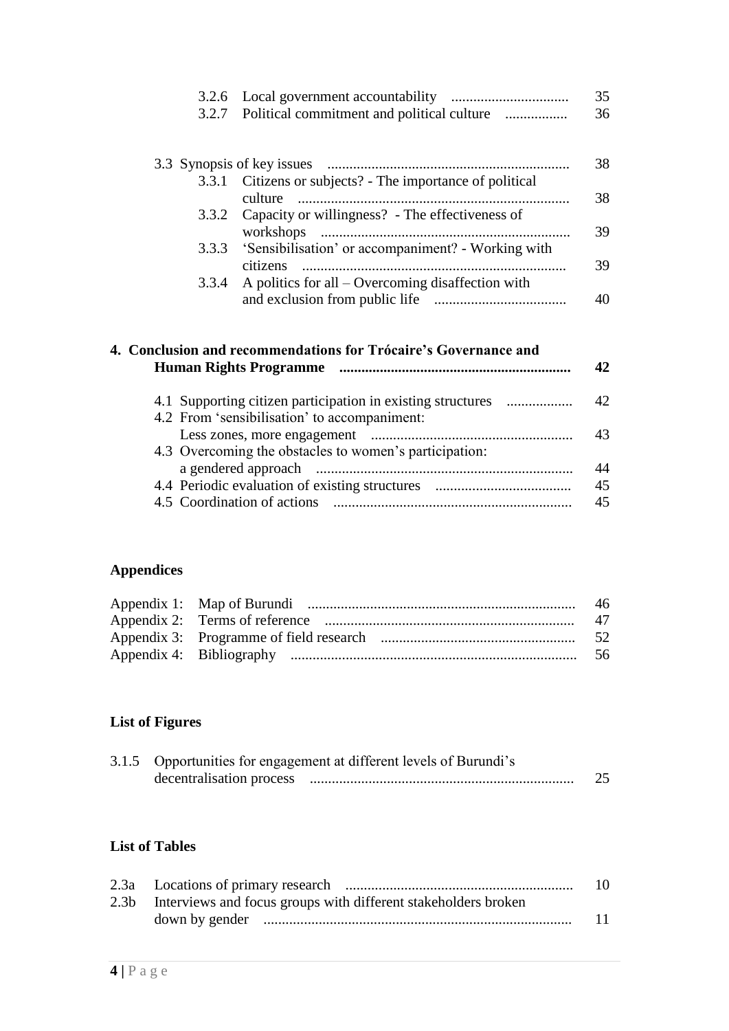3.2.6 Local government accountability ................................ 35
3.2.7 Political commitment and political culture ................. 36

3.3 Synopsis of key issues .................................................................. 38
3.3.1 Citizens or subjects? - The importance of political culture .......................................................................... 38
3.3.2 Capacity or willingness? - The effectiveness of workshops ................................................................... 39
3.3.3 'Sensibilisation' or accompaniment? - Working with citizens ........................................................................ 39
3.3.4 A politics for all – Overcoming disaffection with and exclusion from public life .................................... 40

**4. Conclusion and recommendations for Trócaire's Governance and Human Rights Programme .............................................................. 42**

4.1 Supporting citizen participation in existing structures .................. 42
4.2 From 'sensibilisation' to accompaniment: Less zones, more engagement ...................................................... 43
4.3 Overcoming the obstacles to women's participation: a gendered approach ..................................................................... 44
4.4 Periodic evaluation of existing structures ..................................... 45
4.5 Coordination of actions ................................................................ 45

**Appendices**

Appendix 1: Map of Burundi ........................................................................ 46
Appendix 2: Terms of reference .................................................................... 47
Appendix 3: Programme of field research .................................................... 52
Appendix 4: Bibliography ............................................................................. 56

**List of Figures**

3.1.5 Opportunities for engagement at different levels of Burundi's decentralisation process ....................................................................... 25

**List of Tables**

2.3a Locations of primary research ............................................................. 10
2.3b Interviews and focus groups with different stakeholders broken down by gender .................................................................................... 11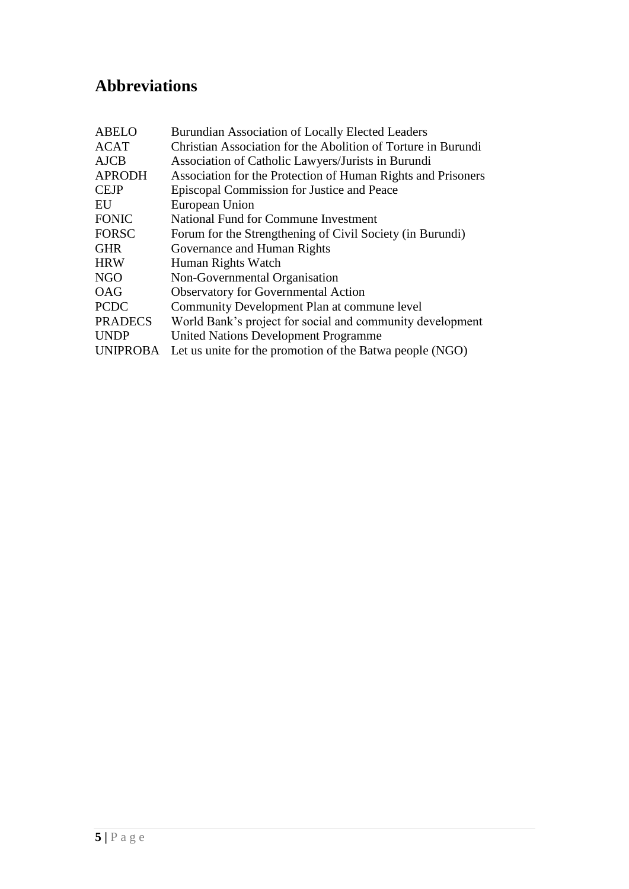## Abbreviations

| | |
|---|---|
| ABELO | Burundian Association of Locally Elected Leaders |
| ACAT | Christian Association for the Abolition of Torture in Burundi |
| AJCB | Association of Catholic Lawyers/Jurists in Burundi |
| APRODH | Association for the Protection of Human Rights and Prisoners |
| CEJP | Episcopal Commission for Justice and Peace |
| EU | European Union |
| FONIC | National Fund for Commune Investment |
| FORSC | Forum for the Strengthening of Civil Society (in Burundi) |
| GHR | Governance and Human Rights |
| HRW | Human Rights Watch |
| NGO | Non-Governmental Organisation |
| OAG | Observatory for Governmental Action |
| PCDC | Community Development Plan at commune level |
| PRADECS | World Bank's project for social and community development |
| UNDP | United Nations Development Programme |
| UNIPROBA | Let us unite for the promotion of the Batwa people (NGO) |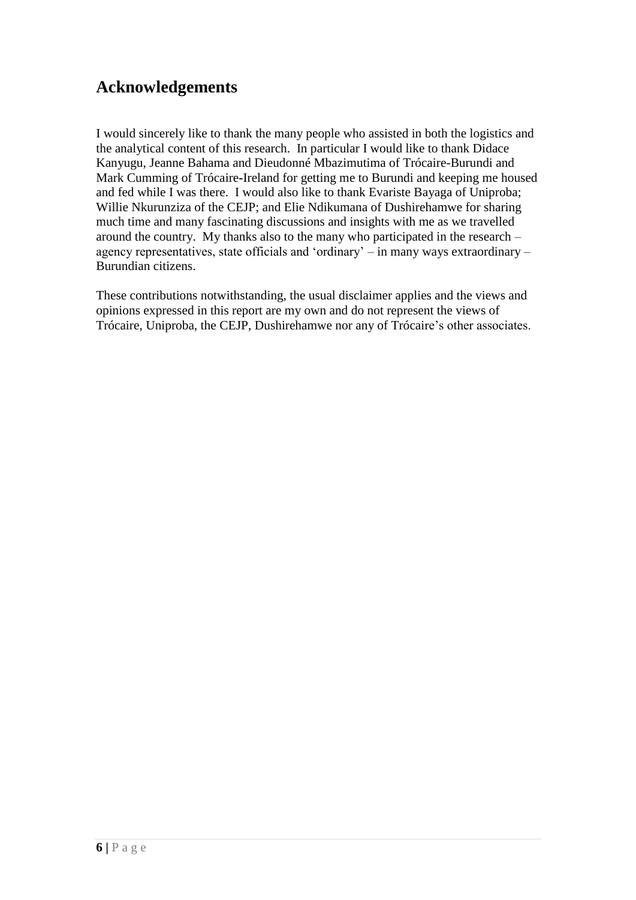## Acknowledgements

I would sincerely like to thank the many people who assisted in both the logistics and the analytical content of this research. In particular I would like to thank Didace Kanyugu, Jeanne Bahama and Dieudonné Mbazimutima of Trócaire-Burundi and Mark Cumming of Trócaire-Ireland for getting me to Burundi and keeping me housed and fed while I was there. I would also like to thank Evariste Bayaga of Uniproba; Willie Nkurunziza of the CEJP; and Elie Ndikumana of Dushirehamwe for sharing much time and many fascinating discussions and insights with me as we travelled around the country. My thanks also to the many who participated in the research – agency representatives, state officials and 'ordinary' – in many ways extraordinary – Burundian citizens.

These contributions notwithstanding, the usual disclaimer applies and the views and opinions expressed in this report are my own and do not represent the views of Trócaire, Uniproba, the CEJP, Dushirehamwe nor any of Trócaire's other associates.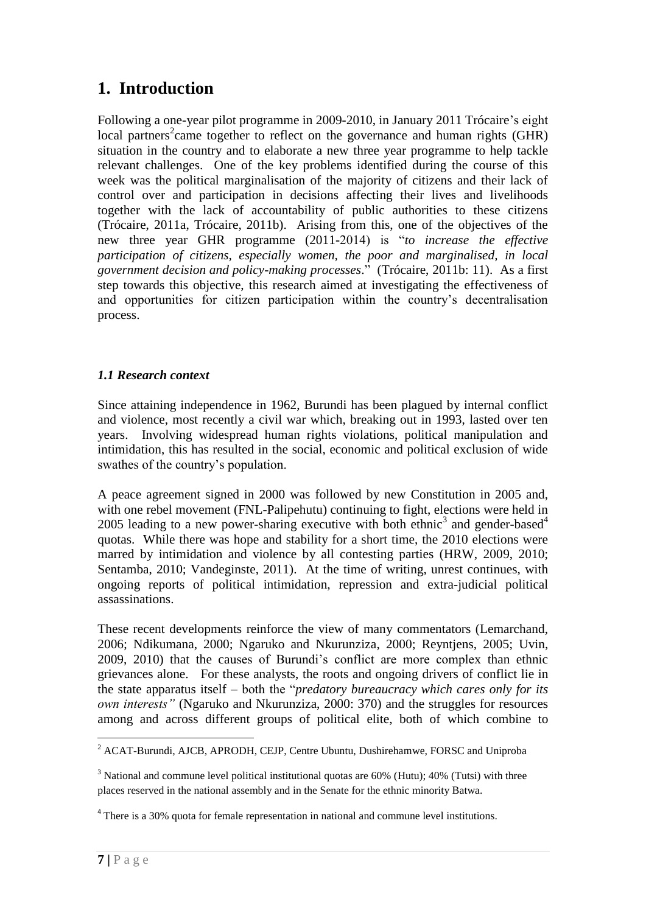# 1. Introduction

Following a one-year pilot programme in 2009-2010, in January 2011 Trócaire's eight local partners[2] came together to reflect on the governance and human rights (GHR) situation in the country and to elaborate a new three year programme to help tackle relevant challenges. One of the key problems identified during the course of this week was the political marginalisation of the majority of citizens and their lack of control over and participation in decisions affecting their lives and livelihoods together with the lack of accountability of public authorities to these citizens (Trócaire, 2011a, Trócaire, 2011b). Arising from this, one of the objectives of the new three year GHR programme (2011-2014) is "*to increase the effective participation of citizens, especially women, the poor and marginalised, in local government decision and policy-making processes*." (Trócaire, 2011b: 11). As a first step towards this objective, this research aimed at investigating the effectiveness of and opportunities for citizen participation within the country's decentralisation process.

### *1.1 Research context*

Since attaining independence in 1962, Burundi has been plagued by internal conflict and violence, most recently a civil war which, breaking out in 1993, lasted over ten years. Involving widespread human rights violations, political manipulation and intimidation, this has resulted in the social, economic and political exclusion of wide swathes of the country's population.

A peace agreement signed in 2000 was followed by new Constitution in 2005 and, with one rebel movement (FNL-Palipehutu) continuing to fight, elections were held in 2005 leading to a new power-sharing executive with both ethnic[3] and gender-based[4] quotas. While there was hope and stability for a short time, the 2010 elections were marred by intimidation and violence by all contesting parties (HRW, 2009, 2010; Sentamba, 2010; Vandeginste, 2011). At the time of writing, unrest continues, with ongoing reports of political intimidation, repression and extra-judicial political assassinations.

These recent developments reinforce the view of many commentators (Lemarchand, 2006; Ndikumana, 2000; Ngaruko and Nkurunziza, 2000; Reyntjens, 2005; Uvin, 2009, 2010) that the causes of Burundi's conflict are more complex than ethnic grievances alone. For these analysts, the roots and ongoing drivers of conflict lie in the state apparatus itself – both the "*predatory bureaucracy which cares only for its own interests"* (Ngaruko and Nkurunziza, 2000: 370) and the struggles for resources among and across different groups of political elite, both of which combine to

---

[2] ACAT-Burundi, AJCB, APRODH, CEJP, Centre Ubuntu, Dushirehamwe, FORSC and Uniproba

[3] National and commune level political institutional quotas are 60% (Hutu); 40% (Tutsi) with three places reserved in the national assembly and in the Senate for the ethnic minority Batwa.

[4] There is a 30% quota for female representation in national and commune level institutions.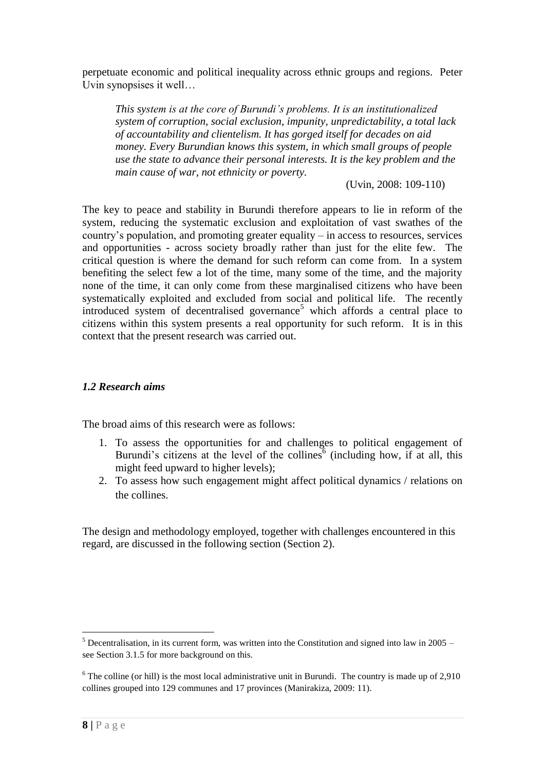perpetuate economic and political inequality across ethnic groups and regions. Peter Uvin synopsises it well…

> *This system is at the core of Burundi's problems. It is an institutionalized system of corruption, social exclusion, impunity, unpredictability, a total lack of accountability and clientelism. It has gorged itself for decades on aid money. Every Burundian knows this system, in which small groups of people use the state to advance their personal interests. It is the key problem and the main cause of war, not ethnicity or poverty.*
>
> (Uvin, 2008: 109-110)

The key to peace and stability in Burundi therefore appears to lie in reform of the system, reducing the systematic exclusion and exploitation of vast swathes of the country's population, and promoting greater equality – in access to resources, services and opportunities - across society broadly rather than just for the elite few. The critical question is where the demand for such reform can come from. In a system benefiting the select few a lot of the time, many some of the time, and the majority none of the time, it can only come from these marginalised citizens who have been systematically exploited and excluded from social and political life. The recently introduced system of decentralised governance[5] which affords a central place to citizens within this system presents a real opportunity for such reform. It is in this context that the present research was carried out.

### *1.2 Research aims*

The broad aims of this research were as follows:

1. To assess the opportunities for and challenges to political engagement of Burundi's citizens at the level of the collines[6] (including how, if at all, this might feed upward to higher levels);
2. To assess how such engagement might affect political dynamics / relations on the collines.

The design and methodology employed, together with challenges encountered in this regard, are discussed in the following section (Section 2).

---

[5] Decentralisation, in its current form, was written into the Constitution and signed into law in 2005 – see Section 3.1.5 for more background on this.

[6] The colline (or hill) is the most local administrative unit in Burundi. The country is made up of 2,910 collines grouped into 129 communes and 17 provinces (Manirakiza, 2009: 11).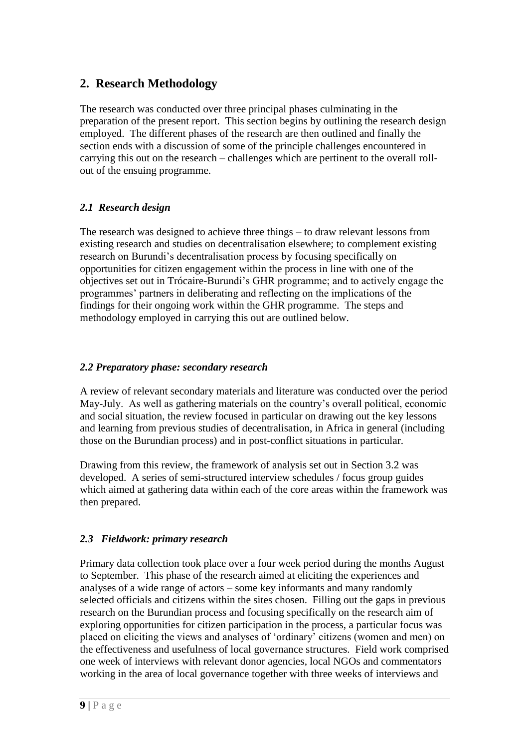## 2. Research Methodology

The research was conducted over three principal phases culminating in the preparation of the present report. This section begins by outlining the research design employed. The different phases of the research are then outlined and finally the section ends with a discussion of some of the principle challenges encountered in carrying this out on the research – challenges which are pertinent to the overall roll-out of the ensuing programme.

### *2.1 Research design*

The research was designed to achieve three things – to draw relevant lessons from existing research and studies on decentralisation elsewhere; to complement existing research on Burundi's decentralisation process by focusing specifically on opportunities for citizen engagement within the process in line with one of the objectives set out in Trócaire-Burundi's GHR programme; and to actively engage the programmes' partners in deliberating and reflecting on the implications of the findings for their ongoing work within the GHR programme. The steps and methodology employed in carrying this out are outlined below.

### *2.2 Preparatory phase: secondary research*

A review of relevant secondary materials and literature was conducted over the period May-July. As well as gathering materials on the country's overall political, economic and social situation, the review focused in particular on drawing out the key lessons and learning from previous studies of decentralisation, in Africa in general (including those on the Burundian process) and in post-conflict situations in particular.

Drawing from this review, the framework of analysis set out in Section 3.2 was developed. A series of semi-structured interview schedules / focus group guides which aimed at gathering data within each of the core areas within the framework was then prepared.

### *2.3 Fieldwork: primary research*

Primary data collection took place over a four week period during the months August to September. This phase of the research aimed at eliciting the experiences and analyses of a wide range of actors – some key informants and many randomly selected officials and citizens within the sites chosen. Filling out the gaps in previous research on the Burundian process and focusing specifically on the research aim of exploring opportunities for citizen participation in the process, a particular focus was placed on eliciting the views and analyses of 'ordinary' citizens (women and men) on the effectiveness and usefulness of local governance structures. Field work comprised one week of interviews with relevant donor agencies, local NGOs and commentators working in the area of local governance together with three weeks of interviews and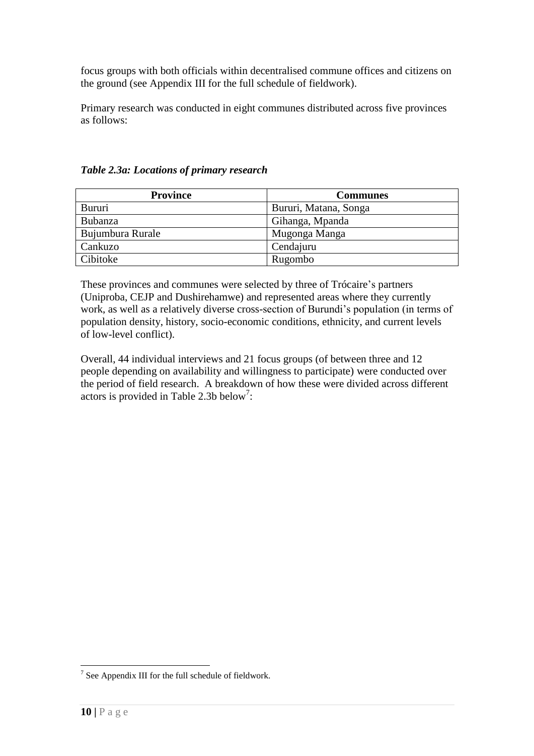focus groups with both officials within decentralised commune offices and citizens on the ground (see Appendix III for the full schedule of fieldwork).

Primary research was conducted in eight communes distributed across five provinces as follows:

***Table 2.3a: Locations of primary research***

| Province | Communes |
|---|---|
| Bururi | Bururi, Matana, Songa |
| Bubanza | Gihanga, Mpanda |
| Bujumbura Rurale | Mugonga Manga |
| Cankuzo | Cendajuru |
| Cibitoke | Rugombo |

These provinces and communes were selected by three of Trócaire's partners (Uniproba, CEJP and Dushirehamwe) and represented areas where they currently work, as well as a relatively diverse cross-section of Burundi's population (in terms of population density, history, socio-economic conditions, ethnicity, and current levels of low-level conflict).

Overall, 44 individual interviews and 21 focus groups (of between three and 12 people depending on availability and willingness to participate) were conducted over the period of field research. A breakdown of how these were divided across different actors is provided in Table 2.3b below[7]:

[7] See Appendix III for the full schedule of fieldwork.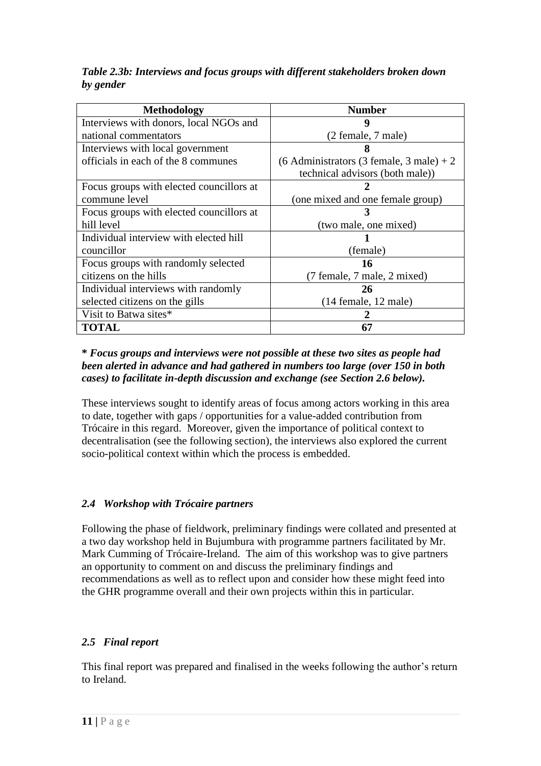*Table 2.3b: Interviews and focus groups with different stakeholders broken down by gender*

| Methodology | Number |
|---|---|
| Interviews with donors, local NGOs and national commentators | **9** (2 female, 7 male) |
| Interviews with local government officials in each of the 8 communes | **8** (6 Administrators (3 female, 3 male) + 2 technical advisors (both male)) |
| Focus groups with elected councillors at commune level | **2** (one mixed and one female group) |
| Focus groups with elected councillors at hill level | **3** (two male, one mixed) |
| Individual interview with elected hill councillor | **1** (female) |
| Focus groups with randomly selected citizens on the hills | **16** (7 female, 7 male, 2 mixed) |
| Individual interviews with randomly selected citizens on the gills | **26** (14 female, 12 male) |
| Visit to Batwa sites* | **2** |
| **TOTAL** | **67** |

***\* Focus groups and interviews were not possible at these two sites as people had been alerted in advance and had gathered in numbers too large (over 150 in both cases) to facilitate in-depth discussion and exchange (see Section 2.6 below).***

These interviews sought to identify areas of focus among actors working in this area to date, together with gaps / opportunities for a value-added contribution from Trócaire in this regard. Moreover, given the importance of political context to decentralisation (see the following section), the interviews also explored the current socio-political context within which the process is embedded.

### *2.4 Workshop with Trócaire partners*

Following the phase of fieldwork, preliminary findings were collated and presented at a two day workshop held in Bujumbura with programme partners facilitated by Mr. Mark Cumming of Trócaire-Ireland. The aim of this workshop was to give partners an opportunity to comment on and discuss the preliminary findings and recommendations as well as to reflect upon and consider how these might feed into the GHR programme overall and their own projects within this in particular.

### *2.5 Final report*

This final report was prepared and finalised in the weeks following the author's return to Ireland.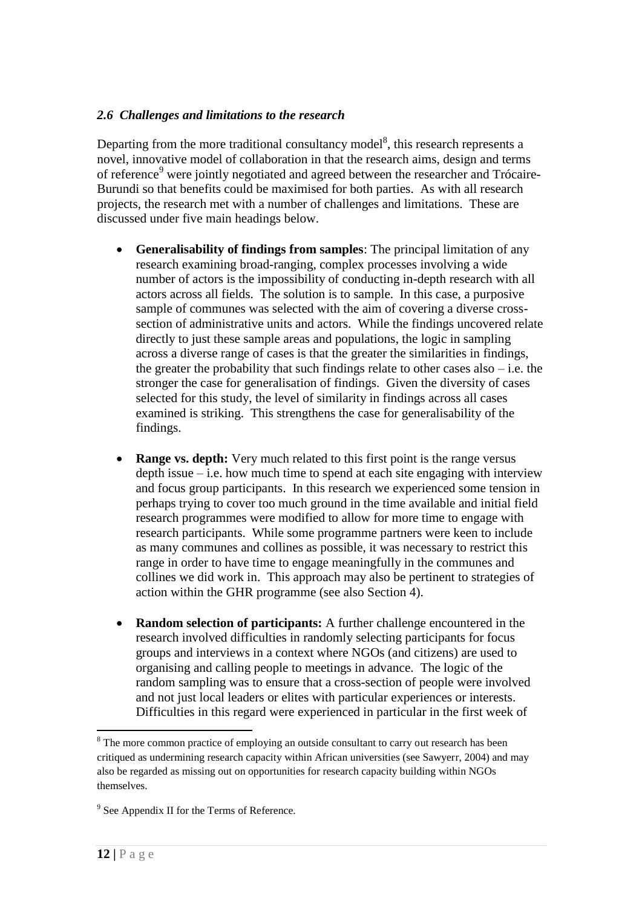### *2.6 Challenges and limitations to the research*

Departing from the more traditional consultancy model[8], this research represents a novel, innovative model of collaboration in that the research aims, design and terms of reference[9] were jointly negotiated and agreed between the researcher and Trócaire-Burundi so that benefits could be maximised for both parties. As with all research projects, the research met with a number of challenges and limitations. These are discussed under five main headings below.

- **Generalisability of findings from samples**: The principal limitation of any research examining broad-ranging, complex processes involving a wide number of actors is the impossibility of conducting in-depth research with all actors across all fields. The solution is to sample. In this case, a purposive sample of communes was selected with the aim of covering a diverse cross-section of administrative units and actors. While the findings uncovered relate directly to just these sample areas and populations, the logic in sampling across a diverse range of cases is that the greater the similarities in findings, the greater the probability that such findings relate to other cases also – i.e. the stronger the case for generalisation of findings. Given the diversity of cases selected for this study, the level of similarity in findings across all cases examined is striking. This strengthens the case for generalisability of the findings.

- **Range vs. depth:** Very much related to this first point is the range versus depth issue – i.e. how much time to spend at each site engaging with interview and focus group participants. In this research we experienced some tension in perhaps trying to cover too much ground in the time available and initial field research programmes were modified to allow for more time to engage with research participants. While some programme partners were keen to include as many communes and collines as possible, it was necessary to restrict this range in order to have time to engage meaningfully in the communes and collines we did work in. This approach may also be pertinent to strategies of action within the GHR programme (see also Section 4).

- **Random selection of participants:** A further challenge encountered in the research involved difficulties in randomly selecting participants for focus groups and interviews in a context where NGOs (and citizens) are used to organising and calling people to meetings in advance. The logic of the random sampling was to ensure that a cross-section of people were involved and not just local leaders or elites with particular experiences or interests. Difficulties in this regard were experienced in particular in the first week of

---

[8] The more common practice of employing an outside consultant to carry out research has been critiqued as undermining research capacity within African universities (see Sawyerr, 2004) and may also be regarded as missing out on opportunities for research capacity building within NGOs themselves.

[9] See Appendix II for the Terms of Reference.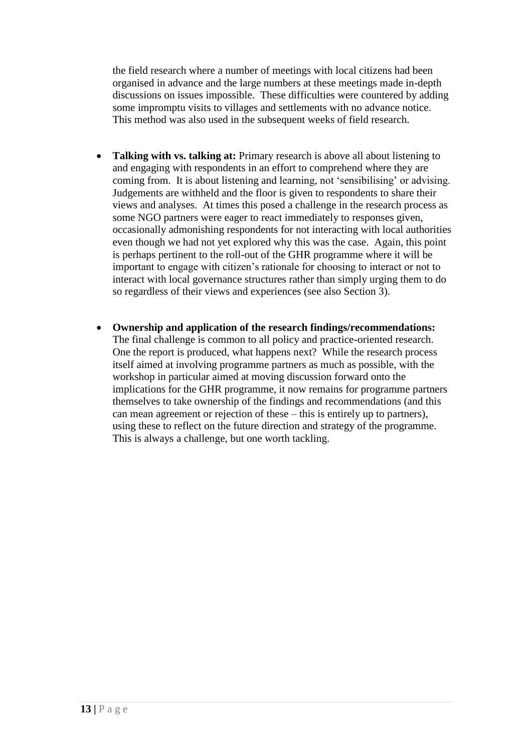the field research where a number of meetings with local citizens had been organised in advance and the large numbers at these meetings made in-depth discussions on issues impossible. These difficulties were countered by adding some impromptu visits to villages and settlements with no advance notice. This method was also used in the subsequent weeks of field research.

- **Talking with vs. talking at:** Primary research is above all about listening to and engaging with respondents in an effort to comprehend where they are coming from. It is about listening and learning, not 'sensibilising' or advising. Judgements are withheld and the floor is given to respondents to share their views and analyses. At times this posed a challenge in the research process as some NGO partners were eager to react immediately to responses given, occasionally admonishing respondents for not interacting with local authorities even though we had not yet explored why this was the case. Again, this point is perhaps pertinent to the roll-out of the GHR programme where it will be important to engage with citizen's rationale for choosing to interact or not to interact with local governance structures rather than simply urging them to do so regardless of their views and experiences (see also Section 3).

- **Ownership and application of the research findings/recommendations:** The final challenge is common to all policy and practice-oriented research. One the report is produced, what happens next? While the research process itself aimed at involving programme partners as much as possible, with the workshop in particular aimed at moving discussion forward onto the implications for the GHR programme, it now remains for programme partners themselves to take ownership of the findings and recommendations (and this can mean agreement or rejection of these – this is entirely up to partners), using these to reflect on the future direction and strategy of the programme. This is always a challenge, but one worth tackling.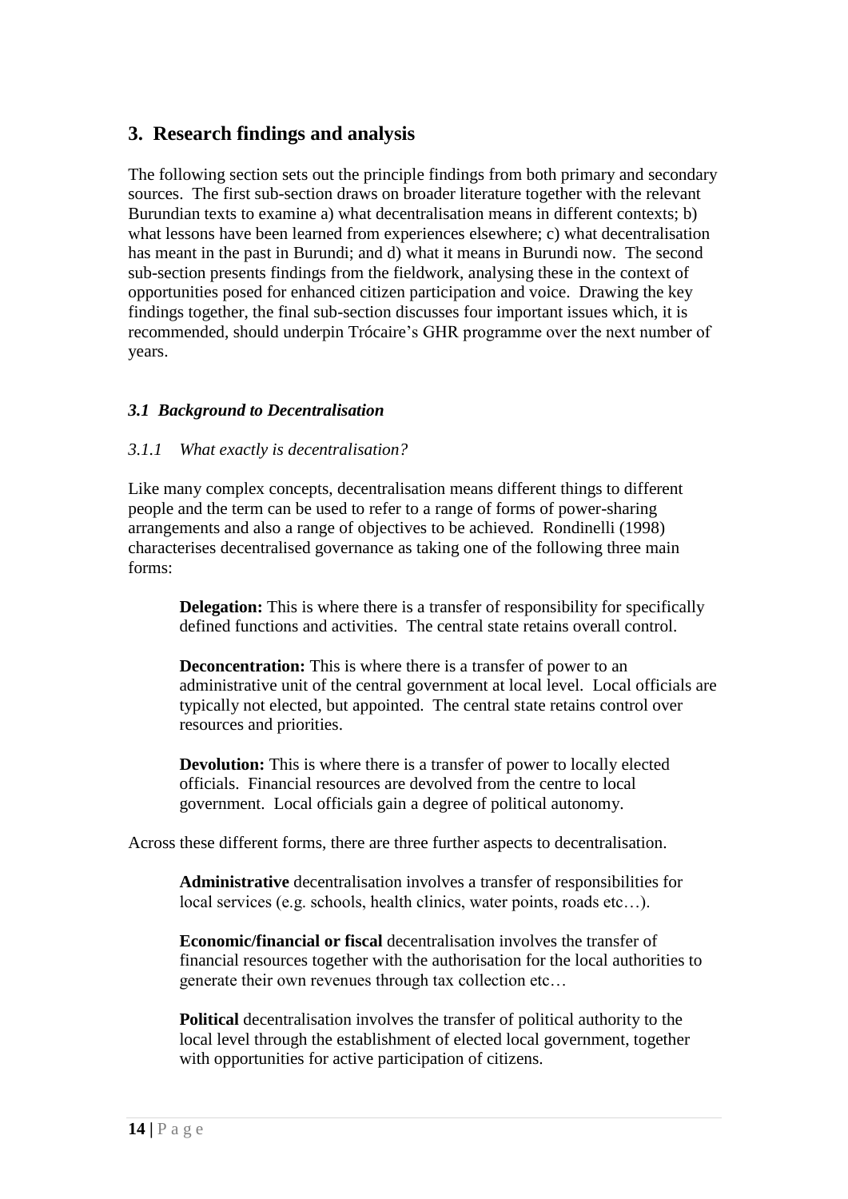## 3. Research findings and analysis

The following section sets out the principle findings from both primary and secondary sources. The first sub-section draws on broader literature together with the relevant Burundian texts to examine a) what decentralisation means in different contexts; b) what lessons have been learned from experiences elsewhere; c) what decentralisation has meant in the past in Burundi; and d) what it means in Burundi now. The second sub-section presents findings from the fieldwork, analysing these in the context of opportunities posed for enhanced citizen participation and voice. Drawing the key findings together, the final sub-section discusses four important issues which, it is recommended, should underpin Trócaire's GHR programme over the next number of years.

### *3.1 Background to Decentralisation*

#### *3.1.1 What exactly is decentralisation?*

Like many complex concepts, decentralisation means different things to different people and the term can be used to refer to a range of forms of power-sharing arrangements and also a range of objectives to be achieved. Rondinelli (1998) characterises decentralised governance as taking one of the following three main forms:

> **Delegation:** This is where there is a transfer of responsibility for specifically defined functions and activities. The central state retains overall control.
>
> **Deconcentration:** This is where there is a transfer of power to an administrative unit of the central government at local level. Local officials are typically not elected, but appointed. The central state retains control over resources and priorities.
>
> **Devolution:** This is where there is a transfer of power to locally elected officials. Financial resources are devolved from the centre to local government. Local officials gain a degree of political autonomy.

Across these different forms, there are three further aspects to decentralisation.

> **Administrative** decentralisation involves a transfer of responsibilities for local services (e.g. schools, health clinics, water points, roads etc…).
>
> **Economic/financial or fiscal** decentralisation involves the transfer of financial resources together with the authorisation for the local authorities to generate their own revenues through tax collection etc…
>
> **Political** decentralisation involves the transfer of political authority to the local level through the establishment of elected local government, together with opportunities for active participation of citizens.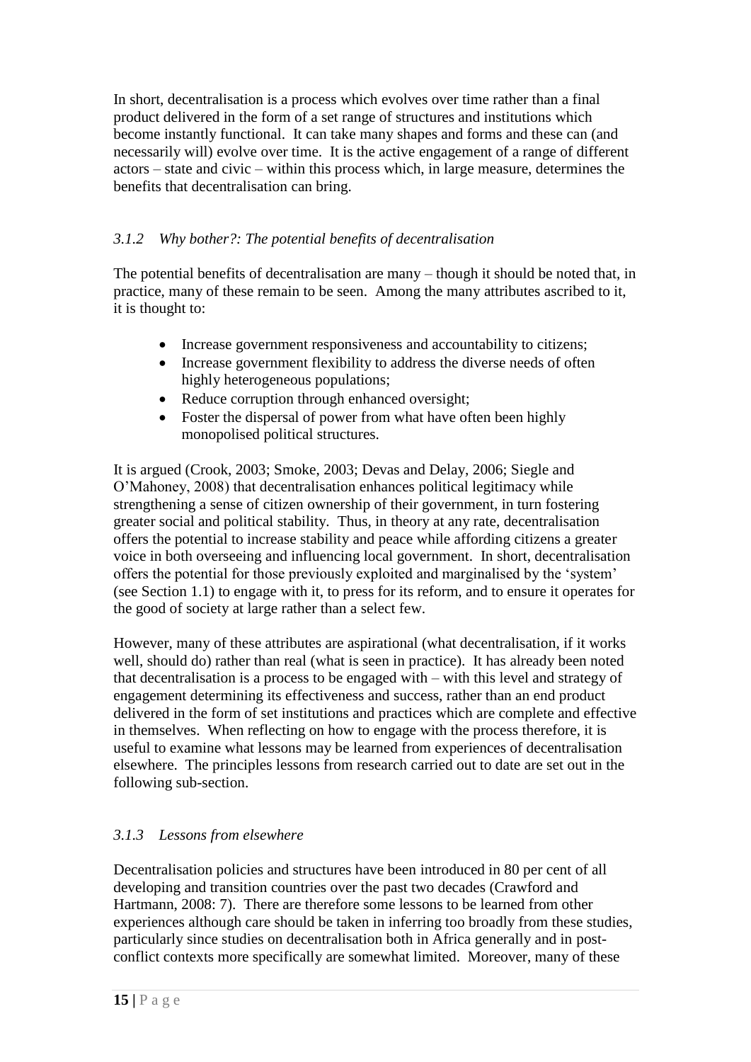In short, decentralisation is a process which evolves over time rather than a final product delivered in the form of a set range of structures and institutions which become instantly functional. It can take many shapes and forms and these can (and necessarily will) evolve over time. It is the active engagement of a range of different actors – state and civic – within this process which, in large measure, determines the benefits that decentralisation can bring.

### *3.1.2 Why bother?: The potential benefits of decentralisation*

The potential benefits of decentralisation are many – though it should be noted that, in practice, many of these remain to be seen. Among the many attributes ascribed to it, it is thought to:

- Increase government responsiveness and accountability to citizens;
- Increase government flexibility to address the diverse needs of often highly heterogeneous populations;
- Reduce corruption through enhanced oversight;
- Foster the dispersal of power from what have often been highly monopolised political structures.

It is argued (Crook, 2003; Smoke, 2003; Devas and Delay, 2006; Siegle and O'Mahoney, 2008) that decentralisation enhances political legitimacy while strengthening a sense of citizen ownership of their government, in turn fostering greater social and political stability. Thus, in theory at any rate, decentralisation offers the potential to increase stability and peace while affording citizens a greater voice in both overseeing and influencing local government. In short, decentralisation offers the potential for those previously exploited and marginalised by the 'system' (see Section 1.1) to engage with it, to press for its reform, and to ensure it operates for the good of society at large rather than a select few.

However, many of these attributes are aspirational (what decentralisation, if it works well, should do) rather than real (what is seen in practice). It has already been noted that decentralisation is a process to be engaged with – with this level and strategy of engagement determining its effectiveness and success, rather than an end product delivered in the form of set institutions and practices which are complete and effective in themselves. When reflecting on how to engage with the process therefore, it is useful to examine what lessons may be learned from experiences of decentralisation elsewhere. The principles lessons from research carried out to date are set out in the following sub-section.

### *3.1.3 Lessons from elsewhere*

Decentralisation policies and structures have been introduced in 80 per cent of all developing and transition countries over the past two decades (Crawford and Hartmann, 2008: 7). There are therefore some lessons to be learned from other experiences although care should be taken in inferring too broadly from these studies, particularly since studies on decentralisation both in Africa generally and in post-conflict contexts more specifically are somewhat limited. Moreover, many of these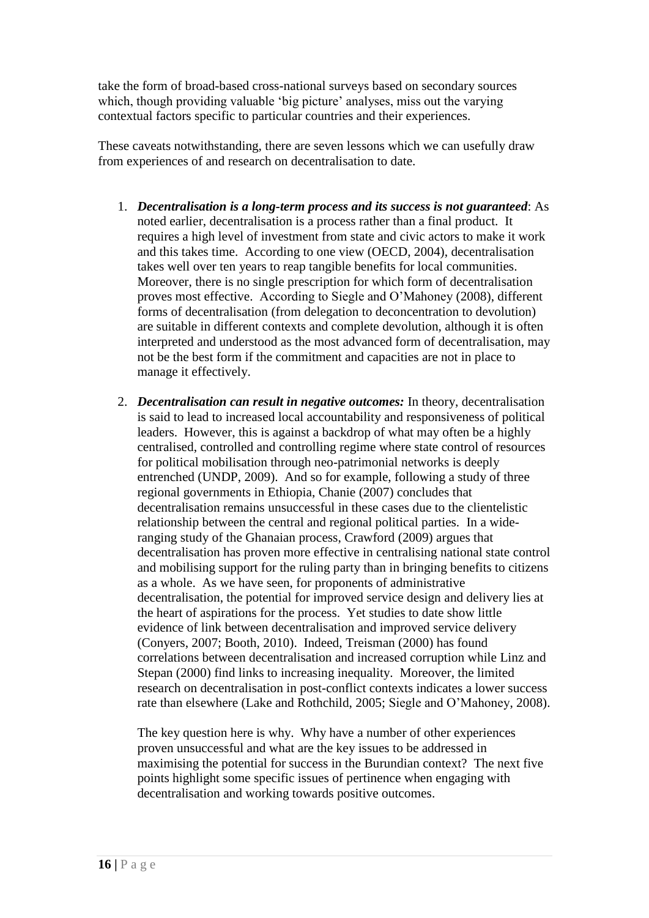take the form of broad-based cross-national surveys based on secondary sources which, though providing valuable 'big picture' analyses, miss out the varying contextual factors specific to particular countries and their experiences.

These caveats notwithstanding, there are seven lessons which we can usefully draw from experiences of and research on decentralisation to date.

1. ***Decentralisation is a long-term process and its success is not guaranteed***: As noted earlier, decentralisation is a process rather than a final product. It requires a high level of investment from state and civic actors to make it work and this takes time. According to one view (OECD, 2004), decentralisation takes well over ten years to reap tangible benefits for local communities. Moreover, there is no single prescription for which form of decentralisation proves most effective. According to Siegle and O'Mahoney (2008), different forms of decentralisation (from delegation to deconcentration to devolution) are suitable in different contexts and complete devolution, although it is often interpreted and understood as the most advanced form of decentralisation, may not be the best form if the commitment and capacities are not in place to manage it effectively.

2. ***Decentralisation can result in negative outcomes:*** In theory, decentralisation is said to lead to increased local accountability and responsiveness of political leaders. However, this is against a backdrop of what may often be a highly centralised, controlled and controlling regime where state control of resources for political mobilisation through neo-patrimonial networks is deeply entrenched (UNDP, 2009). And so for example, following a study of three regional governments in Ethiopia, Chanie (2007) concludes that decentralisation remains unsuccessful in these cases due to the clientelistic relationship between the central and regional political parties. In a wide-ranging study of the Ghanaian process, Crawford (2009) argues that decentralisation has proven more effective in centralising national state control and mobilising support for the ruling party than in bringing benefits to citizens as a whole. As we have seen, for proponents of administrative decentralisation, the potential for improved service design and delivery lies at the heart of aspirations for the process. Yet studies to date show little evidence of link between decentralisation and improved service delivery (Conyers, 2007; Booth, 2010). Indeed, Treisman (2000) has found correlations between decentralisation and increased corruption while Linz and Stepan (2000) find links to increasing inequality. Moreover, the limited research on decentralisation in post-conflict contexts indicates a lower success rate than elsewhere (Lake and Rothchild, 2005; Siegle and O'Mahoney, 2008).

   The key question here is why. Why have a number of other experiences proven unsuccessful and what are the key issues to be addressed in maximising the potential for success in the Burundian context? The next five points highlight some specific issues of pertinence when engaging with decentralisation and working towards positive outcomes.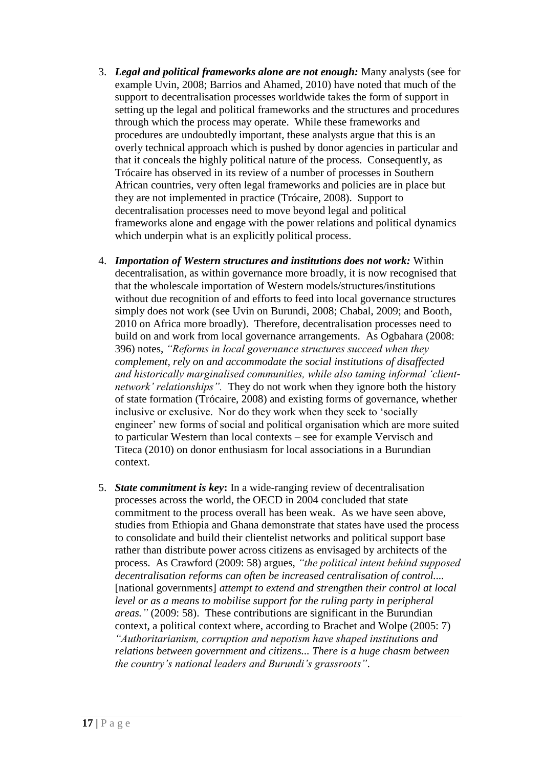3. ***Legal and political frameworks alone are not enough:*** Many analysts (see for example Uvin, 2008; Barrios and Ahamed, 2010) have noted that much of the support to decentralisation processes worldwide takes the form of support in setting up the legal and political frameworks and the structures and procedures through which the process may operate. While these frameworks and procedures are undoubtedly important, these analysts argue that this is an overly technical approach which is pushed by donor agencies in particular and that it conceals the highly political nature of the process. Consequently, as Trócaire has observed in its review of a number of processes in Southern African countries, very often legal frameworks and policies are in place but they are not implemented in practice (Trócaire, 2008). Support to decentralisation processes need to move beyond legal and political frameworks alone and engage with the power relations and political dynamics which underpin what is an explicitly political process.

4. ***Importation of Western structures and institutions does not work:*** Within decentralisation, as within governance more broadly, it is now recognised that that the wholescale importation of Western models/structures/institutions without due recognition of and efforts to feed into local governance structures simply does not work (see Uvin on Burundi, 2008; Chabal, 2009; and Booth, 2010 on Africa more broadly). Therefore, decentralisation processes need to build on and work from local governance arrangements. As Ogbahara (2008: 396) notes, *"Reforms in local governance structures succeed when they complement, rely on and accommodate the social institutions of disaffected and historically marginalised communities, while also taming informal 'client-network' relationships".* They do not work when they ignore both the history of state formation (Trócaire, 2008) and existing forms of governance, whether inclusive or exclusive. Nor do they work when they seek to 'socially engineer' new forms of social and political organisation which are more suited to particular Western than local contexts – see for example Vervisch and Titeca (2010) on donor enthusiasm for local associations in a Burundian context.

5. ***State commitment is key*:** In a wide-ranging review of decentralisation processes across the world, the OECD in 2004 concluded that state commitment to the process overall has been weak. As we have seen above, studies from Ethiopia and Ghana demonstrate that states have used the process to consolidate and build their clientelist networks and political support base rather than distribute power across citizens as envisaged by architects of the process. As Crawford (2009: 58) argues, *"the political intent behind supposed decentralisation reforms can often be increased centralisation of control....* [national governments] *attempt to extend and strengthen their control at local level or as a means to mobilise support for the ruling party in peripheral areas."* (2009: 58). These contributions are significant in the Burundian context, a political context where, according to Brachet and Wolpe (2005: 7) *"Authoritarianism, corruption and nepotism have shaped institutions and relations between government and citizens... There is a huge chasm between the country's national leaders and Burundi's grassroots".*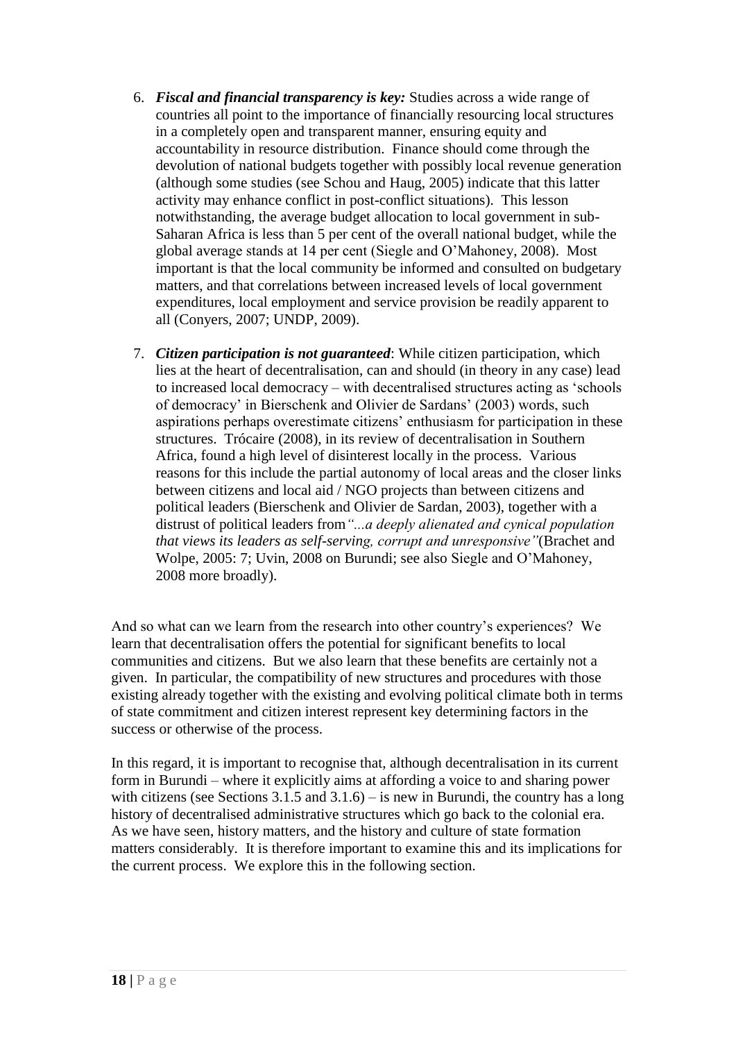6. ***Fiscal and financial transparency is key:*** Studies across a wide range of countries all point to the importance of financially resourcing local structures in a completely open and transparent manner, ensuring equity and accountability in resource distribution. Finance should come through the devolution of national budgets together with possibly local revenue generation (although some studies (see Schou and Haug, 2005) indicate that this latter activity may enhance conflict in post-conflict situations). This lesson notwithstanding, the average budget allocation to local government in sub-Saharan Africa is less than 5 per cent of the overall national budget, while the global average stands at 14 per cent (Siegle and O'Mahoney, 2008). Most important is that the local community be informed and consulted on budgetary matters, and that correlations between increased levels of local government expenditures, local employment and service provision be readily apparent to all (Conyers, 2007; UNDP, 2009).

7. ***Citizen participation is not guaranteed***: While citizen participation, which lies at the heart of decentralisation, can and should (in theory in any case) lead to increased local democracy – with decentralised structures acting as 'schools of democracy' in Bierschenk and Olivier de Sardans' (2003) words, such aspirations perhaps overestimate citizens' enthusiasm for participation in these structures. Trócaire (2008), in its review of decentralisation in Southern Africa, found a high level of disinterest locally in the process. Various reasons for this include the partial autonomy of local areas and the closer links between citizens and local aid / NGO projects than between citizens and political leaders (Bierschenk and Olivier de Sardan, 2003), together with a distrust of political leaders from *"...a deeply alienated and cynical population that views its leaders as self-serving, corrupt and unresponsive"* (Brachet and Wolpe, 2005: 7; Uvin, 2008 on Burundi; see also Siegle and O'Mahoney, 2008 more broadly).

And so what can we learn from the research into other country's experiences? We learn that decentralisation offers the potential for significant benefits to local communities and citizens. But we also learn that these benefits are certainly not a given. In particular, the compatibility of new structures and procedures with those existing already together with the existing and evolving political climate both in terms of state commitment and citizen interest represent key determining factors in the success or otherwise of the process.

In this regard, it is important to recognise that, although decentralisation in its current form in Burundi – where it explicitly aims at affording a voice to and sharing power with citizens (see Sections 3.1.5 and 3.1.6) – is new in Burundi, the country has a long history of decentralised administrative structures which go back to the colonial era. As we have seen, history matters, and the history and culture of state formation matters considerably. It is therefore important to examine this and its implications for the current process. We explore this in the following section.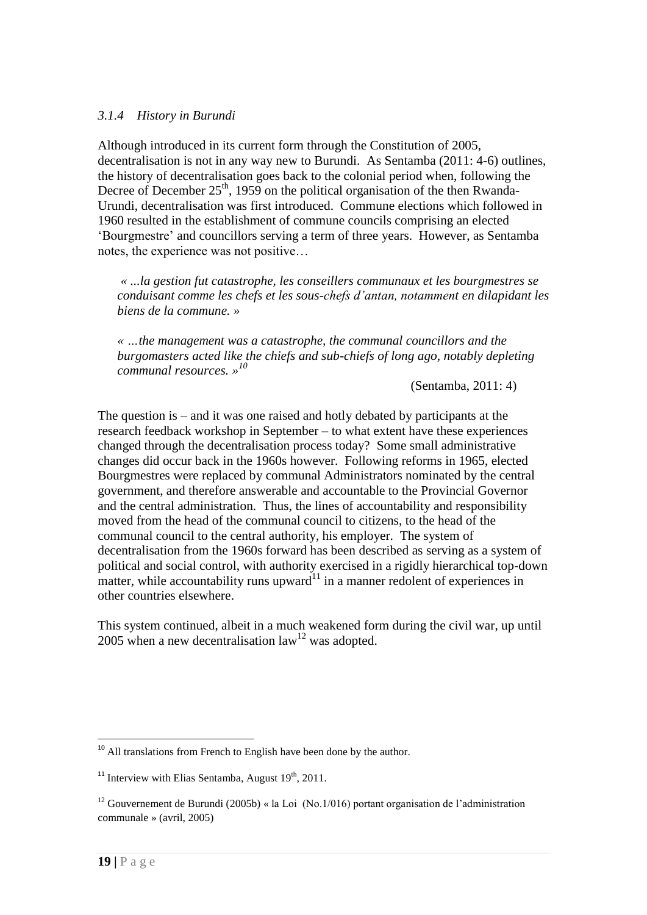### *3.1.4 History in Burundi*

Although introduced in its current form through the Constitution of 2005, decentralisation is not in any way new to Burundi. As Sentamba (2011: 4-6) outlines, the history of decentralisation goes back to the colonial period when, following the Decree of December 25th, 1959 on the political organisation of the then Rwanda-Urundi, decentralisation was first introduced. Commune elections which followed in 1960 resulted in the establishment of commune councils comprising an elected 'Bourgmestre' and councillors serving a term of three years. However, as Sentamba notes, the experience was not positive…

> *« ...la gestion fut catastrophe, les conseillers communaux et les bourgmestres se conduisant comme les chefs et les sous-chefs d'antan, notamment en dilapidant les biens de la commune. »*
>
> *« …the management was a catastrophe, the communal councillors and the burgomasters acted like the chiefs and sub-chiefs of long ago, notably depleting communal resources. »*[10]
>
> (Sentamba, 2011: 4)

The question is – and it was one raised and hotly debated by participants at the research feedback workshop in September – to what extent have these experiences changed through the decentralisation process today? Some small administrative changes did occur back in the 1960s however. Following reforms in 1965, elected Bourgmestres were replaced by communal Administrators nominated by the central government, and therefore answerable and accountable to the Provincial Governor and the central administration. Thus, the lines of accountability and responsibility moved from the head of the communal council to citizens, to the head of the communal council to the central authority, his employer. The system of decentralisation from the 1960s forward has been described as serving as a system of political and social control, with authority exercised in a rigidly hierarchical top-down matter, while accountability runs upward[11] in a manner redolent of experiences in other countries elsewhere.

This system continued, albeit in a much weakened form during the civil war, up until 2005 when a new decentralisation law[12] was adopted.

---

[10] All translations from French to English have been done by the author.

[11] Interview with Elias Sentamba, August 19th, 2011.

[12] Gouvernement de Burundi (2005b) « la Loi (No.1/016) portant organisation de l'administration communale » (avril, 2005)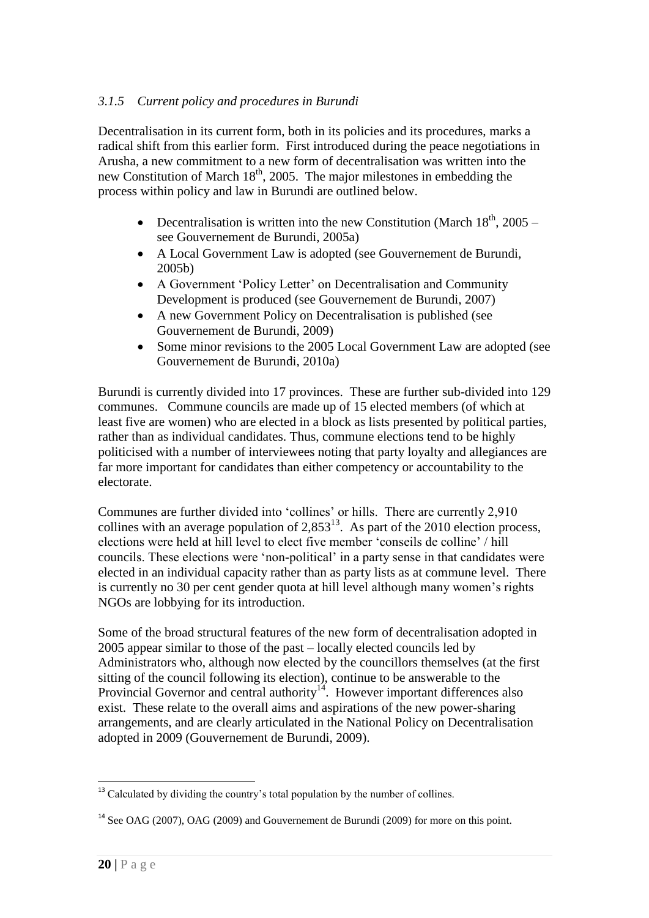### *3.1.5 Current policy and procedures in Burundi*

Decentralisation in its current form, both in its policies and its procedures, marks a radical shift from this earlier form. First introduced during the peace negotiations in Arusha, a new commitment to a new form of decentralisation was written into the new Constitution of March 18th, 2005. The major milestones in embedding the process within policy and law in Burundi are outlined below.

- Decentralisation is written into the new Constitution (March 18th, 2005 – see Gouvernement de Burundi, 2005a)
- A Local Government Law is adopted (see Gouvernement de Burundi, 2005b)
- A Government 'Policy Letter' on Decentralisation and Community Development is produced (see Gouvernement de Burundi, 2007)
- A new Government Policy on Decentralisation is published (see Gouvernement de Burundi, 2009)
- Some minor revisions to the 2005 Local Government Law are adopted (see Gouvernement de Burundi, 2010a)

Burundi is currently divided into 17 provinces. These are further sub-divided into 129 communes. Commune councils are made up of 15 elected members (of which at least five are women) who are elected in a block as lists presented by political parties, rather than as individual candidates. Thus, commune elections tend to be highly politicised with a number of interviewees noting that party loyalty and allegiances are far more important for candidates than either competency or accountability to the electorate.

Communes are further divided into 'collines' or hills. There are currently 2,910 collines with an average population of 2,853[13]. As part of the 2010 election process, elections were held at hill level to elect five member 'conseils de colline' / hill councils. These elections were 'non-political' in a party sense in that candidates were elected in an individual capacity rather than as party lists as at commune level. There is currently no 30 per cent gender quota at hill level although many women's rights NGOs are lobbying for its introduction.

Some of the broad structural features of the new form of decentralisation adopted in 2005 appear similar to those of the past – locally elected councils led by Administrators who, although now elected by the councillors themselves (at the first sitting of the council following its election), continue to be answerable to the Provincial Governor and central authority[14]. However important differences also exist. These relate to the overall aims and aspirations of the new power-sharing arrangements, and are clearly articulated in the National Policy on Decentralisation adopted in 2009 (Gouvernement de Burundi, 2009).

---

[13] Calculated by dividing the country's total population by the number of collines.

[14] See OAG (2007), OAG (2009) and Gouvernement de Burundi (2009) for more on this point.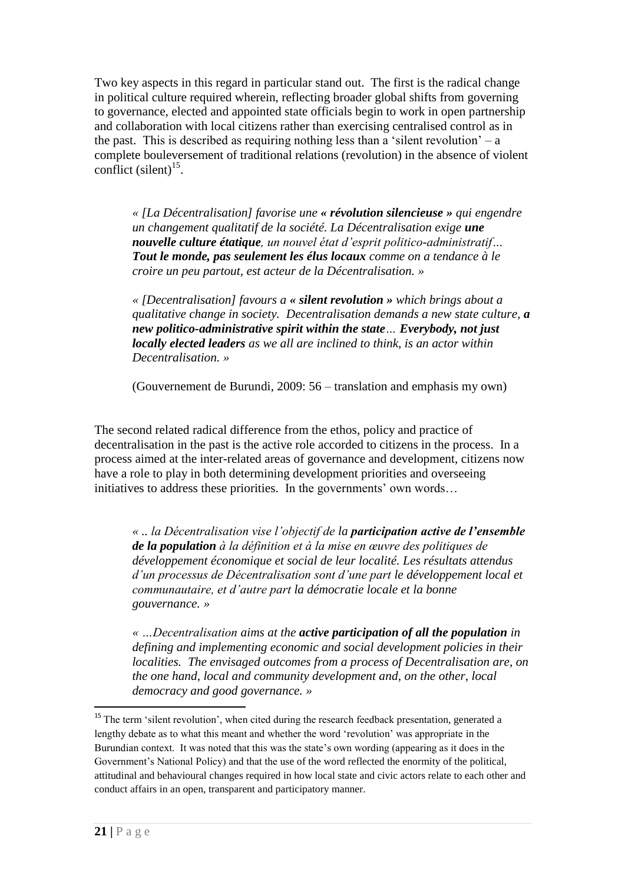Two key aspects in this regard in particular stand out. The first is the radical change in political culture required wherein, reflecting broader global shifts from governing to governance, elected and appointed state officials begin to work in open partnership and collaboration with local citizens rather than exercising centralised control as in the past. This is described as requiring nothing less than a 'silent revolution' – a complete bouleversement of traditional relations (revolution) in the absence of violent conflict (silent)[15].

> *« [La Décentralisation] favorise une **« révolution silencieuse »** qui engendre un changement qualitatif de la société. La Décentralisation exige **une nouvelle culture étatique**, un nouvel état d'esprit politico-administratif… **Tout le monde, pas seulement les élus locaux** comme on a tendance à le croire un peu partout, est acteur de la Décentralisation. »*
>
> *« [Decentralisation] favours a **« silent revolution »** which brings about a qualitative change in society. Decentralisation demands a new state culture, **a new politico-administrative spirit within the state**… **Everybody, not just locally elected leaders** as we all are inclined to think, is an actor within Decentralisation. »*
>
> (Gouvernement de Burundi, 2009: 56 – translation and emphasis my own)

The second related radical difference from the ethos, policy and practice of decentralisation in the past is the active role accorded to citizens in the process. In a process aimed at the inter-related areas of governance and development, citizens now have a role to play in both determining development priorities and overseeing initiatives to address these priorities. In the governments' own words…

> *« .. la Décentralisation vise l'objectif de la **participation active de l'ensemble de la population** à la définition et à la mise en œuvre des politiques de développement économique et social de leur localité. Les résultats attendus d'un processus de Décentralisation sont d'une part le développement local et communautaire, et d'autre part la démocratie locale et la bonne gouvernance. »*
>
> *« …Decentralisation aims at the **active participation of all the population** in defining and implementing economic and social development policies in their localities. The envisaged outcomes from a process of Decentralisation are, on the one hand, local and community development and, on the other, local democracy and good governance. »*

[15] The term 'silent revolution', when cited during the research feedback presentation, generated a lengthy debate as to what this meant and whether the word 'revolution' was appropriate in the Burundian context. It was noted that this was the state's own wording (appearing as it does in the Government's National Policy) and that the use of the word reflected the enormity of the political, attitudinal and behavioural changes required in how local state and civic actors relate to each other and conduct affairs in an open, transparent and participatory manner.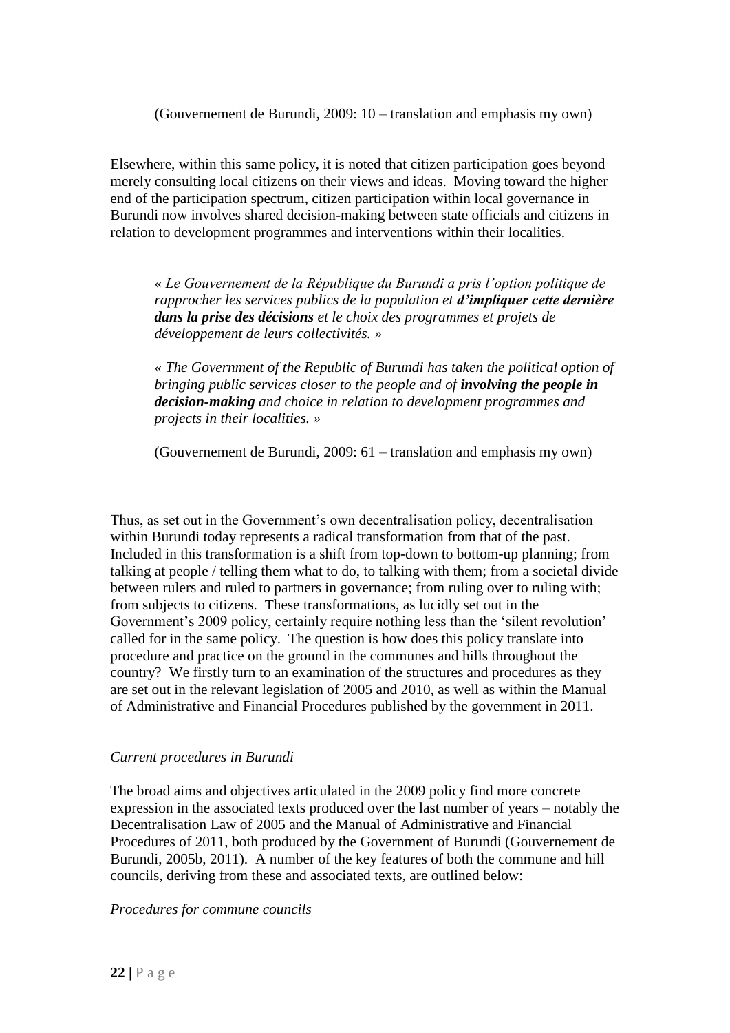(Gouvernement de Burundi, 2009: 10 – translation and emphasis my own)

Elsewhere, within this same policy, it is noted that citizen participation goes beyond merely consulting local citizens on their views and ideas. Moving toward the higher end of the participation spectrum, citizen participation within local governance in Burundi now involves shared decision-making between state officials and citizens in relation to development programmes and interventions within their localities.

> *« Le Gouvernement de la République du Burundi a pris l'option politique de rapprocher les services publics de la population et **d'impliquer cette dernière dans la prise des décisions** et le choix des programmes et projets de développement de leurs collectivités. »*
>
> *« The Government of the Republic of Burundi has taken the political option of bringing public services closer to the people and of **involving the people in decision-making** and choice in relation to development programmes and projects in their localities. »*
>
> (Gouvernement de Burundi, 2009: 61 – translation and emphasis my own)

Thus, as set out in the Government's own decentralisation policy, decentralisation within Burundi today represents a radical transformation from that of the past. Included in this transformation is a shift from top-down to bottom-up planning; from talking at people / telling them what to do, to talking with them; from a societal divide between rulers and ruled to partners in governance; from ruling over to ruling with; from subjects to citizens. These transformations, as lucidly set out in the Government's 2009 policy, certainly require nothing less than the 'silent revolution' called for in the same policy. The question is how does this policy translate into procedure and practice on the ground in the communes and hills throughout the country? We firstly turn to an examination of the structures and procedures as they are set out in the relevant legislation of 2005 and 2010, as well as within the Manual of Administrative and Financial Procedures published by the government in 2011.

*Current procedures in Burundi*

The broad aims and objectives articulated in the 2009 policy find more concrete expression in the associated texts produced over the last number of years – notably the Decentralisation Law of 2005 and the Manual of Administrative and Financial Procedures of 2011, both produced by the Government of Burundi (Gouvernement de Burundi, 2005b, 2011). A number of the key features of both the commune and hill councils, deriving from these and associated texts, are outlined below:

*Procedures for commune councils*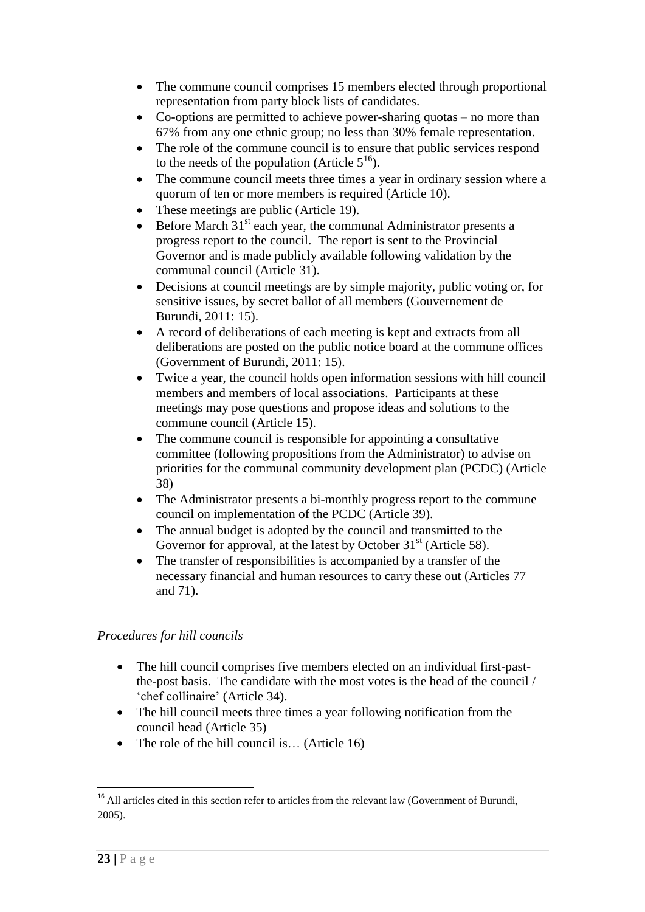- The commune council comprises 15 members elected through proportional representation from party block lists of candidates.
- Co-options are permitted to achieve power-sharing quotas – no more than 67% from any one ethnic group; no less than 30% female representation.
- The role of the commune council is to ensure that public services respond to the needs of the population (Article 5[16]).
- The commune council meets three times a year in ordinary session where a quorum of ten or more members is required (Article 10).
- These meetings are public (Article 19).
- Before March 31st each year, the communal Administrator presents a progress report to the council. The report is sent to the Provincial Governor and is made publicly available following validation by the communal council (Article 31).
- Decisions at council meetings are by simple majority, public voting or, for sensitive issues, by secret ballot of all members (Gouvernement de Burundi, 2011: 15).
- A record of deliberations of each meeting is kept and extracts from all deliberations are posted on the public notice board at the commune offices (Government of Burundi, 2011: 15).
- Twice a year, the council holds open information sessions with hill council members and members of local associations. Participants at these meetings may pose questions and propose ideas and solutions to the commune council (Article 15).
- The commune council is responsible for appointing a consultative committee (following propositions from the Administrator) to advise on priorities for the communal community development plan (PCDC) (Article 38)
- The Administrator presents a bi-monthly progress report to the commune council on implementation of the PCDC (Article 39).
- The annual budget is adopted by the council and transmitted to the Governor for approval, at the latest by October 31st (Article 58).
- The transfer of responsibilities is accompanied by a transfer of the necessary financial and human resources to carry these out (Articles 77 and 71).

*Procedures for hill councils*

- The hill council comprises five members elected on an individual first-past-the-post basis. The candidate with the most votes is the head of the council / 'chef collinaire' (Article 34).
- The hill council meets three times a year following notification from the council head (Article 35)
- The role of the hill council is… (Article 16)

[16] All articles cited in this section refer to articles from the relevant law (Government of Burundi, 2005).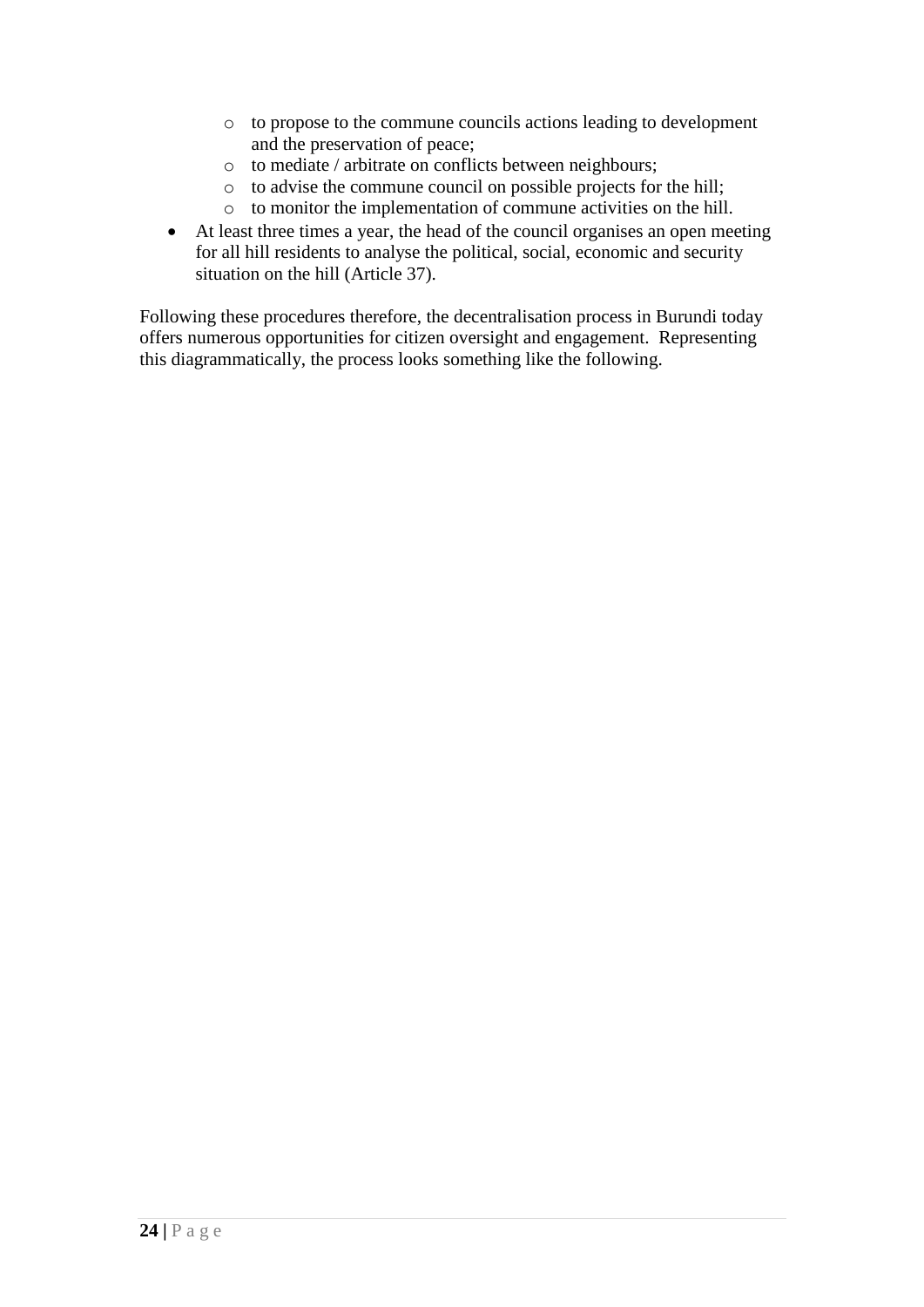- to propose to the commune councils actions leading to development and the preservation of peace;
  - to mediate / arbitrate on conflicts between neighbours;
  - to advise the commune council on possible projects for the hill;
  - to monitor the implementation of commune activities on the hill.
- At least three times a year, the head of the council organises an open meeting for all hill residents to analyse the political, social, economic and security situation on the hill (Article 37).

Following these procedures therefore, the decentralisation process in Burundi today offers numerous opportunities for citizen oversight and engagement. Representing this diagrammatically, the process looks something like the following.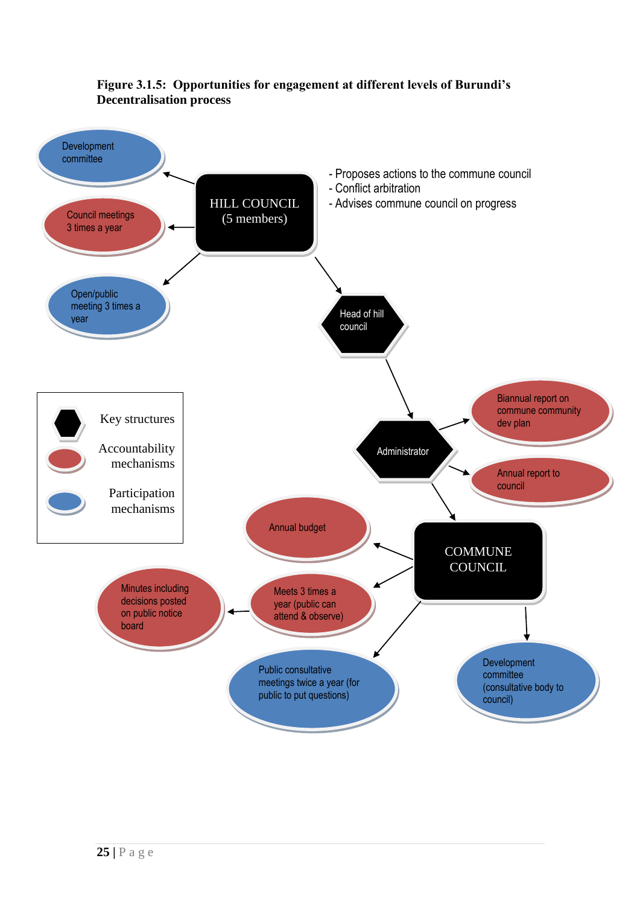**Figure 3.1.5: Opportunities for engagement at different levels of Burundi's Decentralisation process**

HILL COUNCIL (5 members)

- Proposes actions to the commune council
- Conflict arbitration
- Advises commune council on progress

Development committee

Council meetings 3 times a year

Open/public meeting 3 times a year

Head of hill council

Administrator

Biannual report on commune community dev plan

Annual report to council

COMMUNE COUNCIL

Annual budget

Meets 3 times a year (public can attend & observe)

Minutes including decisions posted on public notice board

Public consultative meetings twice a year (for public to put questions)

Development committee (consultative body to council)

Key structures

Accountability mechanisms

Participation mechanisms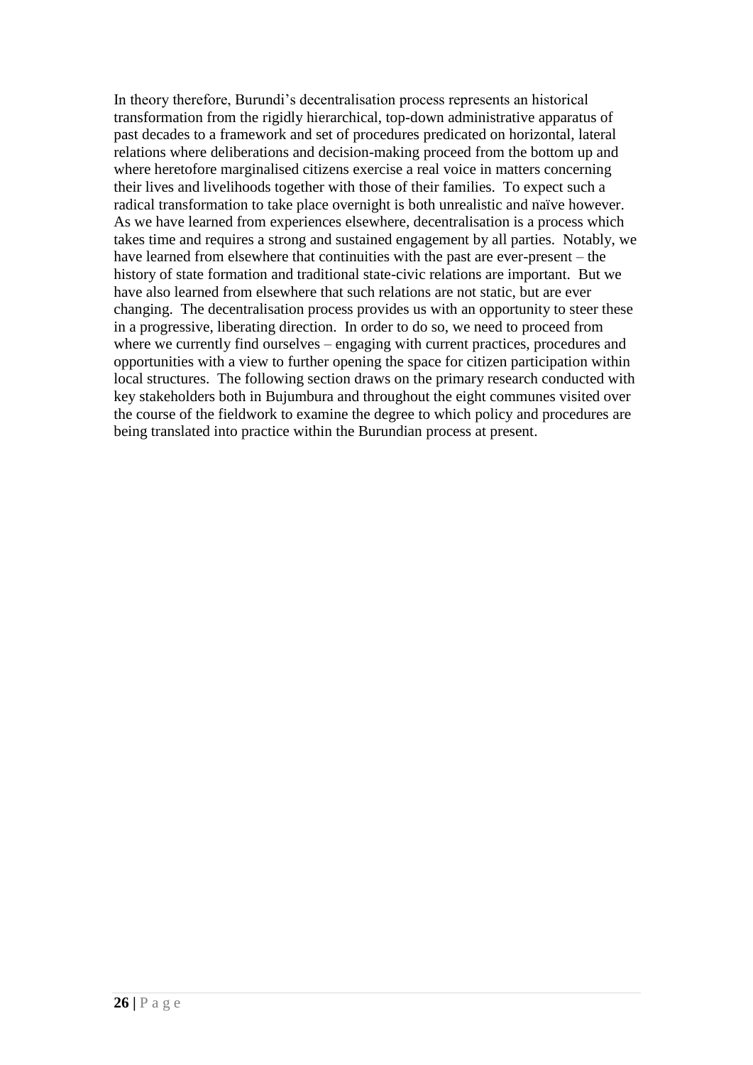In theory therefore, Burundi's decentralisation process represents an historical transformation from the rigidly hierarchical, top-down administrative apparatus of past decades to a framework and set of procedures predicated on horizontal, lateral relations where deliberations and decision-making proceed from the bottom up and where heretofore marginalised citizens exercise a real voice in matters concerning their lives and livelihoods together with those of their families. To expect such a radical transformation to take place overnight is both unrealistic and naïve however. As we have learned from experiences elsewhere, decentralisation is a process which takes time and requires a strong and sustained engagement by all parties. Notably, we have learned from elsewhere that continuities with the past are ever-present – the history of state formation and traditional state-civic relations are important. But we have also learned from elsewhere that such relations are not static, but are ever changing. The decentralisation process provides us with an opportunity to steer these in a progressive, liberating direction. In order to do so, we need to proceed from where we currently find ourselves – engaging with current practices, procedures and opportunities with a view to further opening the space for citizen participation within local structures. The following section draws on the primary research conducted with key stakeholders both in Bujumbura and throughout the eight communes visited over the course of the fieldwork to examine the degree to which policy and procedures are being translated into practice within the Burundian process at present.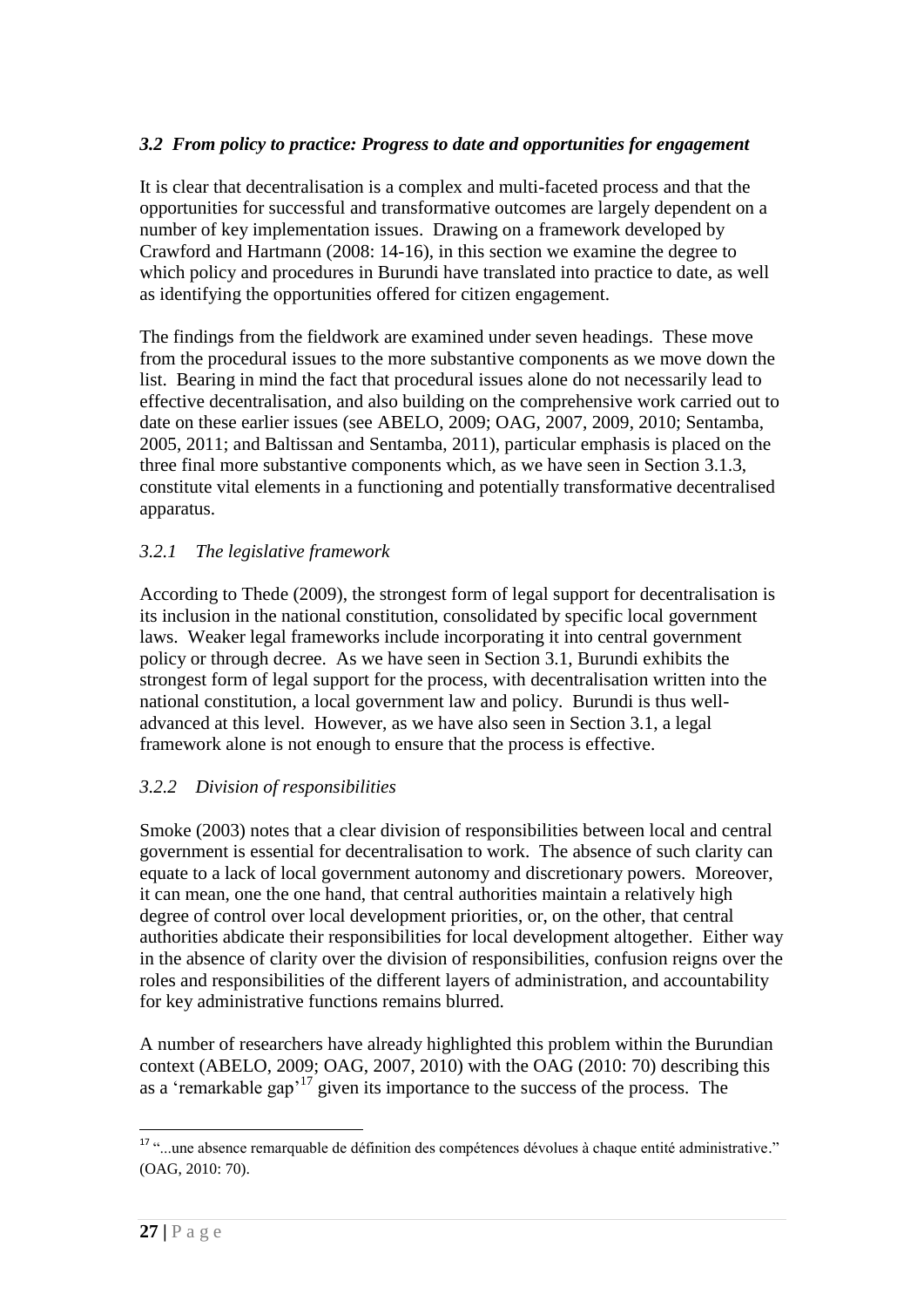### *3.2 From policy to practice: Progress to date and opportunities for engagement*

It is clear that decentralisation is a complex and multi-faceted process and that the opportunities for successful and transformative outcomes are largely dependent on a number of key implementation issues. Drawing on a framework developed by Crawford and Hartmann (2008: 14-16), in this section we examine the degree to which policy and procedures in Burundi have translated into practice to date, as well as identifying the opportunities offered for citizen engagement.

The findings from the fieldwork are examined under seven headings. These move from the procedural issues to the more substantive components as we move down the list. Bearing in mind the fact that procedural issues alone do not necessarily lead to effective decentralisation, and also building on the comprehensive work carried out to date on these earlier issues (see ABELO, 2009; OAG, 2007, 2009, 2010; Sentamba, 2005, 2011; and Baltissan and Sentamba, 2011), particular emphasis is placed on the three final more substantive components which, as we have seen in Section 3.1.3, constitute vital elements in a functioning and potentially transformative decentralised apparatus.

#### *3.2.1 The legislative framework*

According to Thede (2009), the strongest form of legal support for decentralisation is its inclusion in the national constitution, consolidated by specific local government laws. Weaker legal frameworks include incorporating it into central government policy or through decree. As we have seen in Section 3.1, Burundi exhibits the strongest form of legal support for the process, with decentralisation written into the national constitution, a local government law and policy. Burundi is thus well-advanced at this level. However, as we have also seen in Section 3.1, a legal framework alone is not enough to ensure that the process is effective.

#### *3.2.2 Division of responsibilities*

Smoke (2003) notes that a clear division of responsibilities between local and central government is essential for decentralisation to work. The absence of such clarity can equate to a lack of local government autonomy and discretionary powers. Moreover, it can mean, one the one hand, that central authorities maintain a relatively high degree of control over local development priorities, or, on the other, that central authorities abdicate their responsibilities for local development altogether. Either way in the absence of clarity over the division of responsibilities, confusion reigns over the roles and responsibilities of the different layers of administration, and accountability for key administrative functions remains blurred.

A number of researchers have already highlighted this problem within the Burundian context (ABELO, 2009; OAG, 2007, 2010) with the OAG (2010: 70) describing this as a 'remarkable gap'[17] given its importance to the success of the process. The

---

[17] "...une absence remarquable de définition des compétences dévolues à chaque entité administrative." (OAG, 2010: 70).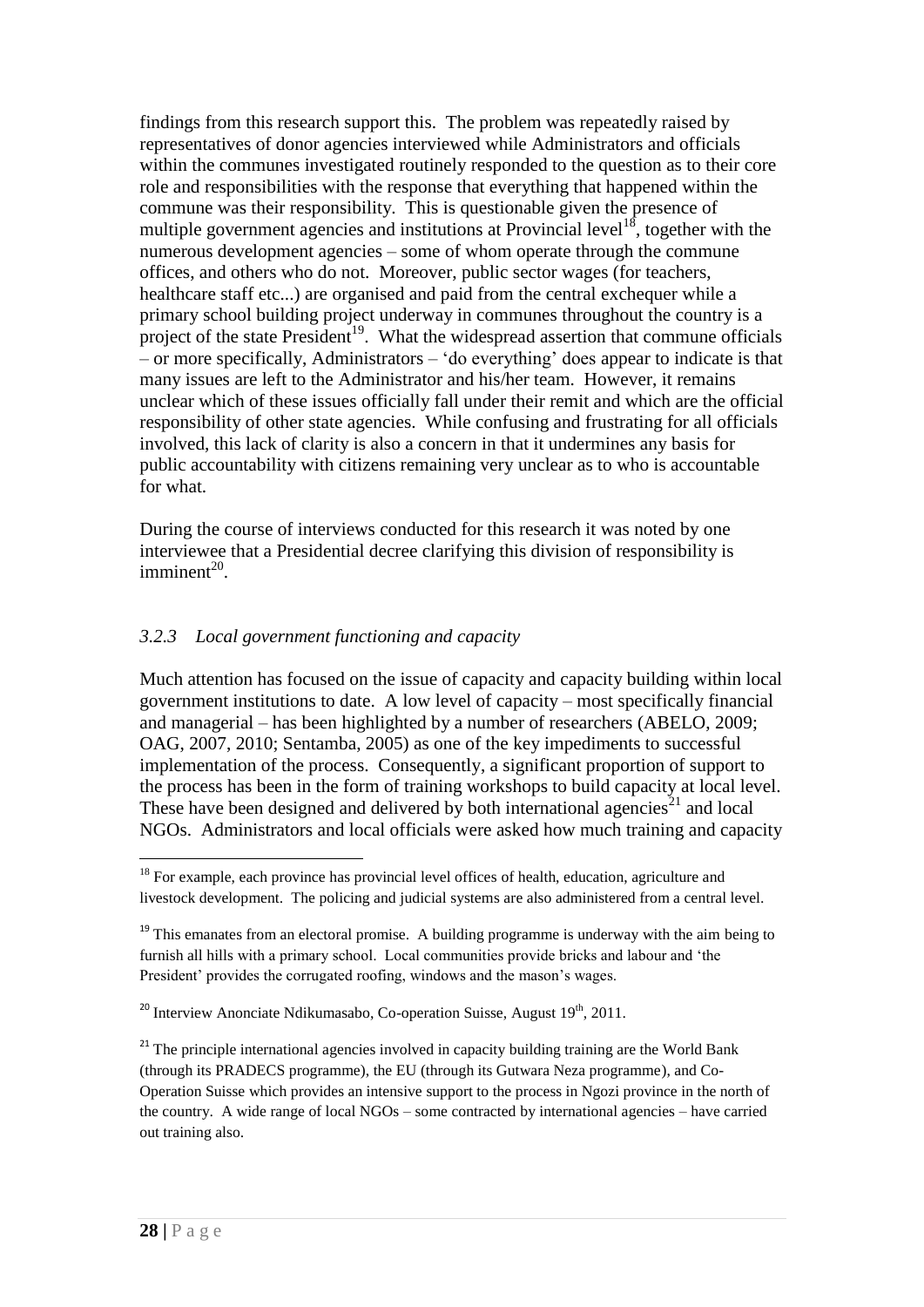findings from this research support this. The problem was repeatedly raised by representatives of donor agencies interviewed while Administrators and officials within the communes investigated routinely responded to the question as to their core role and responsibilities with the response that everything that happened within the commune was their responsibility. This is questionable given the presence of multiple government agencies and institutions at Provincial level[18], together with the numerous development agencies – some of whom operate through the commune offices, and others who do not. Moreover, public sector wages (for teachers, healthcare staff etc...) are organised and paid from the central exchequer while a primary school building project underway in communes throughout the country is a project of the state President[19]. What the widespread assertion that commune officials – or more specifically, Administrators – 'do everything' does appear to indicate is that many issues are left to the Administrator and his/her team. However, it remains unclear which of these issues officially fall under their remit and which are the official responsibility of other state agencies. While confusing and frustrating for all officials involved, this lack of clarity is also a concern in that it undermines any basis for public accountability with citizens remaining very unclear as to who is accountable for what.

During the course of interviews conducted for this research it was noted by one interviewee that a Presidential decree clarifying this division of responsibility is imminent[20].

### *3.2.3 Local government functioning and capacity*

Much attention has focused on the issue of capacity and capacity building within local government institutions to date. A low level of capacity – most specifically financial and managerial – has been highlighted by a number of researchers (ABELO, 2009; OAG, 2007, 2010; Sentamba, 2005) as one of the key impediments to successful implementation of the process. Consequently, a significant proportion of support to the process has been in the form of training workshops to build capacity at local level. These have been designed and delivered by both international agencies[21] and local NGOs. Administrators and local officials were asked how much training and capacity

---

[18] For example, each province has provincial level offices of health, education, agriculture and livestock development. The policing and judicial systems are also administered from a central level.

[19] This emanates from an electoral promise. A building programme is underway with the aim being to furnish all hills with a primary school. Local communities provide bricks and labour and 'the President' provides the corrugated roofing, windows and the mason's wages.

[20] Interview Anonciate Ndikumasabo, Co-operation Suisse, August 19th, 2011.

[21] The principle international agencies involved in capacity building training are the World Bank (through its PRADECS programme), the EU (through its Gutwara Neza programme), and Co-Operation Suisse which provides an intensive support to the process in Ngozi province in the north of the country. A wide range of local NGOs – some contracted by international agencies – have carried out training also.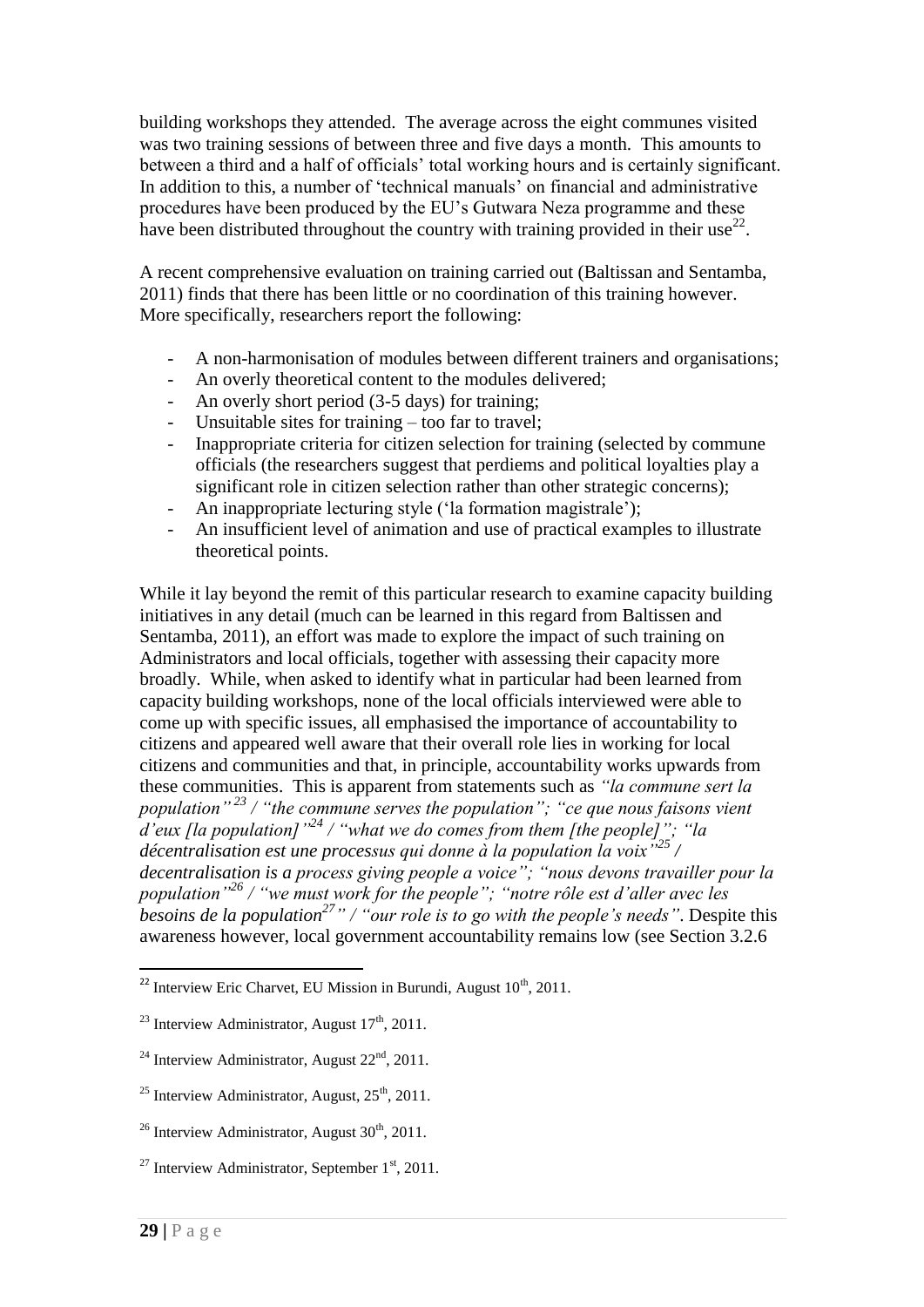building workshops they attended. The average across the eight communes visited was two training sessions of between three and five days a month. This amounts to between a third and a half of officials' total working hours and is certainly significant. In addition to this, a number of 'technical manuals' on financial and administrative procedures have been produced by the EU's Gutwara Neza programme and these have been distributed throughout the country with training provided in their use[22].

A recent comprehensive evaluation on training carried out (Baltissan and Sentamba, 2011) finds that there has been little or no coordination of this training however. More specifically, researchers report the following:

- A non-harmonisation of modules between different trainers and organisations;
- An overly theoretical content to the modules delivered;
- An overly short period (3-5 days) for training;
- Unsuitable sites for training – too far to travel;
- Inappropriate criteria for citizen selection for training (selected by commune officials (the researchers suggest that perdiems and political loyalties play a significant role in citizen selection rather than other strategic concerns);
- An inappropriate lecturing style ('la formation magistrale');
- An insufficient level of animation and use of practical examples to illustrate theoretical points.

While it lay beyond the remit of this particular research to examine capacity building initiatives in any detail (much can be learned in this regard from Baltissen and Sentamba, 2011), an effort was made to explore the impact of such training on Administrators and local officials, together with assessing their capacity more broadly. While, when asked to identify what in particular had been learned from capacity building workshops, none of the local officials interviewed were able to come up with specific issues, all emphasised the importance of accountability to citizens and appeared well aware that their overall role lies in working for local citizens and communities and that, in principle, accountability works upwards from these communities. This is apparent from statements such as *"la commune sert la population"*[23] */ "the commune serves the population"; "ce que nous faisons vient d'eux [la population]"*[24] */ "what we do comes from them [the people]"; "la décentralisation est une processus qui donne à la population la voix"*[25] */ decentralisation is a process giving people a voice"; "nous devons travailler pour la population"*[26] */ "we must work for the people"; "notre rôle est d'aller avec les besoins de la population*[27]*" / "our role is to go with the people's needs"*. Despite this awareness however, local government accountability remains low (see Section 3.2.6

---

[22] Interview Eric Charvet, EU Mission in Burundi, August 10th, 2011.

[23] Interview Administrator, August 17th, 2011.

[24] Interview Administrator, August 22nd, 2011.

[25] Interview Administrator, August, 25th, 2011.

[26] Interview Administrator, August 30th, 2011.

[27] Interview Administrator, September 1st, 2011.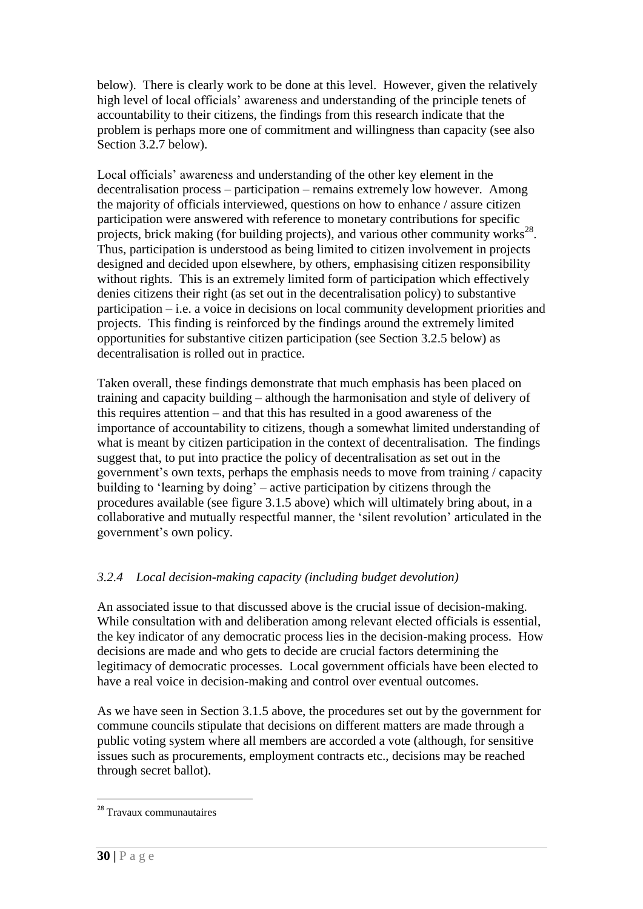below). There is clearly work to be done at this level. However, given the relatively high level of local officials' awareness and understanding of the principle tenets of accountability to their citizens, the findings from this research indicate that the problem is perhaps more one of commitment and willingness than capacity (see also Section 3.2.7 below).

Local officials' awareness and understanding of the other key element in the decentralisation process – participation – remains extremely low however. Among the majority of officials interviewed, questions on how to enhance / assure citizen participation were answered with reference to monetary contributions for specific projects, brick making (for building projects), and various other community works[28]. Thus, participation is understood as being limited to citizen involvement in projects designed and decided upon elsewhere, by others, emphasising citizen responsibility without rights. This is an extremely limited form of participation which effectively denies citizens their right (as set out in the decentralisation policy) to substantive participation – i.e. a voice in decisions on local community development priorities and projects. This finding is reinforced by the findings around the extremely limited opportunities for substantive citizen participation (see Section 3.2.5 below) as decentralisation is rolled out in practice.

Taken overall, these findings demonstrate that much emphasis has been placed on training and capacity building – although the harmonisation and style of delivery of this requires attention – and that this has resulted in a good awareness of the importance of accountability to citizens, though a somewhat limited understanding of what is meant by citizen participation in the context of decentralisation. The findings suggest that, to put into practice the policy of decentralisation as set out in the government's own texts, perhaps the emphasis needs to move from training / capacity building to 'learning by doing' – active participation by citizens through the procedures available (see figure 3.1.5 above) which will ultimately bring about, in a collaborative and mutually respectful manner, the 'silent revolution' articulated in the government's own policy.

### *3.2.4 Local decision-making capacity (including budget devolution)*

An associated issue to that discussed above is the crucial issue of decision-making. While consultation with and deliberation among relevant elected officials is essential, the key indicator of any democratic process lies in the decision-making process. How decisions are made and who gets to decide are crucial factors determining the legitimacy of democratic processes. Local government officials have been elected to have a real voice in decision-making and control over eventual outcomes.

As we have seen in Section 3.1.5 above, the procedures set out by the government for commune councils stipulate that decisions on different matters are made through a public voting system where all members are accorded a vote (although, for sensitive issues such as procurements, employment contracts etc., decisions may be reached through secret ballot).

[28] Travaux communautaires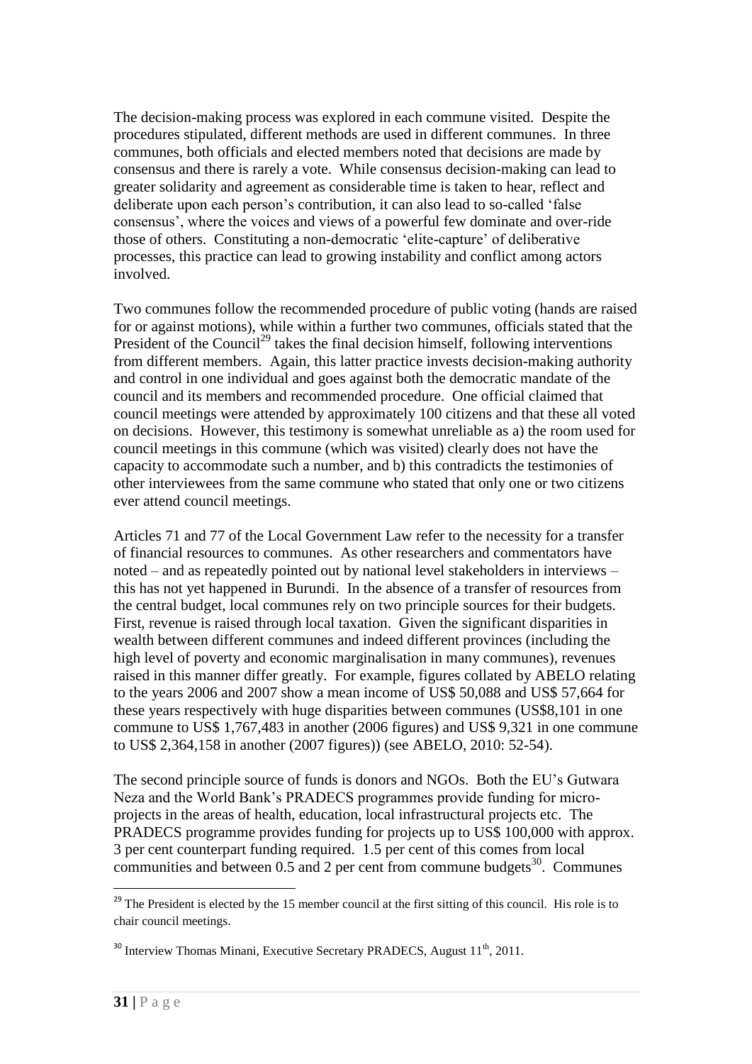The decision-making process was explored in each commune visited. Despite the procedures stipulated, different methods are used in different communes. In three communes, both officials and elected members noted that decisions are made by consensus and there is rarely a vote. While consensus decision-making can lead to greater solidarity and agreement as considerable time is taken to hear, reflect and deliberate upon each person's contribution, it can also lead to so-called 'false consensus', where the voices and views of a powerful few dominate and over-ride those of others. Constituting a non-democratic 'elite-capture' of deliberative processes, this practice can lead to growing instability and conflict among actors involved.

Two communes follow the recommended procedure of public voting (hands are raised for or against motions), while within a further two communes, officials stated that the President of the Council[29] takes the final decision himself, following interventions from different members. Again, this latter practice invests decision-making authority and control in one individual and goes against both the democratic mandate of the council and its members and recommended procedure. One official claimed that council meetings were attended by approximately 100 citizens and that these all voted on decisions. However, this testimony is somewhat unreliable as a) the room used for council meetings in this commune (which was visited) clearly does not have the capacity to accommodate such a number, and b) this contradicts the testimonies of other interviewees from the same commune who stated that only one or two citizens ever attend council meetings.

Articles 71 and 77 of the Local Government Law refer to the necessity for a transfer of financial resources to communes. As other researchers and commentators have noted – and as repeatedly pointed out by national level stakeholders in interviews – this has not yet happened in Burundi. In the absence of a transfer of resources from the central budget, local communes rely on two principle sources for their budgets. First, revenue is raised through local taxation. Given the significant disparities in wealth between different communes and indeed different provinces (including the high level of poverty and economic marginalisation in many communes), revenues raised in this manner differ greatly. For example, figures collated by ABELO relating to the years 2006 and 2007 show a mean income of US$ 50,088 and US$ 57,664 for these years respectively with huge disparities between communes (US$8,101 in one commune to US$ 1,767,483 in another (2006 figures) and US$ 9,321 in one commune to US$ 2,364,158 in another (2007 figures)) (see ABELO, 2010: 52-54).

The second principle source of funds is donors and NGOs. Both the EU's Gutwara Neza and the World Bank's PRADECS programmes provide funding for micro-projects in the areas of health, education, local infrastructural projects etc. The PRADECS programme provides funding for projects up to US$ 100,000 with approx. 3 per cent counterpart funding required. 1.5 per cent of this comes from local communities and between 0.5 and 2 per cent from commune budgets[30]. Communes

[29] The President is elected by the 15 member council at the first sitting of this council. His role is to chair council meetings.

[30] Interview Thomas Minani, Executive Secretary PRADECS, August 11th, 2011.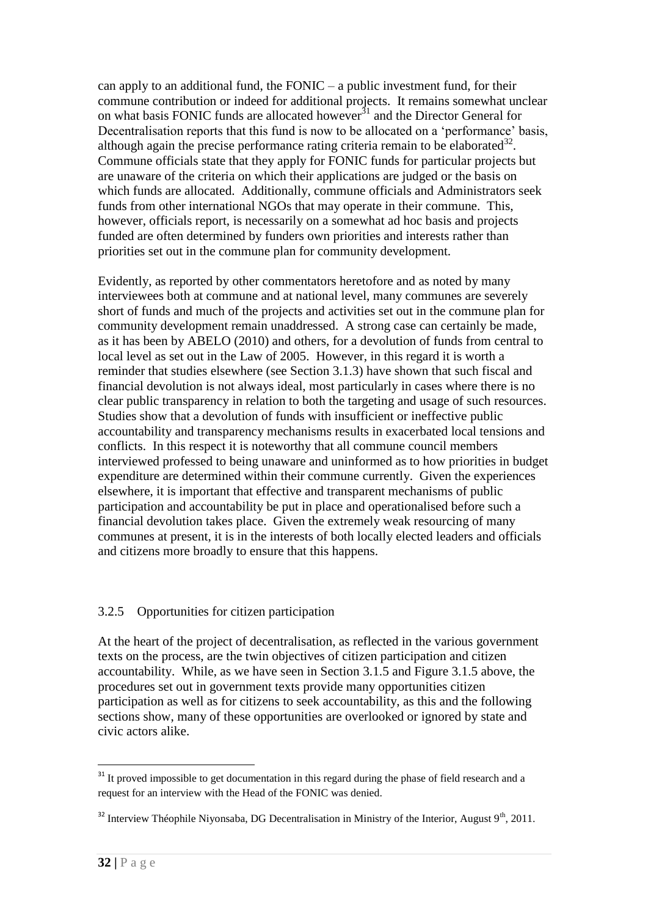can apply to an additional fund, the FONIC – a public investment fund, for their commune contribution or indeed for additional projects. It remains somewhat unclear on what basis FONIC funds are allocated however[31] and the Director General for Decentralisation reports that this fund is now to be allocated on a 'performance' basis, although again the precise performance rating criteria remain to be elaborated[32]. Commune officials state that they apply for FONIC funds for particular projects but are unaware of the criteria on which their applications are judged or the basis on which funds are allocated. Additionally, commune officials and Administrators seek funds from other international NGOs that may operate in their commune. This, however, officials report, is necessarily on a somewhat ad hoc basis and projects funded are often determined by funders own priorities and interests rather than priorities set out in the commune plan for community development.

Evidently, as reported by other commentators heretofore and as noted by many interviewees both at commune and at national level, many communes are severely short of funds and much of the projects and activities set out in the commune plan for community development remain unaddressed. A strong case can certainly be made, as it has been by ABELO (2010) and others, for a devolution of funds from central to local level as set out in the Law of 2005. However, in this regard it is worth a reminder that studies elsewhere (see Section 3.1.3) have shown that such fiscal and financial devolution is not always ideal, most particularly in cases where there is no clear public transparency in relation to both the targeting and usage of such resources. Studies show that a devolution of funds with insufficient or ineffective public accountability and transparency mechanisms results in exacerbated local tensions and conflicts. In this respect it is noteworthy that all commune council members interviewed professed to being unaware and uninformed as to how priorities in budget expenditure are determined within their commune currently. Given the experiences elsewhere, it is important that effective and transparent mechanisms of public participation and accountability be put in place and operationalised before such a financial devolution takes place. Given the extremely weak resourcing of many communes at present, it is in the interests of both locally elected leaders and officials and citizens more broadly to ensure that this happens.

### 3.2.5 Opportunities for citizen participation

At the heart of the project of decentralisation, as reflected in the various government texts on the process, are the twin objectives of citizen participation and citizen accountability. While, as we have seen in Section 3.1.5 and Figure 3.1.5 above, the procedures set out in government texts provide many opportunities citizen participation as well as for citizens to seek accountability, as this and the following sections show, many of these opportunities are overlooked or ignored by state and civic actors alike.

---

[31] It proved impossible to get documentation in this regard during the phase of field research and a request for an interview with the Head of the FONIC was denied.

[32] Interview Théophile Niyonsaba, DG Decentralisation in Ministry of the Interior, August 9th, 2011.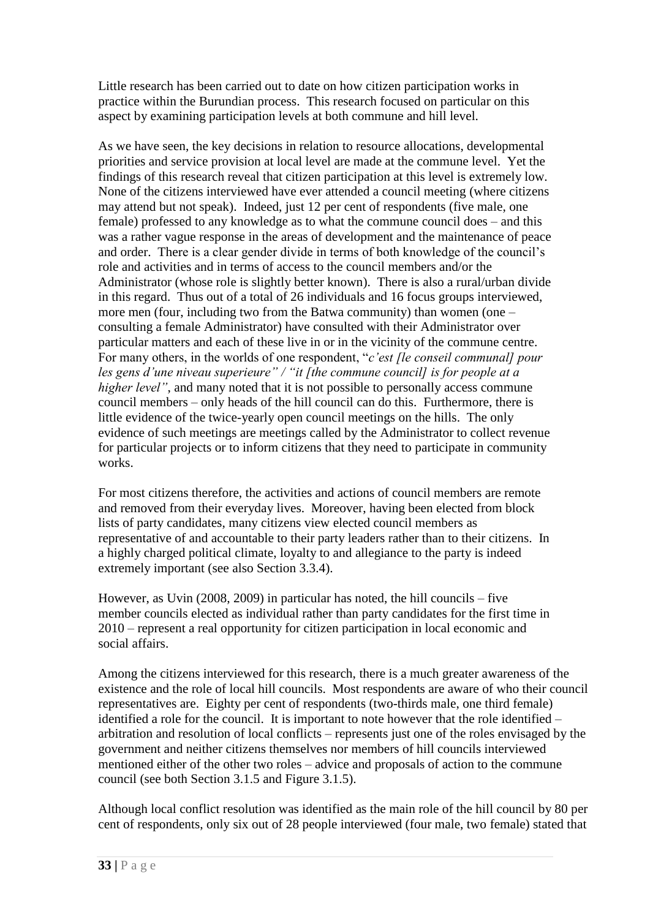Little research has been carried out to date on how citizen participation works in practice within the Burundian process. This research focused on particular on this aspect by examining participation levels at both commune and hill level.

As we have seen, the key decisions in relation to resource allocations, developmental priorities and service provision at local level are made at the commune level. Yet the findings of this research reveal that citizen participation at this level is extremely low. None of the citizens interviewed have ever attended a council meeting (where citizens may attend but not speak). Indeed, just 12 per cent of respondents (five male, one female) professed to any knowledge as to what the commune council does – and this was a rather vague response in the areas of development and the maintenance of peace and order. There is a clear gender divide in terms of both knowledge of the council's role and activities and in terms of access to the council members and/or the Administrator (whose role is slightly better known). There is also a rural/urban divide in this regard. Thus out of a total of 26 individuals and 16 focus groups interviewed, more men (four, including two from the Batwa community) than women (one – consulting a female Administrator) have consulted with their Administrator over particular matters and each of these live in or in the vicinity of the commune centre. For many others, in the worlds of one respondent, "*c'est [le conseil communal] pour les gens d'une niveau superieure" / "it [the commune council] is for people at a higher level"*, and many noted that it is not possible to personally access commune council members – only heads of the hill council can do this. Furthermore, there is little evidence of the twice-yearly open council meetings on the hills. The only evidence of such meetings are meetings called by the Administrator to collect revenue for particular projects or to inform citizens that they need to participate in community works.

For most citizens therefore, the activities and actions of council members are remote and removed from their everyday lives. Moreover, having been elected from block lists of party candidates, many citizens view elected council members as representative of and accountable to their party leaders rather than to their citizens. In a highly charged political climate, loyalty to and allegiance to the party is indeed extremely important (see also Section 3.3.4).

However, as Uvin (2008, 2009) in particular has noted, the hill councils – five member councils elected as individual rather than party candidates for the first time in 2010 – represent a real opportunity for citizen participation in local economic and social affairs.

Among the citizens interviewed for this research, there is a much greater awareness of the existence and the role of local hill councils. Most respondents are aware of who their council representatives are. Eighty per cent of respondents (two-thirds male, one third female) identified a role for the council. It is important to note however that the role identified – arbitration and resolution of local conflicts – represents just one of the roles envisaged by the government and neither citizens themselves nor members of hill councils interviewed mentioned either of the other two roles – advice and proposals of action to the commune council (see both Section 3.1.5 and Figure 3.1.5).

Although local conflict resolution was identified as the main role of the hill council by 80 per cent of respondents, only six out of 28 people interviewed (four male, two female) stated that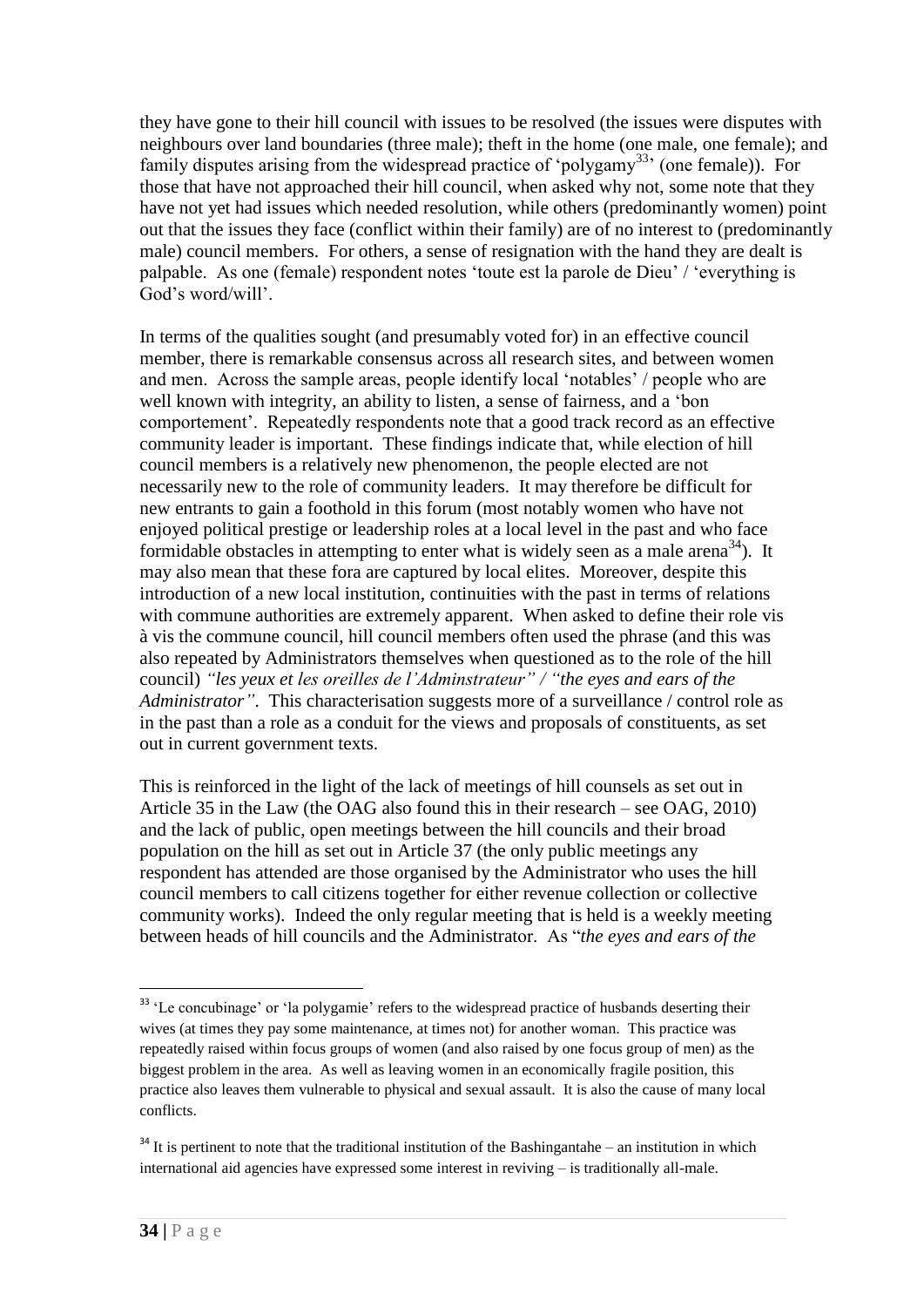they have gone to their hill council with issues to be resolved (the issues were disputes with neighbours over land boundaries (three male); theft in the home (one male, one female); and family disputes arising from the widespread practice of 'polygamy[33]' (one female)). For those that have not approached their hill council, when asked why not, some note that they have not yet had issues which needed resolution, while others (predominantly women) point out that the issues they face (conflict within their family) are of no interest to (predominantly male) council members. For others, a sense of resignation with the hand they are dealt is palpable. As one (female) respondent notes 'toute est la parole de Dieu' / 'everything is God's word/will'.

In terms of the qualities sought (and presumably voted for) in an effective council member, there is remarkable consensus across all research sites, and between women and men. Across the sample areas, people identify local 'notables' / people who are well known with integrity, an ability to listen, a sense of fairness, and a 'bon comportement'. Repeatedly respondents note that a good track record as an effective community leader is important. These findings indicate that, while election of hill council members is a relatively new phenomenon, the people elected are not necessarily new to the role of community leaders. It may therefore be difficult for new entrants to gain a foothold in this forum (most notably women who have not enjoyed political prestige or leadership roles at a local level in the past and who face formidable obstacles in attempting to enter what is widely seen as a male arena[34]). It may also mean that these fora are captured by local elites. Moreover, despite this introduction of a new local institution, continuities with the past in terms of relations with commune authorities are extremely apparent. When asked to define their role vis à vis the commune council, hill council members often used the phrase (and this was also repeated by Administrators themselves when questioned as to the role of the hill council) *"les yeux et les oreilles de l'Adminstrateur" / "the eyes and ears of the Administrator"*. This characterisation suggests more of a surveillance / control role as in the past than a role as a conduit for the views and proposals of constituents, as set out in current government texts.

This is reinforced in the light of the lack of meetings of hill counsels as set out in Article 35 in the Law (the OAG also found this in their research – see OAG, 2010) and the lack of public, open meetings between the hill councils and their broad population on the hill as set out in Article 37 (the only public meetings any respondent has attended are those organised by the Administrator who uses the hill council members to call citizens together for either revenue collection or collective community works). Indeed the only regular meeting that is held is a weekly meeting between heads of hill councils and the Administrator. As "*the eyes and ears of the*

---

[33] 'Le concubinage' or 'la polygamie' refers to the widespread practice of husbands deserting their wives (at times they pay some maintenance, at times not) for another woman. This practice was repeatedly raised within focus groups of women (and also raised by one focus group of men) as the biggest problem in the area. As well as leaving women in an economically fragile position, this practice also leaves them vulnerable to physical and sexual assault. It is also the cause of many local conflicts.

[34] It is pertinent to note that the traditional institution of the Bashingantahe – an institution in which international aid agencies have expressed some interest in reviving – is traditionally all-male.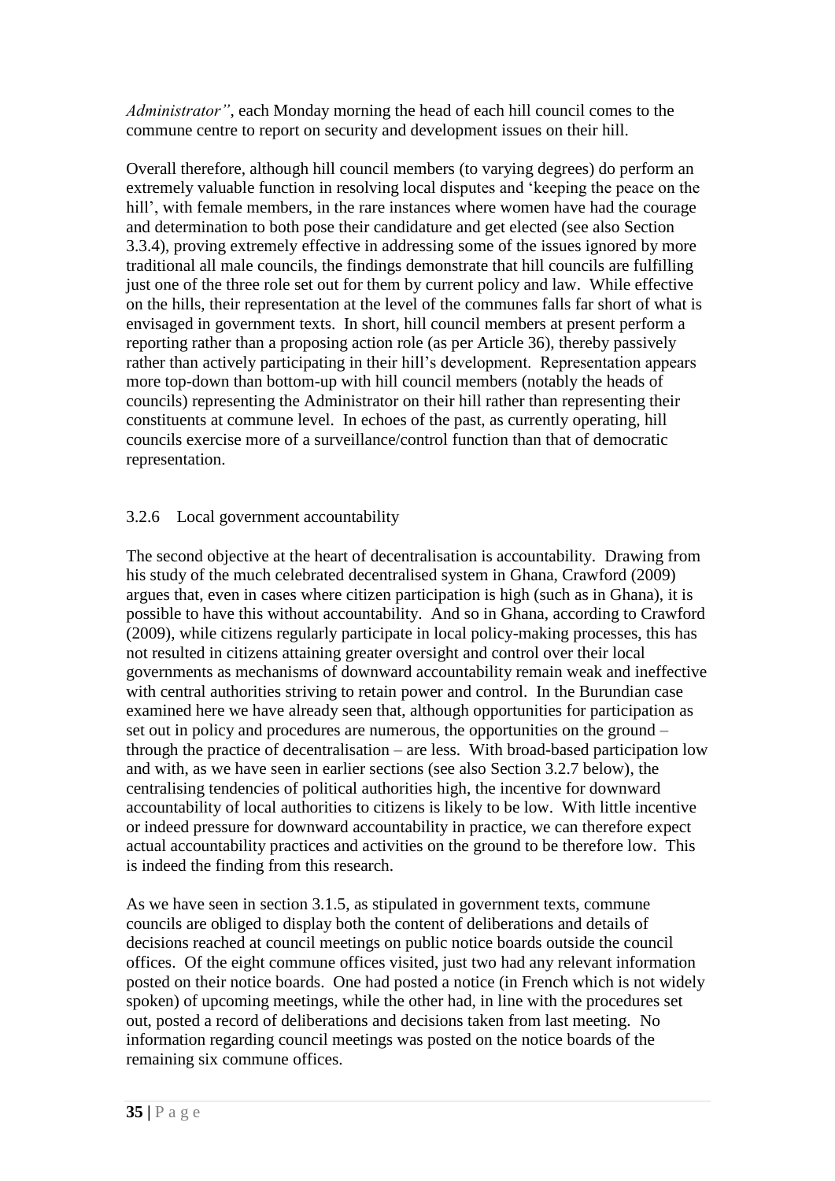*Administrator"*, each Monday morning the head of each hill council comes to the commune centre to report on security and development issues on their hill.

Overall therefore, although hill council members (to varying degrees) do perform an extremely valuable function in resolving local disputes and 'keeping the peace on the hill', with female members, in the rare instances where women have had the courage and determination to both pose their candidature and get elected (see also Section 3.3.4), proving extremely effective in addressing some of the issues ignored by more traditional all male councils, the findings demonstrate that hill councils are fulfilling just one of the three role set out for them by current policy and law. While effective on the hills, their representation at the level of the communes falls far short of what is envisaged in government texts. In short, hill council members at present perform a reporting rather than a proposing action role (as per Article 36), thereby passively rather than actively participating in their hill's development. Representation appears more top-down than bottom-up with hill council members (notably the heads of councils) representing the Administrator on their hill rather than representing their constituents at commune level. In echoes of the past, as currently operating, hill councils exercise more of a surveillance/control function than that of democratic representation.

### 3.2.6 Local government accountability

The second objective at the heart of decentralisation is accountability. Drawing from his study of the much celebrated decentralised system in Ghana, Crawford (2009) argues that, even in cases where citizen participation is high (such as in Ghana), it is possible to have this without accountability. And so in Ghana, according to Crawford (2009), while citizens regularly participate in local policy-making processes, this has not resulted in citizens attaining greater oversight and control over their local governments as mechanisms of downward accountability remain weak and ineffective with central authorities striving to retain power and control. In the Burundian case examined here we have already seen that, although opportunities for participation as set out in policy and procedures are numerous, the opportunities on the ground – through the practice of decentralisation – are less. With broad-based participation low and with, as we have seen in earlier sections (see also Section 3.2.7 below), the centralising tendencies of political authorities high, the incentive for downward accountability of local authorities to citizens is likely to be low. With little incentive or indeed pressure for downward accountability in practice, we can therefore expect actual accountability practices and activities on the ground to be therefore low. This is indeed the finding from this research.

As we have seen in section 3.1.5, as stipulated in government texts, commune councils are obliged to display both the content of deliberations and details of decisions reached at council meetings on public notice boards outside the council offices. Of the eight commune offices visited, just two had any relevant information posted on their notice boards. One had posted a notice (in French which is not widely spoken) of upcoming meetings, while the other had, in line with the procedures set out, posted a record of deliberations and decisions taken from last meeting. No information regarding council meetings was posted on the notice boards of the remaining six commune offices.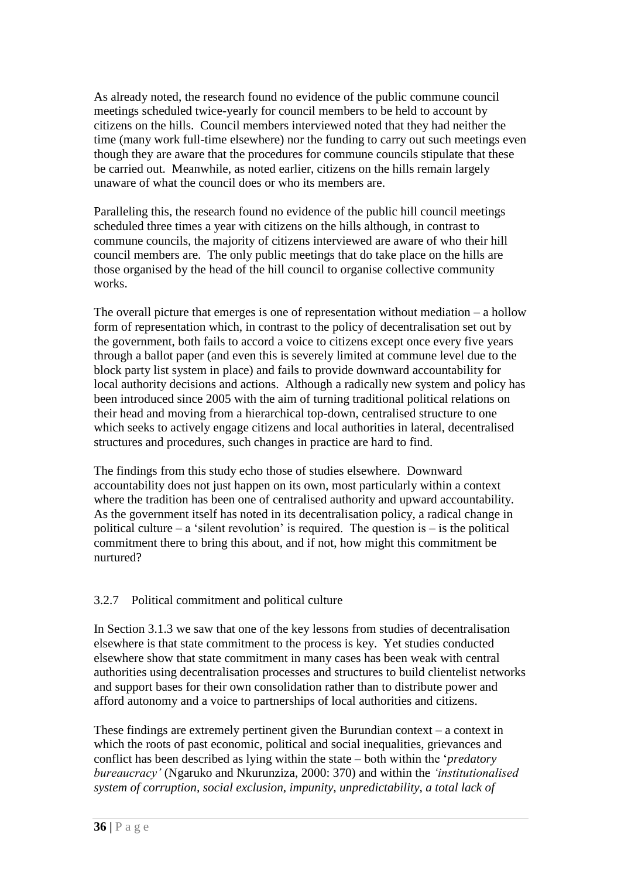As already noted, the research found no evidence of the public commune council meetings scheduled twice-yearly for council members to be held to account by citizens on the hills. Council members interviewed noted that they had neither the time (many work full-time elsewhere) nor the funding to carry out such meetings even though they are aware that the procedures for commune councils stipulate that these be carried out. Meanwhile, as noted earlier, citizens on the hills remain largely unaware of what the council does or who its members are.

Paralleling this, the research found no evidence of the public hill council meetings scheduled three times a year with citizens on the hills although, in contrast to commune councils, the majority of citizens interviewed are aware of who their hill council members are. The only public meetings that do take place on the hills are those organised by the head of the hill council to organise collective community works.

The overall picture that emerges is one of representation without mediation – a hollow form of representation which, in contrast to the policy of decentralisation set out by the government, both fails to accord a voice to citizens except once every five years through a ballot paper (and even this is severely limited at commune level due to the block party list system in place) and fails to provide downward accountability for local authority decisions and actions. Although a radically new system and policy has been introduced since 2005 with the aim of turning traditional political relations on their head and moving from a hierarchical top-down, centralised structure to one which seeks to actively engage citizens and local authorities in lateral, decentralised structures and procedures, such changes in practice are hard to find.

The findings from this study echo those of studies elsewhere. Downward accountability does not just happen on its own, most particularly within a context where the tradition has been one of centralised authority and upward accountability. As the government itself has noted in its decentralisation policy, a radical change in political culture – a 'silent revolution' is required. The question is – is the political commitment there to bring this about, and if not, how might this commitment be nurtured?

### 3.2.7 Political commitment and political culture

In Section 3.1.3 we saw that one of the key lessons from studies of decentralisation elsewhere is that state commitment to the process is key. Yet studies conducted elsewhere show that state commitment in many cases has been weak with central authorities using decentralisation processes and structures to build clientelist networks and support bases for their own consolidation rather than to distribute power and afford autonomy and a voice to partnerships of local authorities and citizens.

These findings are extremely pertinent given the Burundian context – a context in which the roots of past economic, political and social inequalities, grievances and conflict has been described as lying within the state – both within the '*predatory bureaucracy'* (Ngaruko and Nkurunziza, 2000: 370) and within the *'institutionalised system of corruption, social exclusion, impunity, unpredictability, a total lack of*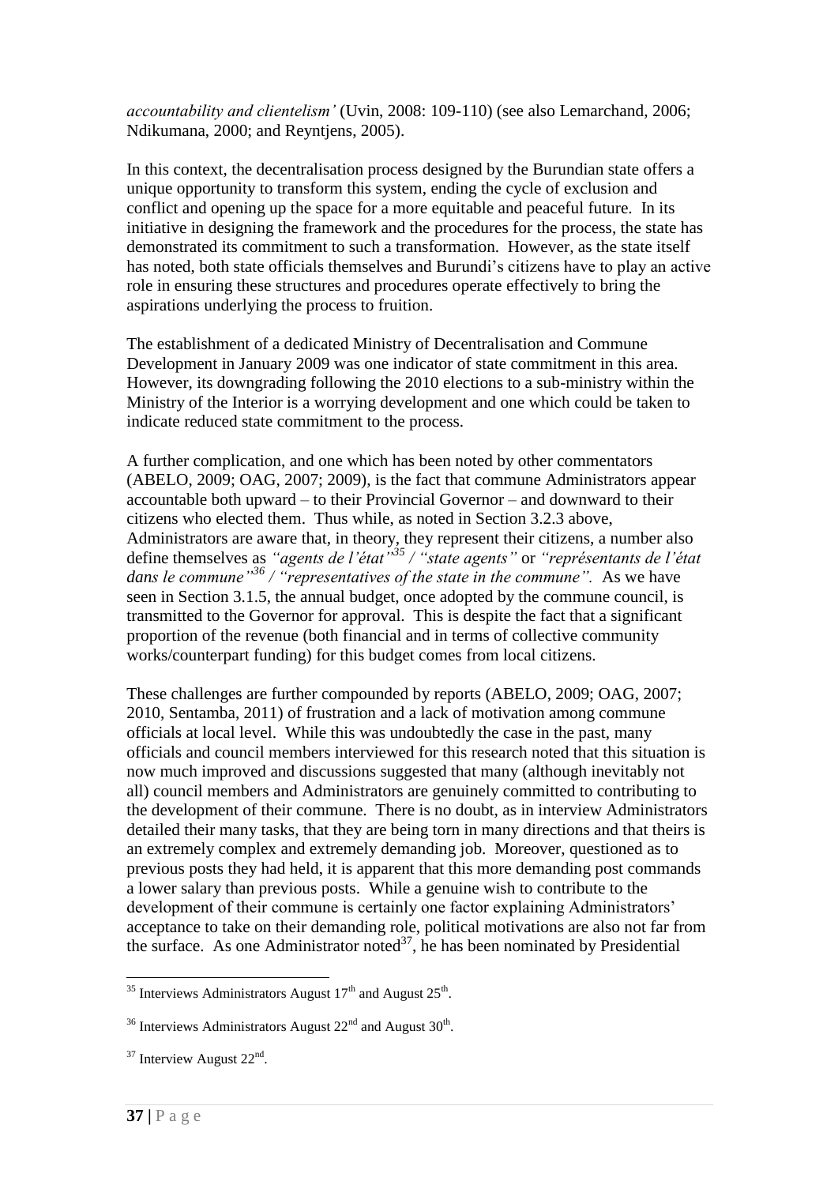*accountability and clientelism'* (Uvin, 2008: 109-110) (see also Lemarchand, 2006; Ndikumana, 2000; and Reyntjens, 2005).

In this context, the decentralisation process designed by the Burundian state offers a unique opportunity to transform this system, ending the cycle of exclusion and conflict and opening up the space for a more equitable and peaceful future. In its initiative in designing the framework and the procedures for the process, the state has demonstrated its commitment to such a transformation. However, as the state itself has noted, both state officials themselves and Burundi's citizens have to play an active role in ensuring these structures and procedures operate effectively to bring the aspirations underlying the process to fruition.

The establishment of a dedicated Ministry of Decentralisation and Commune Development in January 2009 was one indicator of state commitment in this area. However, its downgrading following the 2010 elections to a sub-ministry within the Ministry of the Interior is a worrying development and one which could be taken to indicate reduced state commitment to the process.

A further complication, and one which has been noted by other commentators (ABELO, 2009; OAG, 2007; 2009), is the fact that commune Administrators appear accountable both upward – to their Provincial Governor – and downward to their citizens who elected them. Thus while, as noted in Section 3.2.3 above, Administrators are aware that, in theory, they represent their citizens, a number also define themselves as *"agents de l'état"*[35] / *"state agents"* or *"représentants de l'état dans le commune"*[36] / *"representatives of the state in the commune".* As we have seen in Section 3.1.5, the annual budget, once adopted by the commune council, is transmitted to the Governor for approval. This is despite the fact that a significant proportion of the revenue (both financial and in terms of collective community works/counterpart funding) for this budget comes from local citizens.

These challenges are further compounded by reports (ABELO, 2009; OAG, 2007; 2010, Sentamba, 2011) of frustration and a lack of motivation among commune officials at local level. While this was undoubtedly the case in the past, many officials and council members interviewed for this research noted that this situation is now much improved and discussions suggested that many (although inevitably not all) council members and Administrators are genuinely committed to contributing to the development of their commune. There is no doubt, as in interview Administrators detailed their many tasks, that they are being torn in many directions and that theirs is an extremely complex and extremely demanding job. Moreover, questioned as to previous posts they had held, it is apparent that this more demanding post commands a lower salary than previous posts. While a genuine wish to contribute to the development of their commune is certainly one factor explaining Administrators' acceptance to take on their demanding role, political motivations are also not far from the surface. As one Administrator noted[37], he has been nominated by Presidential

---

[35] Interviews Administrators August 17th and August 25th.

[36] Interviews Administrators August 22nd and August 30th.

[37] Interview August 22nd.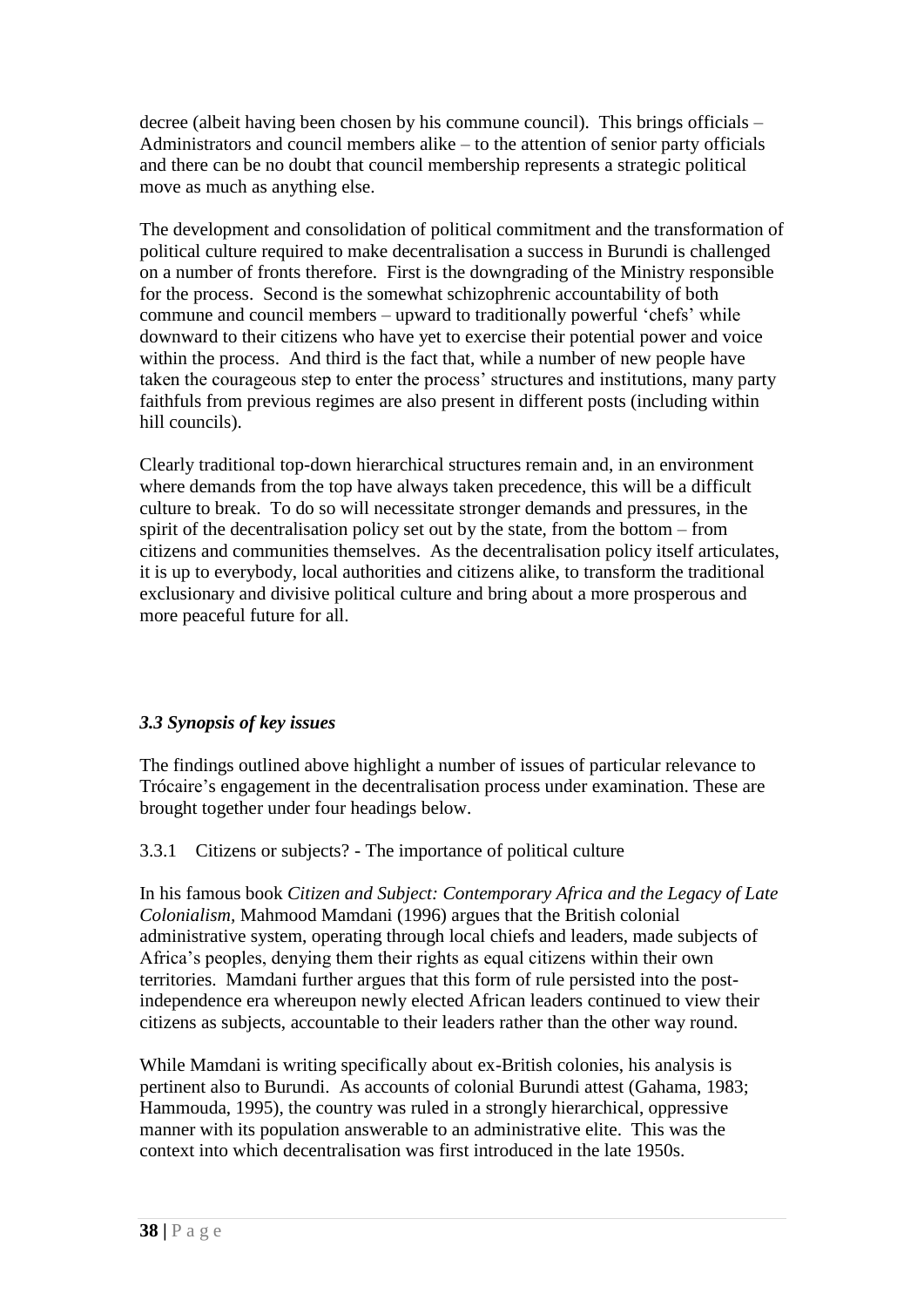decree (albeit having been chosen by his commune council). This brings officials – Administrators and council members alike – to the attention of senior party officials and there can be no doubt that council membership represents a strategic political move as much as anything else.

The development and consolidation of political commitment and the transformation of political culture required to make decentralisation a success in Burundi is challenged on a number of fronts therefore. First is the downgrading of the Ministry responsible for the process. Second is the somewhat schizophrenic accountability of both commune and council members – upward to traditionally powerful 'chefs' while downward to their citizens who have yet to exercise their potential power and voice within the process. And third is the fact that, while a number of new people have taken the courageous step to enter the process' structures and institutions, many party faithfuls from previous regimes are also present in different posts (including within hill councils).

Clearly traditional top-down hierarchical structures remain and, in an environment where demands from the top have always taken precedence, this will be a difficult culture to break. To do so will necessitate stronger demands and pressures, in the spirit of the decentralisation policy set out by the state, from the bottom – from citizens and communities themselves. As the decentralisation policy itself articulates, it is up to everybody, local authorities and citizens alike, to transform the traditional exclusionary and divisive political culture and bring about a more prosperous and more peaceful future for all.

### *3.3 Synopsis of key issues*

The findings outlined above highlight a number of issues of particular relevance to Trócaire's engagement in the decentralisation process under examination. These are brought together under four headings below.

#### 3.3.1 Citizens or subjects? - The importance of political culture

In his famous book *Citizen and Subject: Contemporary Africa and the Legacy of Late Colonialism,* Mahmood Mamdani (1996) argues that the British colonial administrative system, operating through local chiefs and leaders, made subjects of Africa's peoples, denying them their rights as equal citizens within their own territories. Mamdani further argues that this form of rule persisted into the post-independence era whereupon newly elected African leaders continued to view their citizens as subjects, accountable to their leaders rather than the other way round.

While Mamdani is writing specifically about ex-British colonies, his analysis is pertinent also to Burundi. As accounts of colonial Burundi attest (Gahama, 1983; Hammouda, 1995), the country was ruled in a strongly hierarchical, oppressive manner with its population answerable to an administrative elite. This was the context into which decentralisation was first introduced in the late 1950s.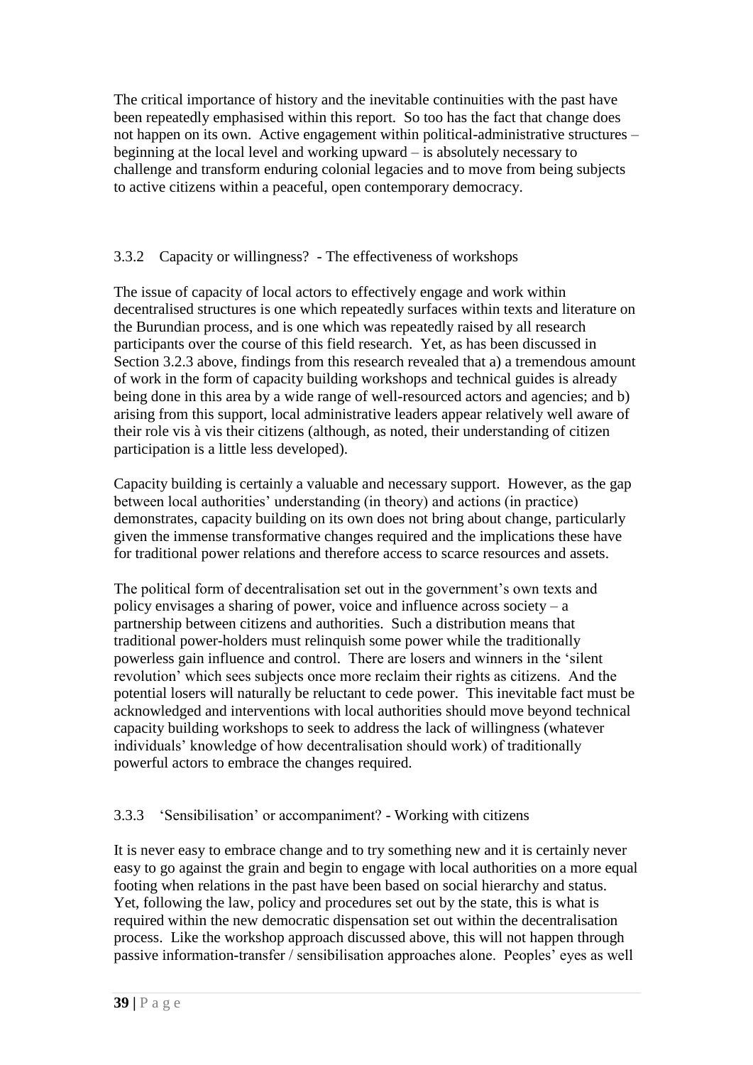The critical importance of history and the inevitable continuities with the past have been repeatedly emphasised within this report. So too has the fact that change does not happen on its own. Active engagement within political-administrative structures – beginning at the local level and working upward – is absolutely necessary to challenge and transform enduring colonial legacies and to move from being subjects to active citizens within a peaceful, open contemporary democracy.

### 3.3.2 Capacity or willingness? - The effectiveness of workshops

The issue of capacity of local actors to effectively engage and work within decentralised structures is one which repeatedly surfaces within texts and literature on the Burundian process, and is one which was repeatedly raised by all research participants over the course of this field research. Yet, as has been discussed in Section 3.2.3 above, findings from this research revealed that a) a tremendous amount of work in the form of capacity building workshops and technical guides is already being done in this area by a wide range of well-resourced actors and agencies; and b) arising from this support, local administrative leaders appear relatively well aware of their role vis à vis their citizens (although, as noted, their understanding of citizen participation is a little less developed).

Capacity building is certainly a valuable and necessary support. However, as the gap between local authorities' understanding (in theory) and actions (in practice) demonstrates, capacity building on its own does not bring about change, particularly given the immense transformative changes required and the implications these have for traditional power relations and therefore access to scarce resources and assets.

The political form of decentralisation set out in the government's own texts and policy envisages a sharing of power, voice and influence across society – a partnership between citizens and authorities. Such a distribution means that traditional power-holders must relinquish some power while the traditionally powerless gain influence and control. There are losers and winners in the 'silent revolution' which sees subjects once more reclaim their rights as citizens. And the potential losers will naturally be reluctant to cede power. This inevitable fact must be acknowledged and interventions with local authorities should move beyond technical capacity building workshops to seek to address the lack of willingness (whatever individuals' knowledge of how decentralisation should work) of traditionally powerful actors to embrace the changes required.

### 3.3.3 'Sensibilisation' or accompaniment? - Working with citizens

It is never easy to embrace change and to try something new and it is certainly never easy to go against the grain and begin to engage with local authorities on a more equal footing when relations in the past have been based on social hierarchy and status. Yet, following the law, policy and procedures set out by the state, this is what is required within the new democratic dispensation set out within the decentralisation process. Like the workshop approach discussed above, this will not happen through passive information-transfer / sensibilisation approaches alone. Peoples' eyes as well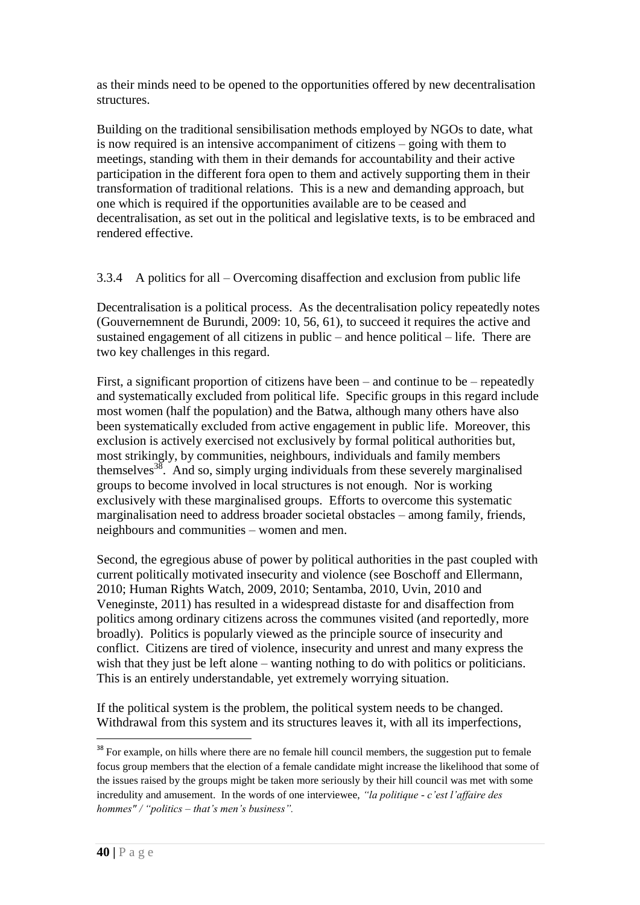as their minds need to be opened to the opportunities offered by new decentralisation structures.

Building on the traditional sensibilisation methods employed by NGOs to date, what is now required is an intensive accompaniment of citizens – going with them to meetings, standing with them in their demands for accountability and their active participation in the different fora open to them and actively supporting them in their transformation of traditional relations. This is a new and demanding approach, but one which is required if the opportunities available are to be ceased and decentralisation, as set out in the political and legislative texts, is to be embraced and rendered effective.

### 3.3.4 A politics for all – Overcoming disaffection and exclusion from public life

Decentralisation is a political process. As the decentralisation policy repeatedly notes (Gouvernemnent de Burundi, 2009: 10, 56, 61), to succeed it requires the active and sustained engagement of all citizens in public – and hence political – life. There are two key challenges in this regard.

First, a significant proportion of citizens have been – and continue to be – repeatedly and systematically excluded from political life. Specific groups in this regard include most women (half the population) and the Batwa, although many others have also been systematically excluded from active engagement in public life. Moreover, this exclusion is actively exercised not exclusively by formal political authorities but, most strikingly, by communities, neighbours, individuals and family members themselves[38]. And so, simply urging individuals from these severely marginalised groups to become involved in local structures is not enough. Nor is working exclusively with these marginalised groups. Efforts to overcome this systematic marginalisation need to address broader societal obstacles – among family, friends, neighbours and communities – women and men.

Second, the egregious abuse of power by political authorities in the past coupled with current politically motivated insecurity and violence (see Boschoff and Ellermann, 2010; Human Rights Watch, 2009, 2010; Sentamba, 2010, Uvin, 2010 and Veneginste, 2011) has resulted in a widespread distaste for and disaffection from politics among ordinary citizens across the communes visited (and reportedly, more broadly). Politics is popularly viewed as the principle source of insecurity and conflict. Citizens are tired of violence, insecurity and unrest and many express the wish that they just be left alone – wanting nothing to do with politics or politicians. This is an entirely understandable, yet extremely worrying situation.

If the political system is the problem, the political system needs to be changed. Withdrawal from this system and its structures leaves it, with all its imperfections,

---

[38] For example, on hills where there are no female hill council members, the suggestion put to female focus group members that the election of a female candidate might increase the likelihood that some of the issues raised by the groups might be taken more seriously by their hill council was met with some incredulity and amusement. In the words of one interviewee, *"la politique - c'est l'affaire des hommes" / "politics – that's men's business".*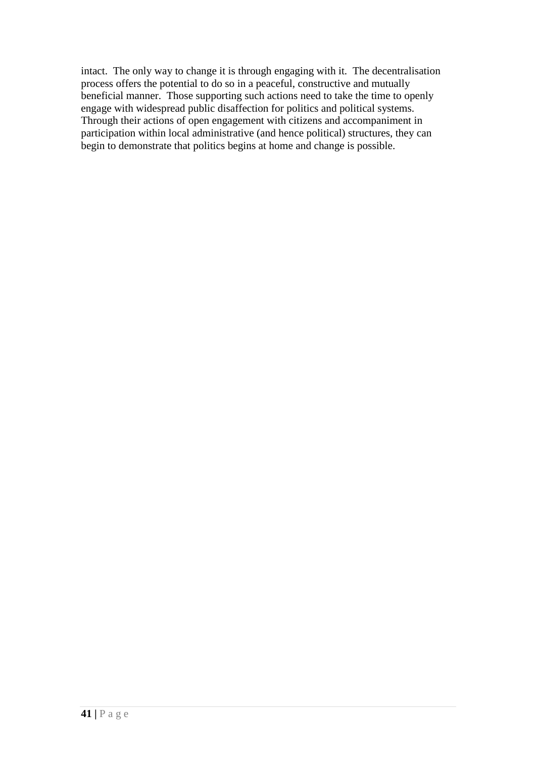intact. The only way to change it is through engaging with it. The decentralisation process offers the potential to do so in a peaceful, constructive and mutually beneficial manner. Those supporting such actions need to take the time to openly engage with widespread public disaffection for politics and political systems. Through their actions of open engagement with citizens and accompaniment in participation within local administrative (and hence political) structures, they can begin to demonstrate that politics begins at home and change is possible.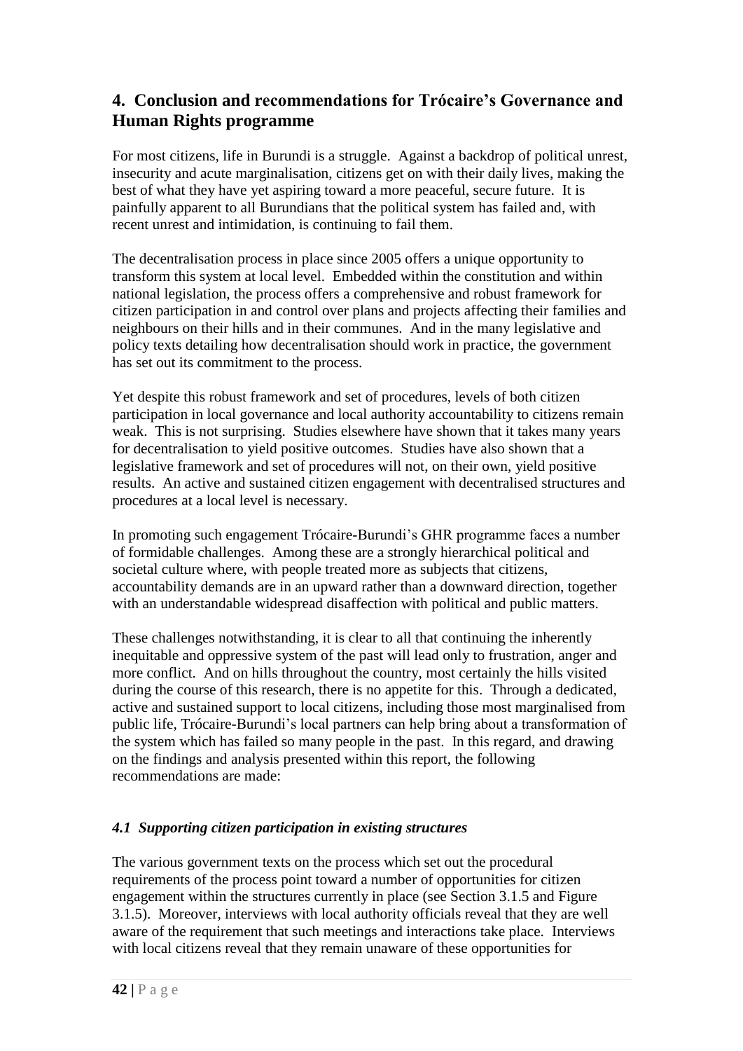## 4. Conclusion and recommendations for Trócaire's Governance and Human Rights programme

For most citizens, life in Burundi is a struggle. Against a backdrop of political unrest, insecurity and acute marginalisation, citizens get on with their daily lives, making the best of what they have yet aspiring toward a more peaceful, secure future. It is painfully apparent to all Burundians that the political system has failed and, with recent unrest and intimidation, is continuing to fail them.

The decentralisation process in place since 2005 offers a unique opportunity to transform this system at local level. Embedded within the constitution and within national legislation, the process offers a comprehensive and robust framework for citizen participation in and control over plans and projects affecting their families and neighbours on their hills and in their communes. And in the many legislative and policy texts detailing how decentralisation should work in practice, the government has set out its commitment to the process.

Yet despite this robust framework and set of procedures, levels of both citizen participation in local governance and local authority accountability to citizens remain weak. This is not surprising. Studies elsewhere have shown that it takes many years for decentralisation to yield positive outcomes. Studies have also shown that a legislative framework and set of procedures will not, on their own, yield positive results. An active and sustained citizen engagement with decentralised structures and procedures at a local level is necessary.

In promoting such engagement Trócaire-Burundi's GHR programme faces a number of formidable challenges. Among these are a strongly hierarchical political and societal culture where, with people treated more as subjects that citizens, accountability demands are in an upward rather than a downward direction, together with an understandable widespread disaffection with political and public matters.

These challenges notwithstanding, it is clear to all that continuing the inherently inequitable and oppressive system of the past will lead only to frustration, anger and more conflict. And on hills throughout the country, most certainly the hills visited during the course of this research, there is no appetite for this. Through a dedicated, active and sustained support to local citizens, including those most marginalised from public life, Trócaire-Burundi's local partners can help bring about a transformation of the system which has failed so many people in the past. In this regard, and drawing on the findings and analysis presented within this report, the following recommendations are made:

### *4.1 Supporting citizen participation in existing structures*

The various government texts on the process which set out the procedural requirements of the process point toward a number of opportunities for citizen engagement within the structures currently in place (see Section 3.1.5 and Figure 3.1.5). Moreover, interviews with local authority officials reveal that they are well aware of the requirement that such meetings and interactions take place. Interviews with local citizens reveal that they remain unaware of these opportunities for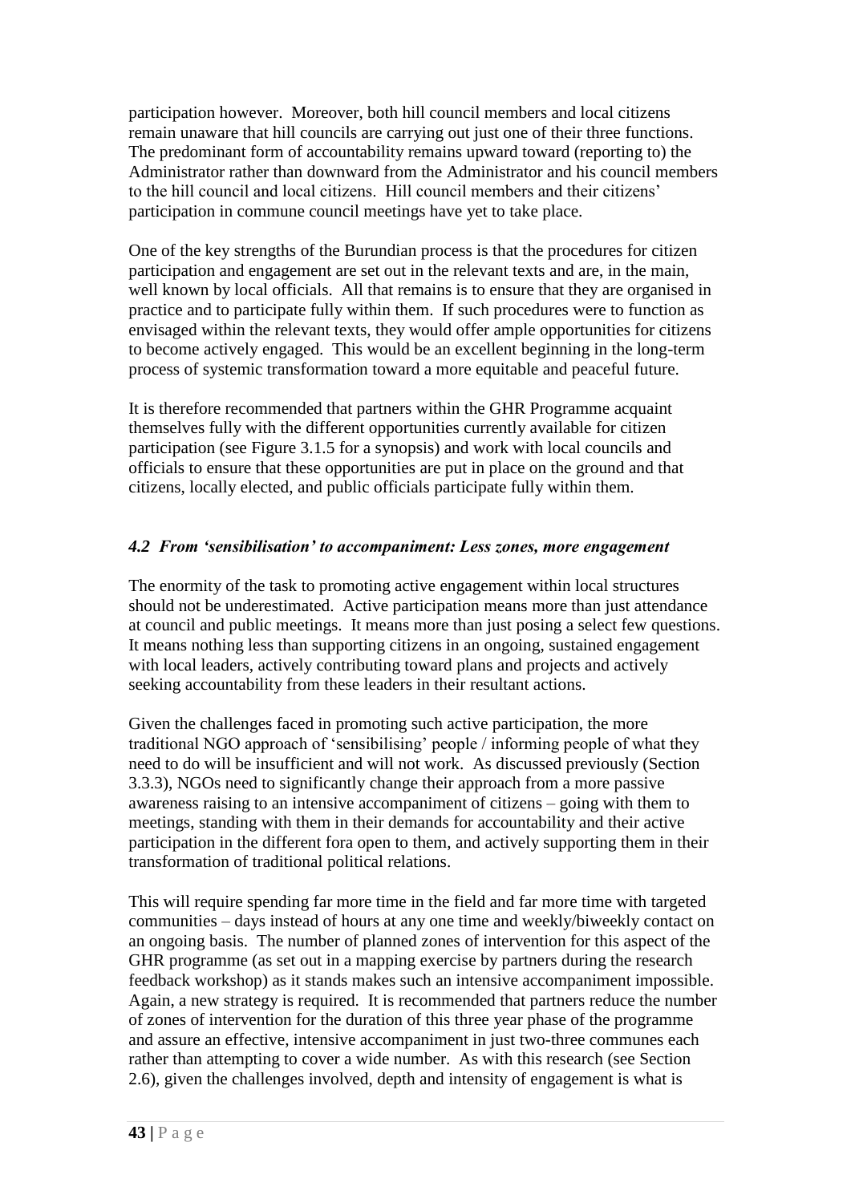participation however. Moreover, both hill council members and local citizens remain unaware that hill councils are carrying out just one of their three functions. The predominant form of accountability remains upward toward (reporting to) the Administrator rather than downward from the Administrator and his council members to the hill council and local citizens. Hill council members and their citizens' participation in commune council meetings have yet to take place.

One of the key strengths of the Burundian process is that the procedures for citizen participation and engagement are set out in the relevant texts and are, in the main, well known by local officials. All that remains is to ensure that they are organised in practice and to participate fully within them. If such procedures were to function as envisaged within the relevant texts, they would offer ample opportunities for citizens to become actively engaged. This would be an excellent beginning in the long-term process of systemic transformation toward a more equitable and peaceful future.

It is therefore recommended that partners within the GHR Programme acquaint themselves fully with the different opportunities currently available for citizen participation (see Figure 3.1.5 for a synopsis) and work with local councils and officials to ensure that these opportunities are put in place on the ground and that citizens, locally elected, and public officials participate fully within them.

### *4.2 From 'sensibilisation' to accompaniment: Less zones, more engagement*

The enormity of the task to promoting active engagement within local structures should not be underestimated. Active participation means more than just attendance at council and public meetings. It means more than just posing a select few questions. It means nothing less than supporting citizens in an ongoing, sustained engagement with local leaders, actively contributing toward plans and projects and actively seeking accountability from these leaders in their resultant actions.

Given the challenges faced in promoting such active participation, the more traditional NGO approach of 'sensibilising' people / informing people of what they need to do will be insufficient and will not work. As discussed previously (Section 3.3.3), NGOs need to significantly change their approach from a more passive awareness raising to an intensive accompaniment of citizens – going with them to meetings, standing with them in their demands for accountability and their active participation in the different fora open to them, and actively supporting them in their transformation of traditional political relations.

This will require spending far more time in the field and far more time with targeted communities – days instead of hours at any one time and weekly/biweekly contact on an ongoing basis. The number of planned zones of intervention for this aspect of the GHR programme (as set out in a mapping exercise by partners during the research feedback workshop) as it stands makes such an intensive accompaniment impossible. Again, a new strategy is required. It is recommended that partners reduce the number of zones of intervention for the duration of this three year phase of the programme and assure an effective, intensive accompaniment in just two-three communes each rather than attempting to cover a wide number. As with this research (see Section 2.6), given the challenges involved, depth and intensity of engagement is what is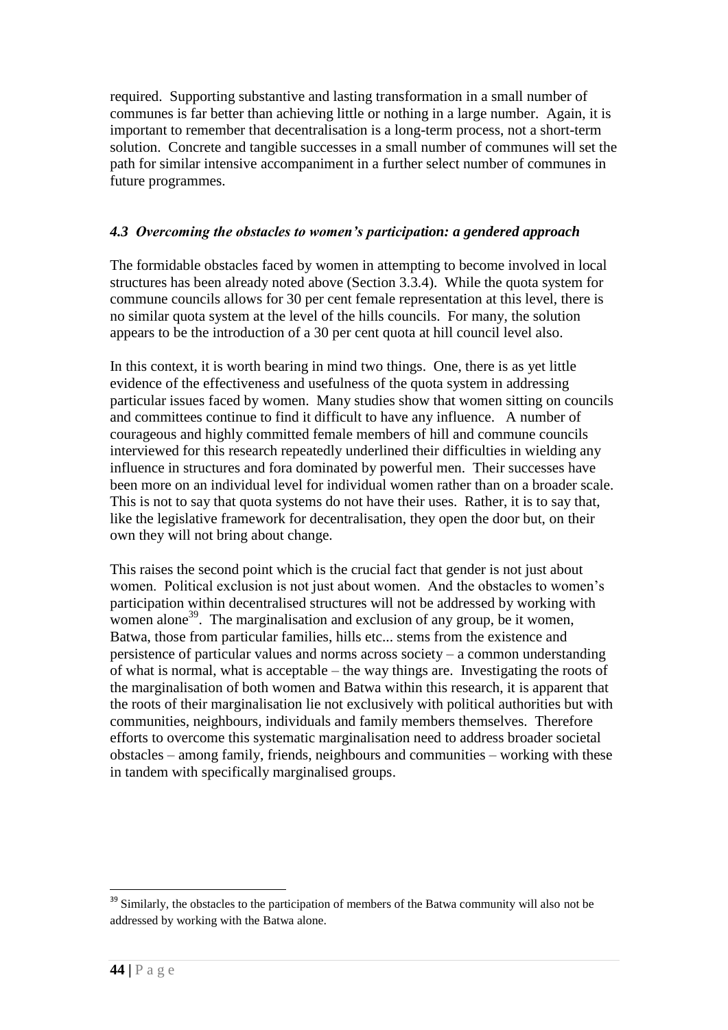required. Supporting substantive and lasting transformation in a small number of communes is far better than achieving little or nothing in a large number. Again, it is important to remember that decentralisation is a long-term process, not a short-term solution. Concrete and tangible successes in a small number of communes will set the path for similar intensive accompaniment in a further select number of communes in future programmes.

### *4.3 Overcoming the obstacles to women's participation: a gendered approach*

The formidable obstacles faced by women in attempting to become involved in local structures has been already noted above (Section 3.3.4). While the quota system for commune councils allows for 30 per cent female representation at this level, there is no similar quota system at the level of the hills councils. For many, the solution appears to be the introduction of a 30 per cent quota at hill council level also.

In this context, it is worth bearing in mind two things. One, there is as yet little evidence of the effectiveness and usefulness of the quota system in addressing particular issues faced by women. Many studies show that women sitting on councils and committees continue to find it difficult to have any influence. A number of courageous and highly committed female members of hill and commune councils interviewed for this research repeatedly underlined their difficulties in wielding any influence in structures and fora dominated by powerful men. Their successes have been more on an individual level for individual women rather than on a broader scale. This is not to say that quota systems do not have their uses. Rather, it is to say that, like the legislative framework for decentralisation, they open the door but, on their own they will not bring about change.

This raises the second point which is the crucial fact that gender is not just about women. Political exclusion is not just about women. And the obstacles to women's participation within decentralised structures will not be addressed by working with women alone[39]. The marginalisation and exclusion of any group, be it women, Batwa, those from particular families, hills etc... stems from the existence and persistence of particular values and norms across society – a common understanding of what is normal, what is acceptable – the way things are. Investigating the roots of the marginalisation of both women and Batwa within this research, it is apparent that the roots of their marginalisation lie not exclusively with political authorities but with communities, neighbours, individuals and family members themselves. Therefore efforts to overcome this systematic marginalisation need to address broader societal obstacles – among family, friends, neighbours and communities – working with these in tandem with specifically marginalised groups.

---

[39] Similarly, the obstacles to the participation of members of the Batwa community will also not be addressed by working with the Batwa alone.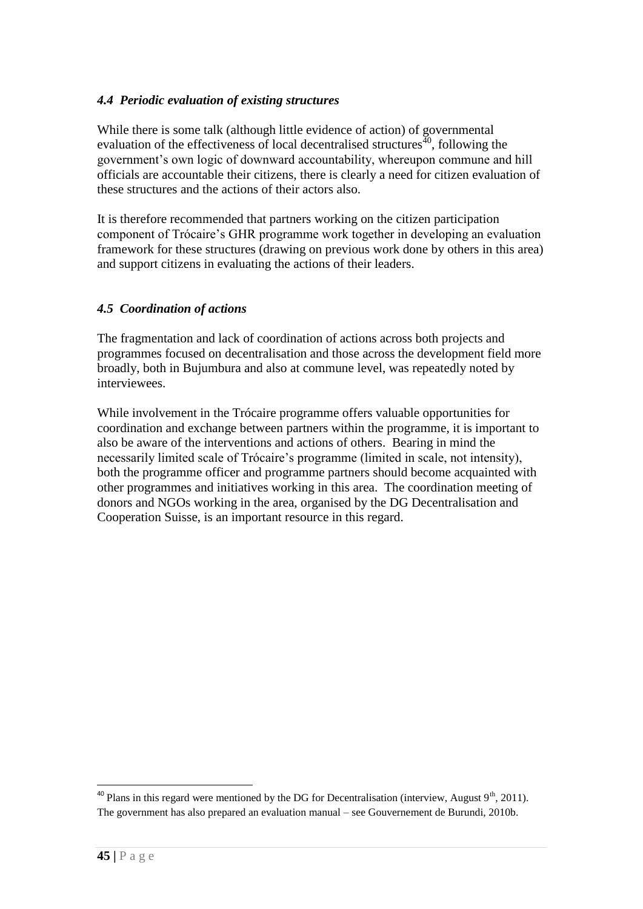### *4.4 Periodic evaluation of existing structures*

While there is some talk (although little evidence of action) of governmental evaluation of the effectiveness of local decentralised structures[40], following the government's own logic of downward accountability, whereupon commune and hill officials are accountable their citizens, there is clearly a need for citizen evaluation of these structures and the actions of their actors also.

It is therefore recommended that partners working on the citizen participation component of Trócaire's GHR programme work together in developing an evaluation framework for these structures (drawing on previous work done by others in this area) and support citizens in evaluating the actions of their leaders.

### *4.5 Coordination of actions*

The fragmentation and lack of coordination of actions across both projects and programmes focused on decentralisation and those across the development field more broadly, both in Bujumbura and also at commune level, was repeatedly noted by interviewees.

While involvement in the Trócaire programme offers valuable opportunities for coordination and exchange between partners within the programme, it is important to also be aware of the interventions and actions of others. Bearing in mind the necessarily limited scale of Trócaire's programme (limited in scale, not intensity), both the programme officer and programme partners should become acquainted with other programmes and initiatives working in this area. The coordination meeting of donors and NGOs working in the area, organised by the DG Decentralisation and Cooperation Suisse, is an important resource in this regard.

---

[40] Plans in this regard were mentioned by the DG for Decentralisation (interview, August 9th, 2011). The government has also prepared an evaluation manual – see Gouvernement de Burundi, 2010b.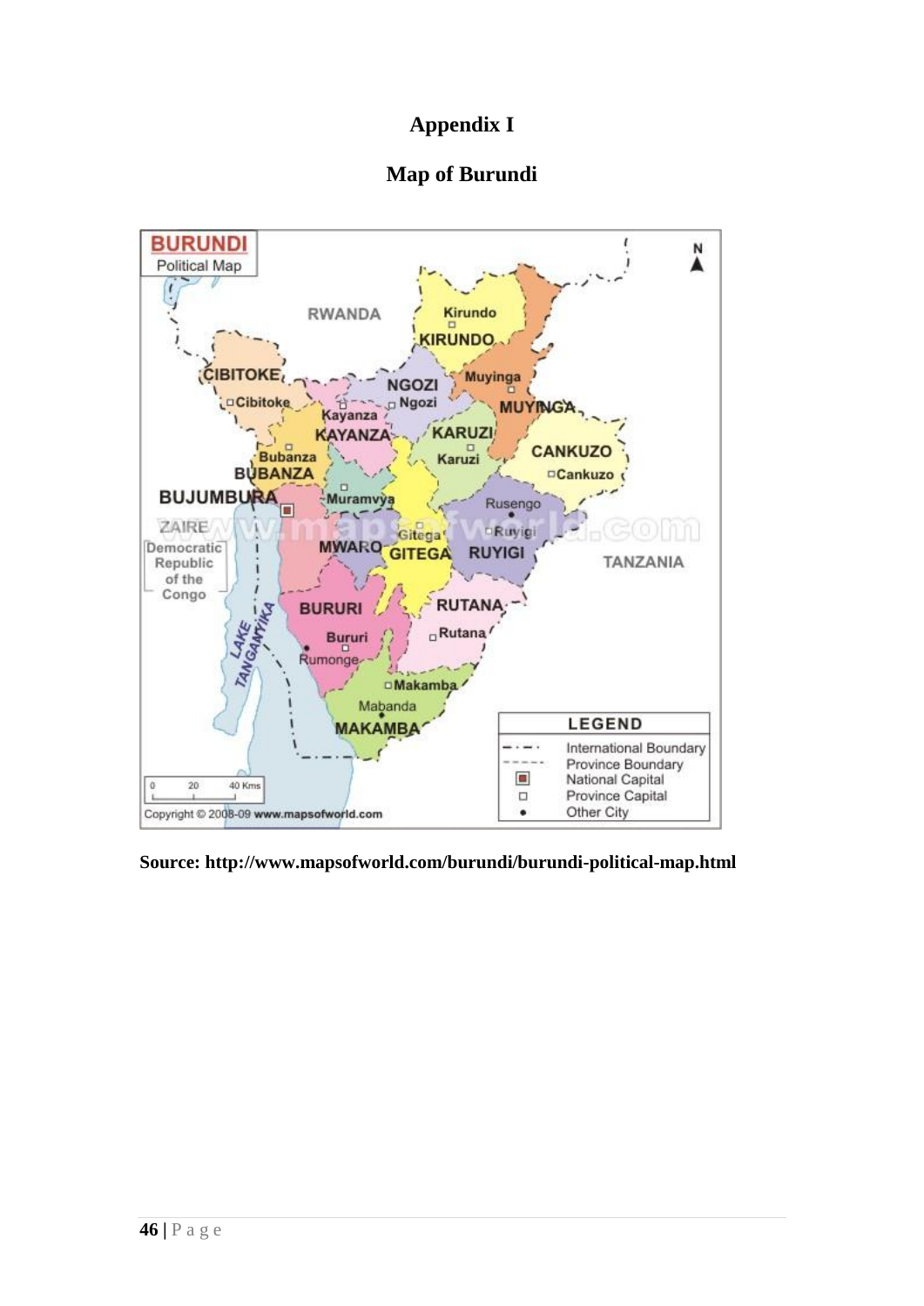# Appendix I

## Map of Burundi

**Source: http://www.mapsofworld.com/burundi/burundi-political-map.html**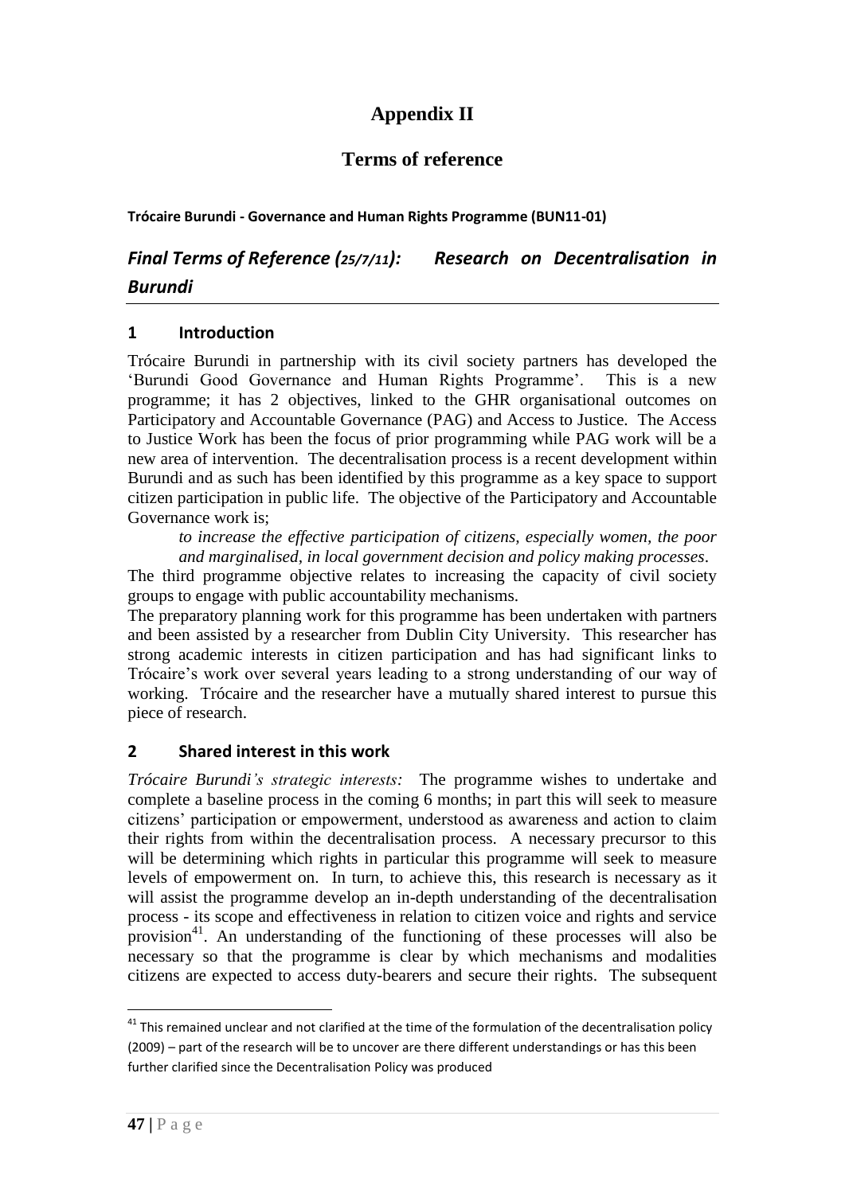# Appendix II

## Terms of reference

**Trócaire Burundi - Governance and Human Rights Programme (BUN11-01)**

## *Final Terms of Reference (25/7/11): Research on Decentralisation in Burundi*

### 1 Introduction

Trócaire Burundi in partnership with its civil society partners has developed the 'Burundi Good Governance and Human Rights Programme'. This is a new programme; it has 2 objectives, linked to the GHR organisational outcomes on Participatory and Accountable Governance (PAG) and Access to Justice. The Access to Justice Work has been the focus of prior programming while PAG work will be a new area of intervention. The decentralisation process is a recent development within Burundi and as such has been identified by this programme as a key space to support citizen participation in public life. The objective of the Participatory and Accountable Governance work is;

> *to increase the effective participation of citizens, especially women, the poor and marginalised, in local government decision and policy making processes.*

The third programme objective relates to increasing the capacity of civil society groups to engage with public accountability mechanisms.

The preparatory planning work for this programme has been undertaken with partners and been assisted by a researcher from Dublin City University. This researcher has strong academic interests in citizen participation and has had significant links to Trócaire's work over several years leading to a strong understanding of our way of working. Trócaire and the researcher have a mutually shared interest to pursue this piece of research.

### 2 Shared interest in this work

*Trócaire Burundi's strategic interests:* The programme wishes to undertake and complete a baseline process in the coming 6 months; in part this will seek to measure citizens' participation or empowerment, understood as awareness and action to claim their rights from within the decentralisation process. A necessary precursor to this will be determining which rights in particular this programme will seek to measure levels of empowerment on. In turn, to achieve this, this research is necessary as it will assist the programme develop an in-depth understanding of the decentralisation process - its scope and effectiveness in relation to citizen voice and rights and service provision[41]. An understanding of the functioning of these processes will also be necessary so that the programme is clear by which mechanisms and modalities citizens are expected to access duty-bearers and secure their rights. The subsequent

[41] This remained unclear and not clarified at the time of the formulation of the decentralisation policy (2009) – part of the research will be to uncover are there different understandings or has this been further clarified since the Decentralisation Policy was produced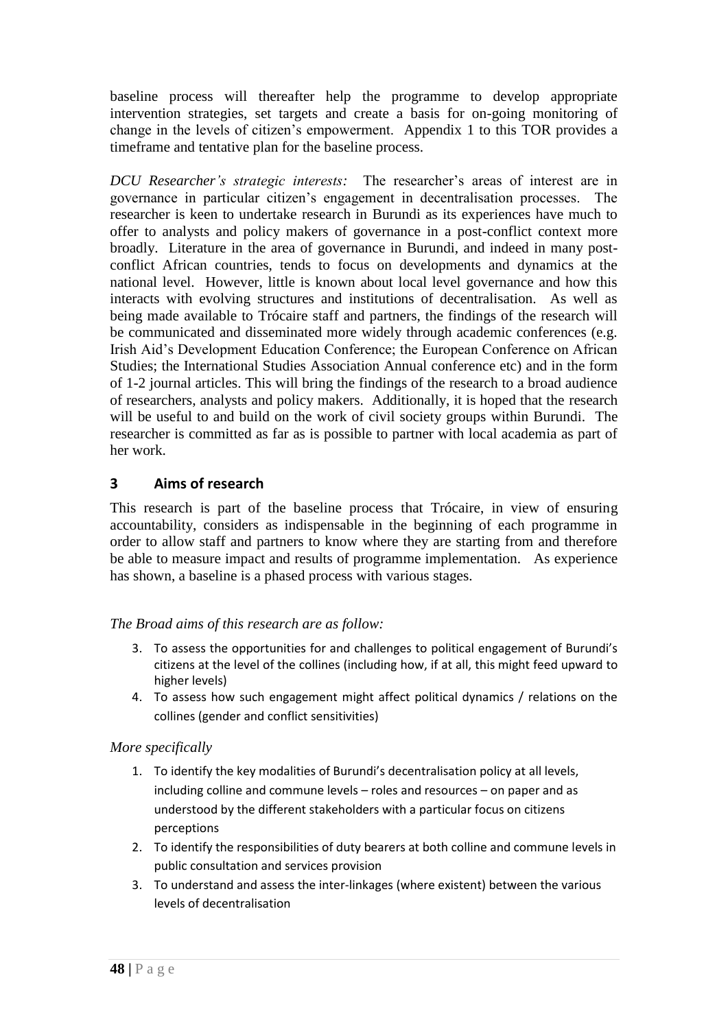baseline process will thereafter help the programme to develop appropriate intervention strategies, set targets and create a basis for on-going monitoring of change in the levels of citizen's empowerment. Appendix 1 to this TOR provides a timeframe and tentative plan for the baseline process.

*DCU Researcher's strategic interests:* The researcher's areas of interest are in governance in particular citizen's engagement in decentralisation processes. The researcher is keen to undertake research in Burundi as its experiences have much to offer to analysts and policy makers of governance in a post-conflict context more broadly. Literature in the area of governance in Burundi, and indeed in many post-conflict African countries, tends to focus on developments and dynamics at the national level. However, little is known about local level governance and how this interacts with evolving structures and institutions of decentralisation. As well as being made available to Trócaire staff and partners, the findings of the research will be communicated and disseminated more widely through academic conferences (e.g. Irish Aid's Development Education Conference; the European Conference on African Studies; the International Studies Association Annual conference etc) and in the form of 1-2 journal articles. This will bring the findings of the research to a broad audience of researchers, analysts and policy makers. Additionally, it is hoped that the research will be useful to and build on the work of civil society groups within Burundi. The researcher is committed as far as is possible to partner with local academia as part of her work.

## 3 Aims of research

This research is part of the baseline process that Trócaire, in view of ensuring accountability, considers as indispensable in the beginning of each programme in order to allow staff and partners to know where they are starting from and therefore be able to measure impact and results of programme implementation. As experience has shown, a baseline is a phased process with various stages.

*The Broad aims of this research are as follow:*

3. To assess the opportunities for and challenges to political engagement of Burundi's citizens at the level of the collines (including how, if at all, this might feed upward to higher levels)
4. To assess how such engagement might affect political dynamics / relations on the collines (gender and conflict sensitivities)

*More specifically*

1. To identify the key modalities of Burundi's decentralisation policy at all levels, including colline and commune levels – roles and resources – on paper and as understood by the different stakeholders with a particular focus on citizens perceptions
2. To identify the responsibilities of duty bearers at both colline and commune levels in public consultation and services provision
3. To understand and assess the inter-linkages (where existent) between the various levels of decentralisation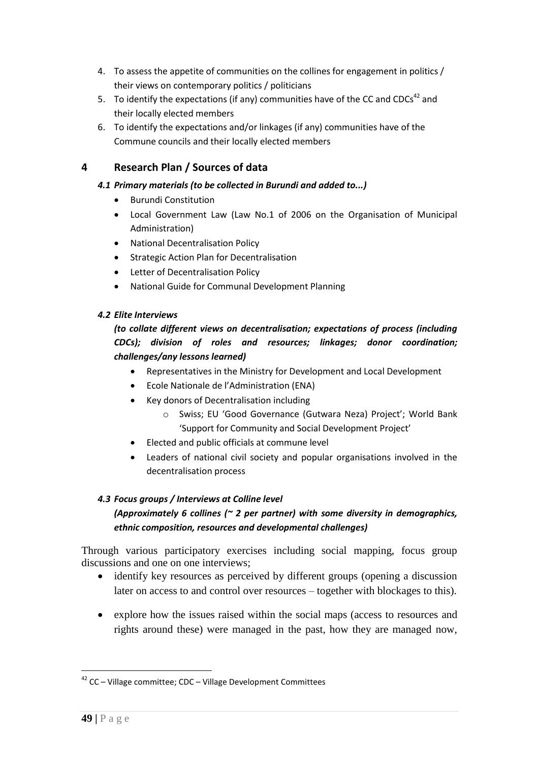4. To assess the appetite of communities on the collines for engagement in politics / their views on contemporary politics / politicians
5. To identify the expectations (if any) communities have of the CC and CDCs[42] and their locally elected members
6. To identify the expectations and/or linkages (if any) communities have of the Commune councils and their locally elected members

## 4 Research Plan / Sources of data

### *4.1 Primary materials (to be collected in Burundi and added to...)*

- Burundi Constitution
- Local Government Law (Law No.1 of 2006 on the Organisation of Municipal Administration)
- National Decentralisation Policy
- Strategic Action Plan for Decentralisation
- Letter of Decentralisation Policy
- National Guide for Communal Development Planning

### *4.2 Elite Interviews*

***(to collate different views on decentralisation; expectations of process (including CDCs); division of roles and resources; linkages; donor coordination; challenges/any lessons learned)***

- Representatives in the Ministry for Development and Local Development
- Ecole Nationale de l'Administration (ENA)
- Key donors of Decentralisation including
  - Swiss; EU 'Good Governance (Gutwara Neza) Project'; World Bank 'Support for Community and Social Development Project'
- Elected and public officials at commune level
- Leaders of national civil society and popular organisations involved in the decentralisation process

### *4.3 Focus groups / Interviews at Colline level*

***(Approximately 6 collines (~ 2 per partner) with some diversity in demographics, ethnic composition, resources and developmental challenges)***

Through various participatory exercises including social mapping, focus group discussions and one on one interviews;

- identify key resources as perceived by different groups (opening a discussion later on access to and control over resources – together with blockages to this).
- explore how the issues raised within the social maps (access to resources and rights around these) were managed in the past, how they are managed now,

[42] CC – Village committee; CDC – Village Development Committees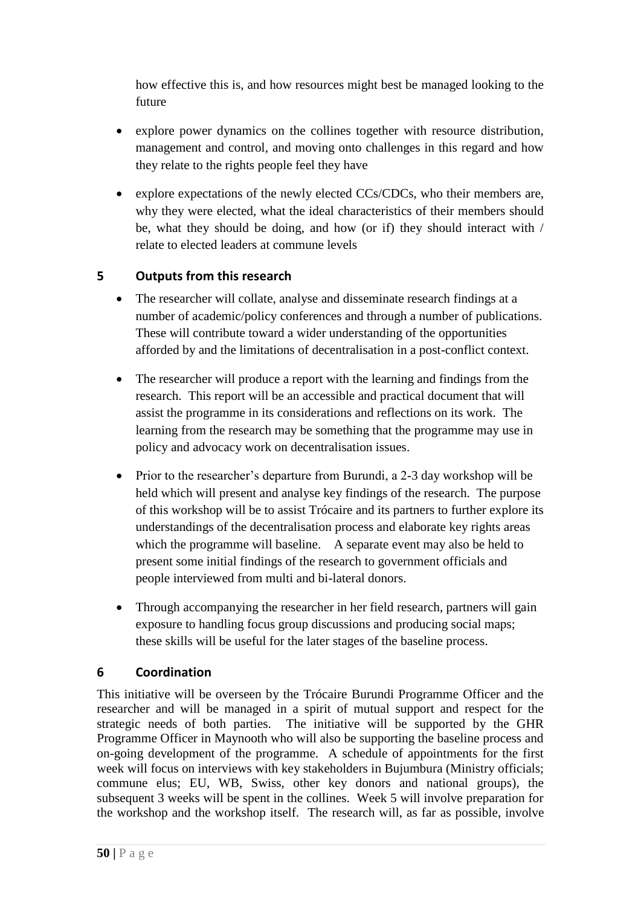how effective this is, and how resources might best be managed looking to the future

- explore power dynamics on the collines together with resource distribution, management and control, and moving onto challenges in this regard and how they relate to the rights people feel they have
- explore expectations of the newly elected CCs/CDCs, who their members are, why they were elected, what the ideal characteristics of their members should be, what they should be doing, and how (or if) they should interact with / relate to elected leaders at commune levels

## 5 Outputs from this research

- The researcher will collate, analyse and disseminate research findings at a number of academic/policy conferences and through a number of publications. These will contribute toward a wider understanding of the opportunities afforded by and the limitations of decentralisation in a post-conflict context.
- The researcher will produce a report with the learning and findings from the research. This report will be an accessible and practical document that will assist the programme in its considerations and reflections on its work. The learning from the research may be something that the programme may use in policy and advocacy work on decentralisation issues.
- Prior to the researcher's departure from Burundi, a 2-3 day workshop will be held which will present and analyse key findings of the research. The purpose of this workshop will be to assist Trócaire and its partners to further explore its understandings of the decentralisation process and elaborate key rights areas which the programme will baseline. A separate event may also be held to present some initial findings of the research to government officials and people interviewed from multi and bi-lateral donors.
- Through accompanying the researcher in her field research, partners will gain exposure to handling focus group discussions and producing social maps; these skills will be useful for the later stages of the baseline process.

## 6 Coordination

This initiative will be overseen by the Trócaire Burundi Programme Officer and the researcher and will be managed in a spirit of mutual support and respect for the strategic needs of both parties. The initiative will be supported by the GHR Programme Officer in Maynooth who will also be supporting the baseline process and on-going development of the programme. A schedule of appointments for the first week will focus on interviews with key stakeholders in Bujumbura (Ministry officials; commune elus; EU, WB, Swiss, other key donors and national groups), the subsequent 3 weeks will be spent in the collines. Week 5 will involve preparation for the workshop and the workshop itself. The research will, as far as possible, involve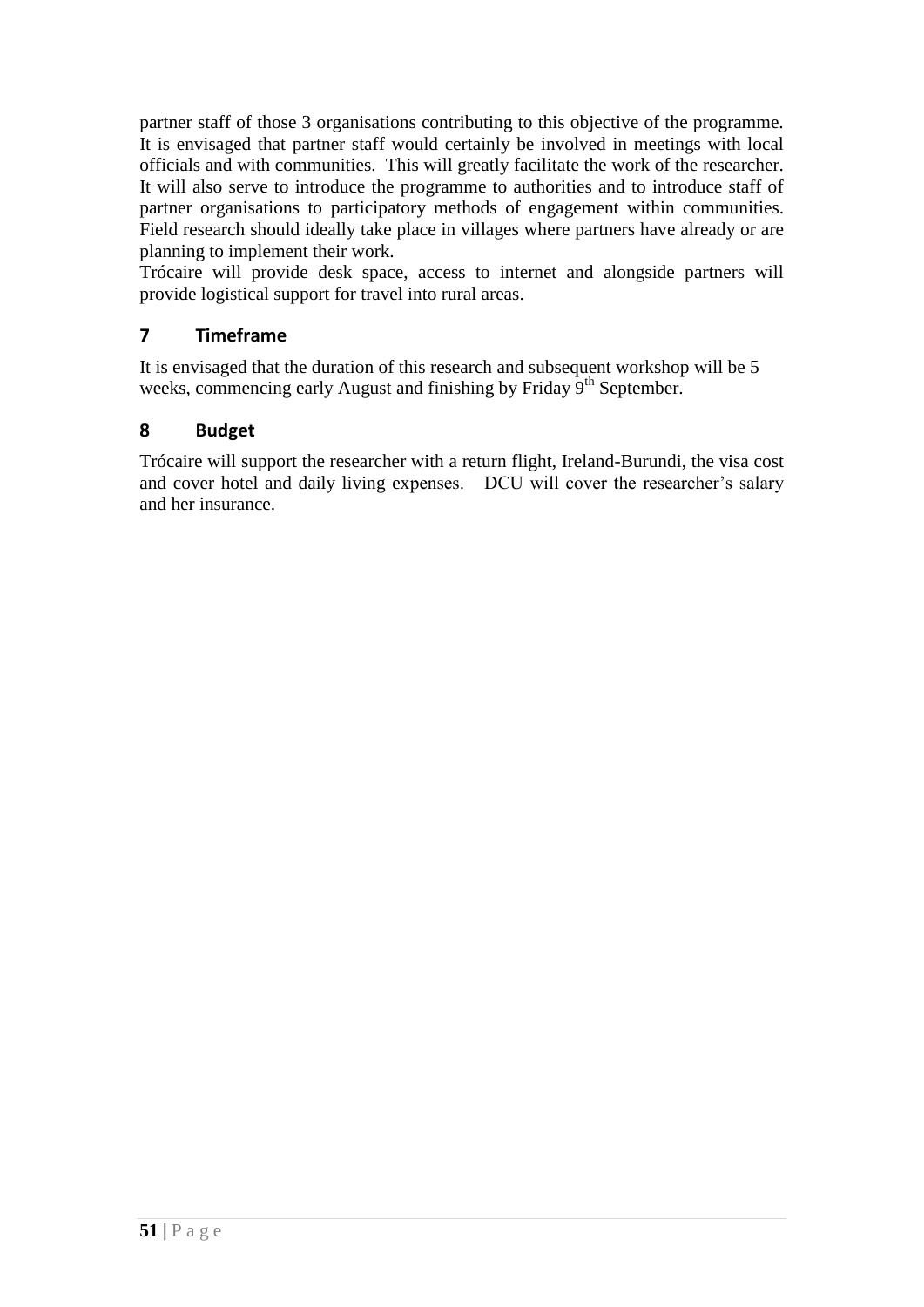partner staff of those 3 organisations contributing to this objective of the programme. It is envisaged that partner staff would certainly be involved in meetings with local officials and with communities. This will greatly facilitate the work of the researcher. It will also serve to introduce the programme to authorities and to introduce staff of partner organisations to participatory methods of engagement within communities. Field research should ideally take place in villages where partners have already or are planning to implement their work.

Trócaire will provide desk space, access to internet and alongside partners will provide logistical support for travel into rural areas.

## 7 Timeframe

It is envisaged that the duration of this research and subsequent workshop will be 5 weeks, commencing early August and finishing by Friday 9th September.

## 8 Budget

Trócaire will support the researcher with a return flight, Ireland-Burundi, the visa cost and cover hotel and daily living expenses. DCU will cover the researcher's salary and her insurance.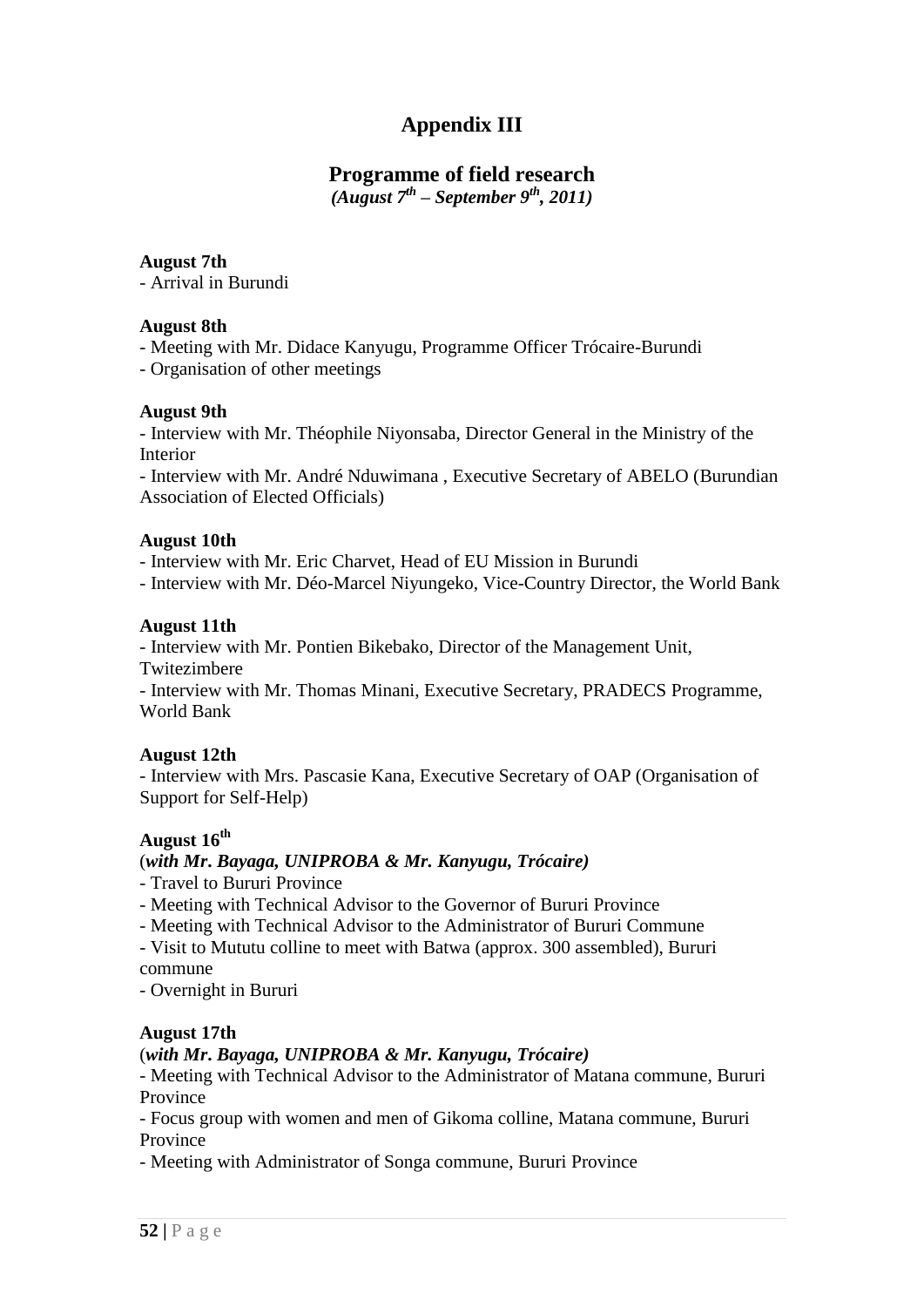# Appendix III

## Programme of field research

*(August 7th – September 9th, 2011)*

**August 7th**

- Arrival in Burundi

**August 8th**

- Meeting with Mr. Didace Kanyugu, Programme Officer Trócaire-Burundi
- Organisation of other meetings

**August 9th**

- Interview with Mr. Théophile Niyonsaba, Director General in the Ministry of the Interior
- Interview with Mr. André Nduwimana , Executive Secretary of ABELO (Burundian Association of Elected Officials)

**August 10th**

- Interview with Mr. Eric Charvet, Head of EU Mission in Burundi
- Interview with Mr. Déo-Marcel Niyungeko, Vice-Country Director, the World Bank

**August 11th**

- Interview with Mr. Pontien Bikebako, Director of the Management Unit, Twitezimbere
- Interview with Mr. Thomas Minani, Executive Secretary, PRADECS Programme, World Bank

**August 12th**

- Interview with Mrs. Pascasie Kana, Executive Secretary of OAP (Organisation of Support for Self-Help)

**August 16th**

(***with Mr. Bayaga, UNIPROBA & Mr. Kanyugu, Trócaire)***

- Travel to Bururi Province
- Meeting with Technical Advisor to the Governor of Bururi Province
- Meeting with Technical Advisor to the Administrator of Bururi Commune
- Visit to Mututu colline to meet with Batwa (approx. 300 assembled), Bururi commune
- Overnight in Bururi

**August 17th**

(***with Mr. Bayaga, UNIPROBA & Mr. Kanyugu, Trócaire)***

- Meeting with Technical Advisor to the Administrator of Matana commune, Bururi Province
- Focus group with women and men of Gikoma colline, Matana commune, Bururi Province
- Meeting with Administrator of Songa commune, Bururi Province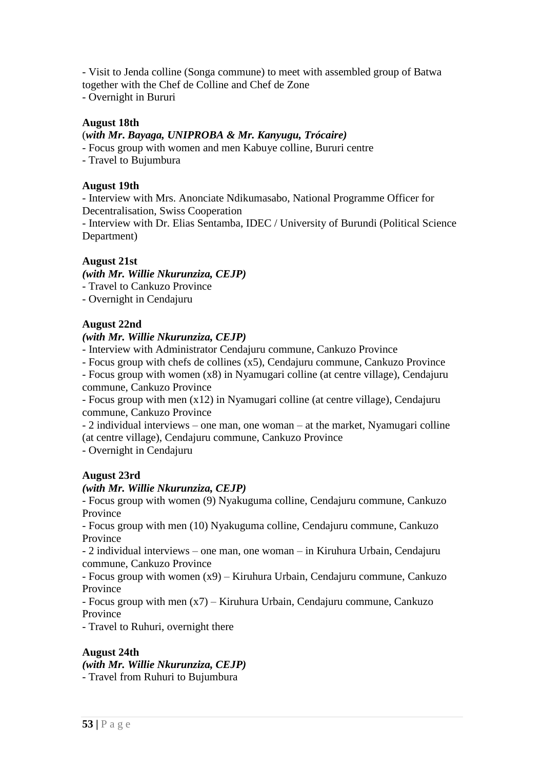- Visit to Jenda colline (Songa commune) to meet with assembled group of Batwa together with the Chef de Colline and Chef de Zone
- Overnight in Bururi

**August 18th**

(***with Mr. Bayaga, UNIPROBA & Mr. Kanyugu, Trócaire)***
- Focus group with women and men Kabuye colline, Bururi centre
- Travel to Bujumbura

**August 19th**

- Interview with Mrs. Anonciate Ndikumasabo, National Programme Officer for Decentralisation, Swiss Cooperation
- Interview with Dr. Elias Sentamba, IDEC / University of Burundi (Political Science Department)

**August 21st**

***(with Mr. Willie Nkurunziza, CEJP)***
- Travel to Cankuzo Province
- Overnight in Cendajuru

**August 22nd**

***(with Mr. Willie Nkurunziza, CEJP)***
- Interview with Administrator Cendajuru commune, Cankuzo Province
- Focus group with chefs de collines (x5), Cendajuru commune, Cankuzo Province
- Focus group with women (x8) in Nyamugari colline (at centre village), Cendajuru commune, Cankuzo Province
- Focus group with men (x12) in Nyamugari colline (at centre village), Cendajuru commune, Cankuzo Province
- 2 individual interviews – one man, one woman – at the market, Nyamugari colline (at centre village), Cendajuru commune, Cankuzo Province
- Overnight in Cendajuru

**August 23rd**

***(with Mr. Willie Nkurunziza, CEJP)***
- Focus group with women (9) Nyakuguma colline, Cendajuru commune, Cankuzo Province
- Focus group with men (10) Nyakuguma colline, Cendajuru commune, Cankuzo Province
- 2 individual interviews – one man, one woman – in Kiruhura Urbain, Cendajuru commune, Cankuzo Province
- Focus group with women (x9) – Kiruhura Urbain, Cendajuru commune, Cankuzo Province
- Focus group with men (x7) – Kiruhura Urbain, Cendajuru commune, Cankuzo Province
- Travel to Ruhuri, overnight there

**August 24th**

***(with Mr. Willie Nkurunziza, CEJP)***
- Travel from Ruhuri to Bujumbura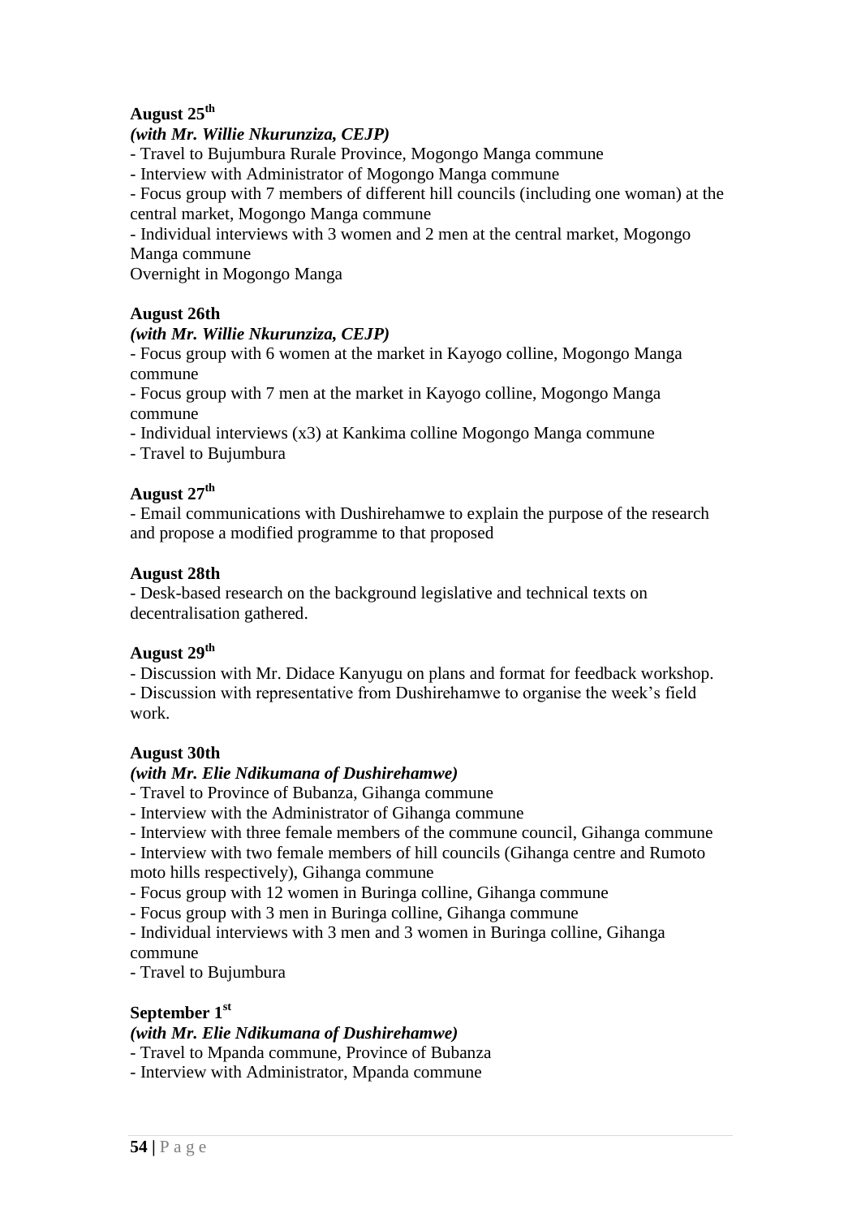**August 25th**

***(with Mr. Willie Nkurunziza, CEJP)***

- Travel to Bujumbura Rurale Province, Mogongo Manga commune
- Interview with Administrator of Mogongo Manga commune
- Focus group with 7 members of different hill councils (including one woman) at the central market, Mogongo Manga commune
- Individual interviews with 3 women and 2 men at the central market, Mogongo Manga commune

Overnight in Mogongo Manga

**August 26th**

***(with Mr. Willie Nkurunziza, CEJP)***

- Focus group with 6 women at the market in Kayogo colline, Mogongo Manga commune
- Focus group with 7 men at the market in Kayogo colline, Mogongo Manga commune
- Individual interviews (x3) at Kankima colline Mogongo Manga commune
- Travel to Bujumbura

**August 27th**

- Email communications with Dushirehamwe to explain the purpose of the research and propose a modified programme to that proposed

**August 28th**

- Desk-based research on the background legislative and technical texts on decentralisation gathered.

**August 29th**

- Discussion with Mr. Didace Kanyugu on plans and format for feedback workshop.
- Discussion with representative from Dushirehamwe to organise the week's field work.

**August 30th**

***(with Mr. Elie Ndikumana of Dushirehamwe)***

- Travel to Province of Bubanza, Gihanga commune
- Interview with the Administrator of Gihanga commune
- Interview with three female members of the commune council, Gihanga commune
- Interview with two female members of hill councils (Gihanga centre and Rumoto moto hills respectively), Gihanga commune
- Focus group with 12 women in Buringa colline, Gihanga commune
- Focus group with 3 men in Buringa colline, Gihanga commune
- Individual interviews with 3 men and 3 women in Buringa colline, Gihanga commune
- Travel to Bujumbura

**September 1st**

***(with Mr. Elie Ndikumana of Dushirehamwe)***

- Travel to Mpanda commune, Province of Bubanza
- Interview with Administrator, Mpanda commune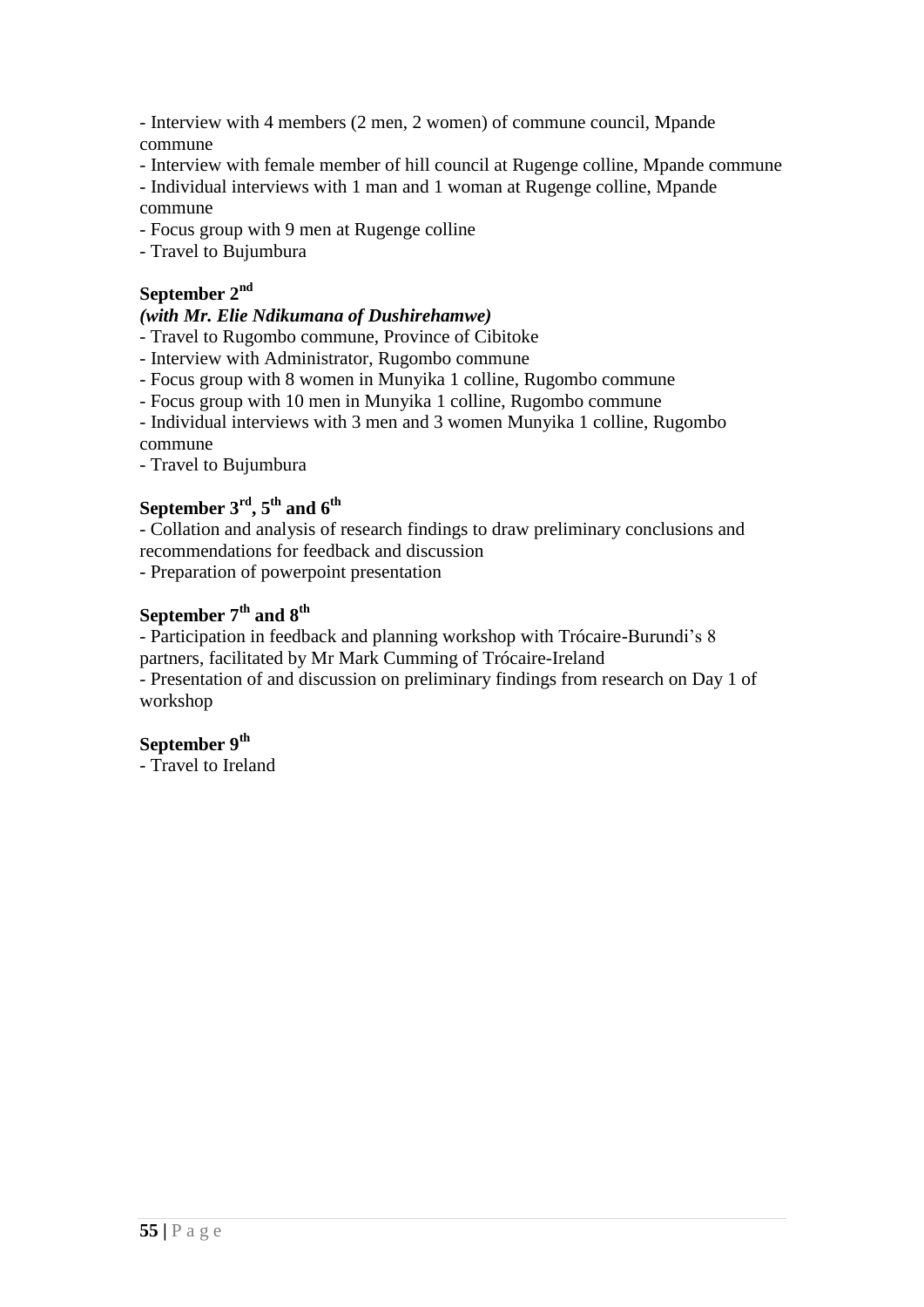- Interview with 4 members (2 men, 2 women) of commune council, Mpande commune
- Interview with female member of hill council at Rugenge colline, Mpande commune
- Individual interviews with 1 man and 1 woman at Rugenge colline, Mpande commune
- Focus group with 9 men at Rugenge colline
- Travel to Bujumbura

**September 2nd**

***(with Mr. Elie Ndikumana of Dushirehamwe)***

- Travel to Rugombo commune, Province of Cibitoke
- Interview with Administrator, Rugombo commune
- Focus group with 8 women in Munyika 1 colline, Rugombo commune
- Focus group with 10 men in Munyika 1 colline, Rugombo commune
- Individual interviews with 3 men and 3 women Munyika 1 colline, Rugombo commune
- Travel to Bujumbura

**September 3rd, 5th and 6th**

- Collation and analysis of research findings to draw preliminary conclusions and recommendations for feedback and discussion
- Preparation of powerpoint presentation

**September 7th and 8th**

- Participation in feedback and planning workshop with Trócaire-Burundi's 8 partners, facilitated by Mr Mark Cumming of Trócaire-Ireland
- Presentation of and discussion on preliminary findings from research on Day 1 of workshop

**September 9th**

- Travel to Ireland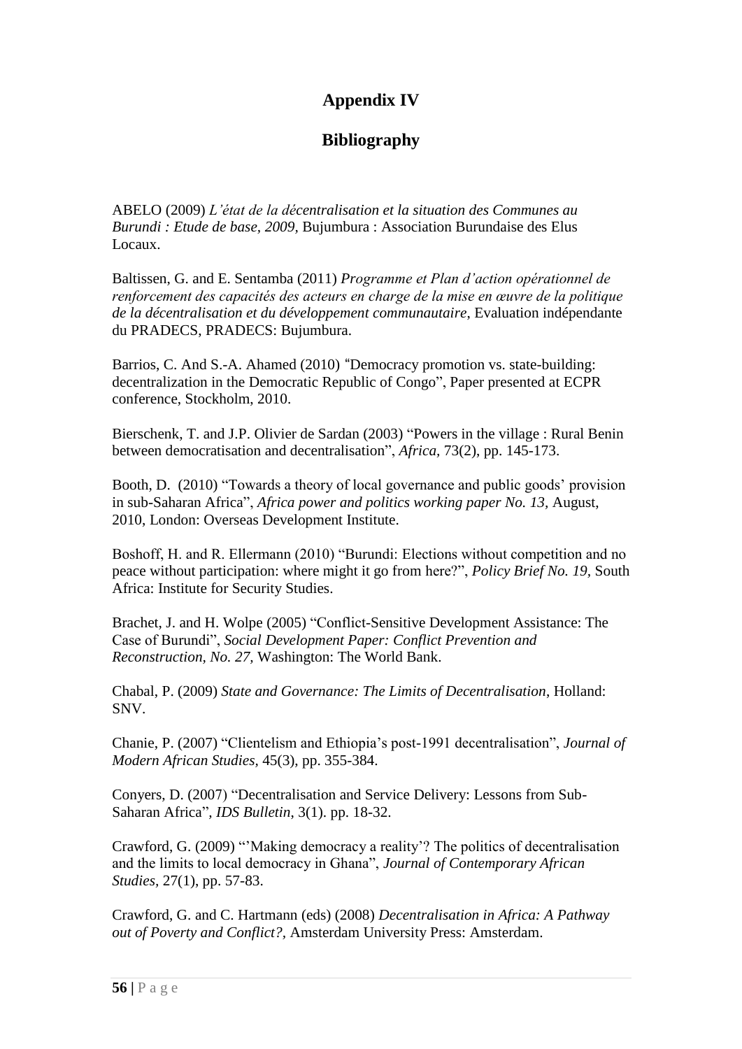# Appendix IV

## Bibliography

ABELO (2009) *L'état de la décentralisation et la situation des Communes au Burundi : Etude de base, 2009*, Bujumbura : Association Burundaise des Elus Locaux.

Baltissen, G. and E. Sentamba (2011) *Programme et Plan d'action opérationnel de renforcement des capacités des acteurs en charge de la mise en œuvre de la politique de la décentralisation et du développement communautaire*, Evaluation indépendante du PRADECS, PRADECS: Bujumbura.

Barrios, C. And S.-A. Ahamed (2010) "Democracy promotion vs. state-building: decentralization in the Democratic Republic of Congo", Paper presented at ECPR conference, Stockholm, 2010.

Bierschenk, T. and J.P. Olivier de Sardan (2003) "Powers in the village : Rural Benin between democratisation and decentralisation", *Africa,* 73(2), pp. 145-173.

Booth, D. (2010) "Towards a theory of local governance and public goods' provision in sub-Saharan Africa", *Africa power and politics working paper No. 13*, August, 2010, London: Overseas Development Institute.

Boshoff, H. and R. Ellermann (2010) "Burundi: Elections without competition and no peace without participation: where might it go from here?", *Policy Brief No. 19*, South Africa: Institute for Security Studies.

Brachet, J. and H. Wolpe (2005) "Conflict-Sensitive Development Assistance: The Case of Burundi", *Social Development Paper: Conflict Prevention and Reconstruction, No. 27*, Washington: The World Bank.

Chabal, P. (2009) *State and Governance: The Limits of Decentralisation*, Holland: SNV.

Chanie, P. (2007) "Clientelism and Ethiopia's post-1991 decentralisation", *Journal of Modern African Studies,* 45(3), pp. 355-384.

Conyers, D. (2007) "Decentralisation and Service Delivery: Lessons from Sub-Saharan Africa", *IDS Bulletin*, 3(1). pp. 18-32.

Crawford, G. (2009) "'Making democracy a reality'? The politics of decentralisation and the limits to local democracy in Ghana", *Journal of Contemporary African Studies,* 27(1), pp. 57-83.

Crawford, G. and C. Hartmann (eds) (2008) *Decentralisation in Africa: A Pathway out of Poverty and Conflict?,* Amsterdam University Press: Amsterdam.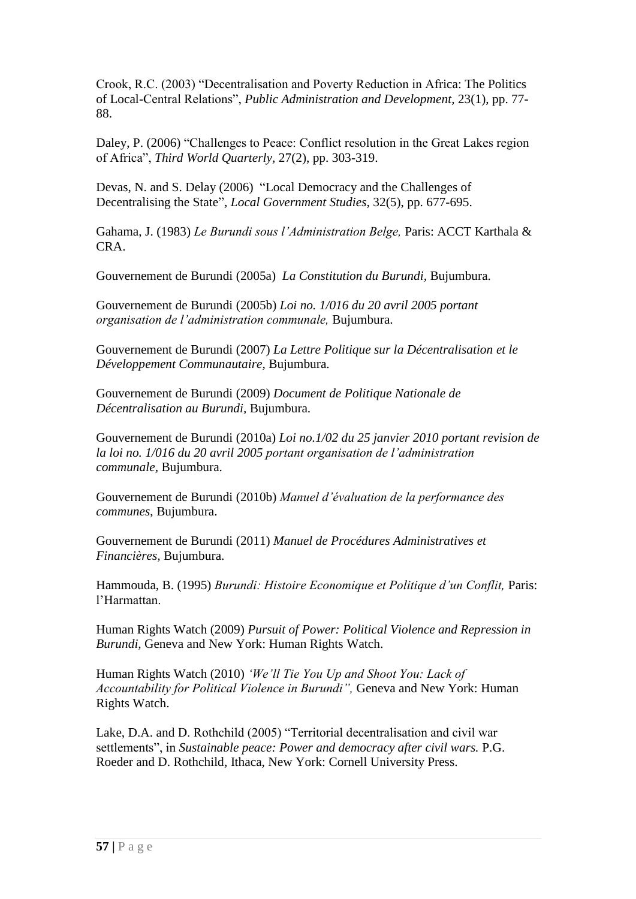Crook, R.C. (2003) "Decentralisation and Poverty Reduction in Africa: The Politics of Local-Central Relations", *Public Administration and Development,* 23(1), pp. 77-88.

Daley, P. (2006) "Challenges to Peace: Conflict resolution in the Great Lakes region of Africa", *Third World Quarterly,* 27(2), pp. 303-319.

Devas, N. and S. Delay (2006) "Local Democracy and the Challenges of Decentralising the State", *Local Government Studies,* 32(5), pp. 677-695.

Gahama, J. (1983) *Le Burundi sous l'Administration Belge,* Paris: ACCT Karthala & CRA.

Gouvernement de Burundi (2005a) *La Constitution du Burundi*, Bujumbura.

Gouvernement de Burundi (2005b) *Loi no. 1/016 du 20 avril 2005 portant organisation de l'administration communale,* Bujumbura.

Gouvernement de Burundi (2007) *La Lettre Politique sur la Décentralisation et le Développement Communautaire*, Bujumbura.

Gouvernement de Burundi (2009) *Document de Politique Nationale de Décentralisation au Burundi,* Bujumbura.

Gouvernement de Burundi (2010a) *Loi no.1/02 du 25 janvier 2010 portant revision de la loi no. 1/016 du 20 avril 2005 portant organisation de l'administration communale,* Bujumbura.

Gouvernement de Burundi (2010b) *Manuel d'évaluation de la performance des communes*, Bujumbura.

Gouvernement de Burundi (2011) *Manuel de Procédures Administratives et Financières,* Bujumbura.

Hammouda, B. (1995) *Burundi: Histoire Economique et Politique d'un Conflit,* Paris: l'Harmattan.

Human Rights Watch (2009) *Pursuit of Power: Political Violence and Repression in Burundi,* Geneva and New York: Human Rights Watch.

Human Rights Watch (2010) *'We'll Tie You Up and Shoot You: Lack of Accountability for Political Violence in Burundi",* Geneva and New York: Human Rights Watch.

Lake, D.A. and D. Rothchild (2005) "Territorial decentralisation and civil war settlements", in *Sustainable peace: Power and democracy after civil wars.* P.G. Roeder and D. Rothchild, Ithaca, New York: Cornell University Press.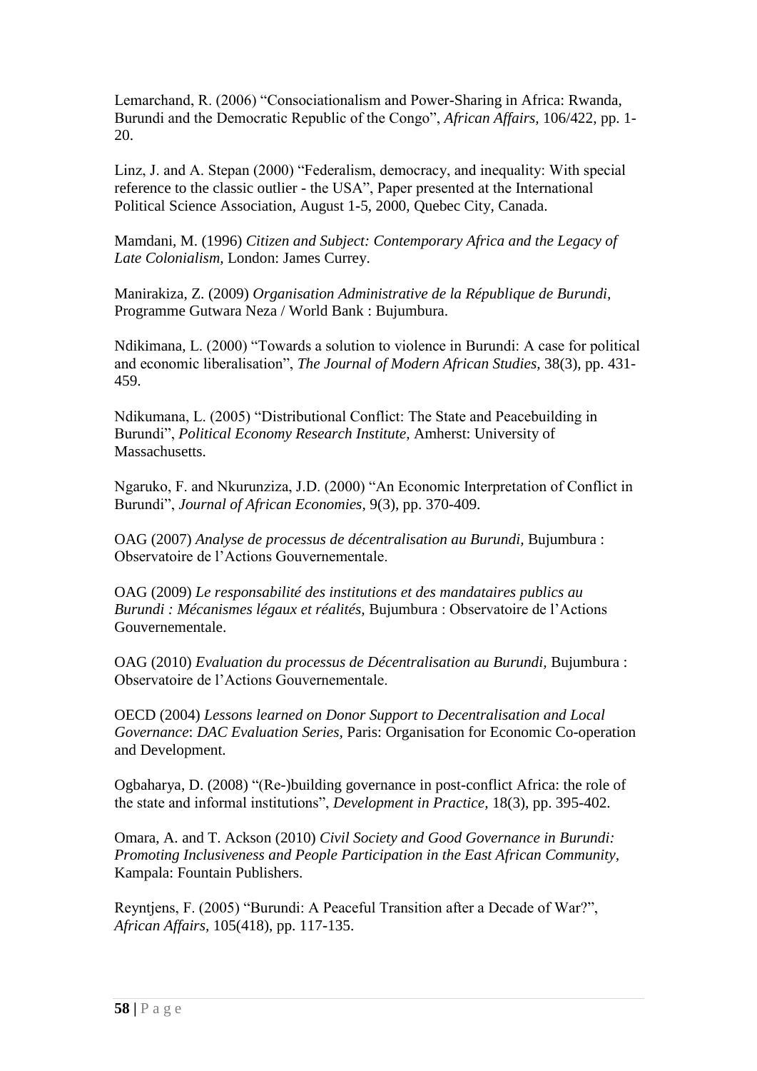Lemarchand, R. (2006) "Consociationalism and Power-Sharing in Africa: Rwanda, Burundi and the Democratic Republic of the Congo", *African Affairs,* 106/422, pp. 1-20.

Linz, J. and A. Stepan (2000) "Federalism, democracy, and inequality: With special reference to the classic outlier - the USA", Paper presented at the International Political Science Association, August 1-5, 2000, Quebec City, Canada.

Mamdani, M. (1996) *Citizen and Subject: Contemporary Africa and the Legacy of Late Colonialism,* London: James Currey.

Manirakiza, Z. (2009) *Organisation Administrative de la République de Burundi,* Programme Gutwara Neza / World Bank : Bujumbura.

Ndikimana, L. (2000) "Towards a solution to violence in Burundi: A case for political and economic liberalisation", *The Journal of Modern African Studies,* 38(3), pp. 431-459.

Ndikumana, L. (2005) "Distributional Conflict: The State and Peacebuilding in Burundi", *Political Economy Research Institute,* Amherst: University of Massachusetts.

Ngaruko, F. and Nkurunziza, J.D. (2000) "An Economic Interpretation of Conflict in Burundi", *Journal of African Economies,* 9(3), pp. 370-409.

OAG (2007) *Analyse de processus de décentralisation au Burundi,* Bujumbura : Observatoire de l'Actions Gouvernementale.

OAG (2009) *Le responsabilité des institutions et des mandataires publics au Burundi : Mécanismes légaux et réalités,* Bujumbura : Observatoire de l'Actions Gouvernementale.

OAG (2010) *Evaluation du processus de Décentralisation au Burundi,* Bujumbura : Observatoire de l'Actions Gouvernementale.

OECD (2004) *Lessons learned on Donor Support to Decentralisation and Local Governance*: *DAC Evaluation Series,* Paris: Organisation for Economic Co-operation and Development.

Ogbaharya, D. (2008) "(Re-)building governance in post-conflict Africa: the role of the state and informal institutions", *Development in Practice,* 18(3), pp. 395-402.

Omara, A. and T. Ackson (2010) *Civil Society and Good Governance in Burundi: Promoting Inclusiveness and People Participation in the East African Community,* Kampala: Fountain Publishers.

Reyntjens, F. (2005) "Burundi: A Peaceful Transition after a Decade of War?", *African Affairs,* 105(418), pp. 117-135.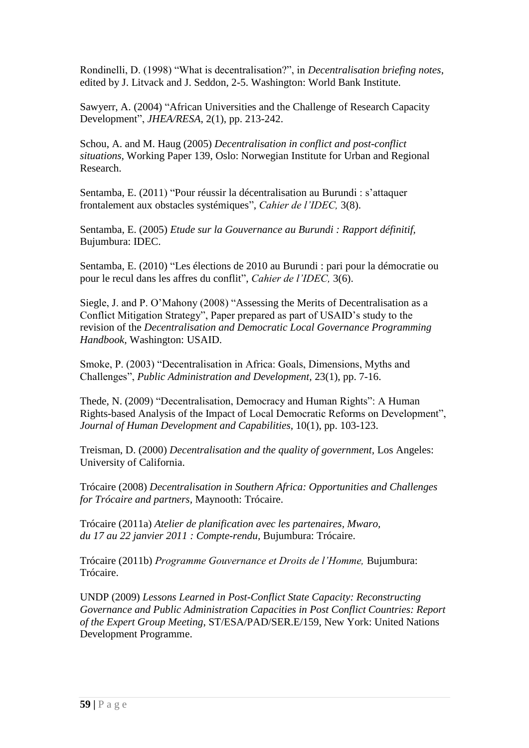Rondinelli, D. (1998) “What is decentralisation?”, in *Decentralisation briefing notes*, edited by J. Litvack and J. Seddon, 2-5. Washington: World Bank Institute.

Sawyerr, A. (2004) “African Universities and the Challenge of Research Capacity Development”, *JHEA/RESA*, 2(1), pp. 213-242.

Schou, A. and M. Haug (2005) *Decentralisation in conflict and post-conflict situations,* Working Paper 139, Oslo: Norwegian Institute for Urban and Regional Research.

Sentamba, E. (2011) “Pour réussir la décentralisation au Burundi : s’attaquer frontalement aux obstacles systémiques”, *Cahier de l’IDEC,* 3(8).

Sentamba, E. (2005) *Etude sur la Gouvernance au Burundi : Rapport définitif,* Bujumbura: IDEC.

Sentamba, E. (2010) “Les élections de 2010 au Burundi : pari pour la démocratie ou pour le recul dans les affres du conflit”, *Cahier de l’IDEC,* 3(6).

Siegle, J. and P. O’Mahony (2008) “Assessing the Merits of Decentralisation as a Conflict Mitigation Strategy”, Paper prepared as part of USAID’s study to the revision of the *Decentralisation and Democratic Local Governance Programming Handbook,* Washington: USAID.

Smoke, P. (2003) “Decentralisation in Africa: Goals, Dimensions, Myths and Challenges”, *Public Administration and Development,* 23(1), pp. 7-16.

Thede, N. (2009) “Decentralisation, Democracy and Human Rights”: A Human Rights-based Analysis of the Impact of Local Democratic Reforms on Development”, *Journal of Human Development and Capabilities,* 10(1), pp. 103-123.

Treisman, D. (2000) *Decentralisation and the quality of government,* Los Angeles: University of California.

Trócaire (2008) *Decentralisation in Southern Africa: Opportunities and Challenges for Trócaire and partners,* Maynooth: Trócaire.

Trócaire (2011a) *Atelier de planification avec les partenaires, Mwaro, du 17 au 22 janvier 2011 : Compte-rendu,* Bujumbura: Trócaire.

Trócaire (2011b) *Programme Gouvernance et Droits de l’Homme,* Bujumbura: Trócaire.

UNDP (2009) *Lessons Learned in Post-Conflict State Capacity: Reconstructing Governance and Public Administration Capacities in Post Conflict Countries: Report of the Expert Group Meeting*, ST/ESA/PAD/SER.E/159, New York: United Nations Development Programme.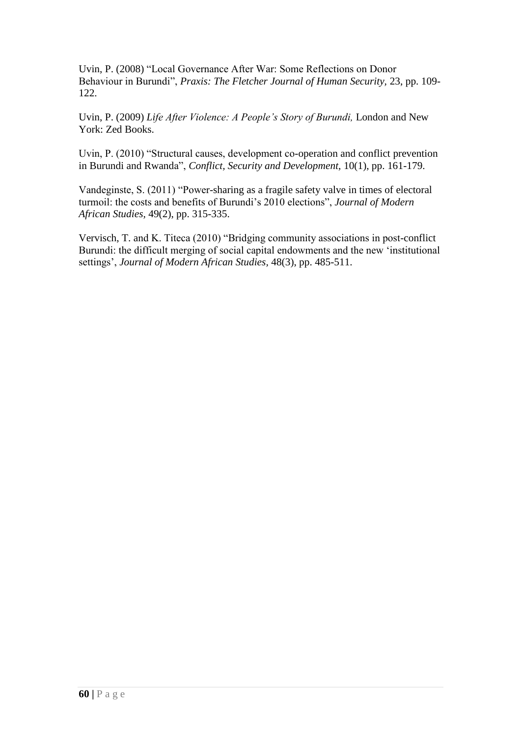Uvin, P. (2008) "Local Governance After War: Some Reflections on Donor Behaviour in Burundi", *Praxis: The Fletcher Journal of Human Security*, 23, pp. 109-122.

Uvin, P. (2009) *Life After Violence: A People's Story of Burundi,* London and New York: Zed Books.

Uvin, P. (2010) "Structural causes, development co-operation and conflict prevention in Burundi and Rwanda", *Conflict, Security and Development*, 10(1), pp. 161-179.

Vandeginste, S. (2011) "Power-sharing as a fragile safety valve in times of electoral turmoil: the costs and benefits of Burundi's 2010 elections", *Journal of Modern African Studies*, 49(2), pp. 315-335.

Vervisch, T. and K. Titeca (2010) "Bridging community associations in post-conflict Burundi: the difficult merging of social capital endowments and the new 'institutional settings', *Journal of Modern African Studies*, 48(3), pp. 485-511.